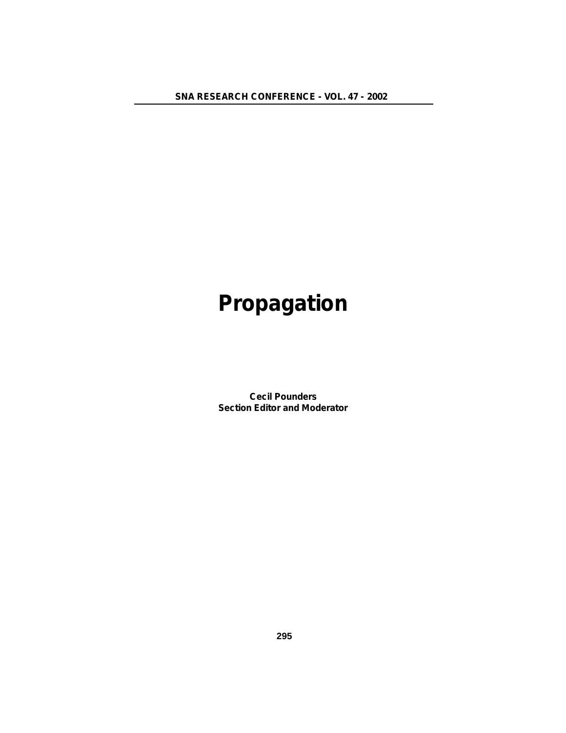# Propagation

**Cecil Pounders**
**Section Editor and Moderator**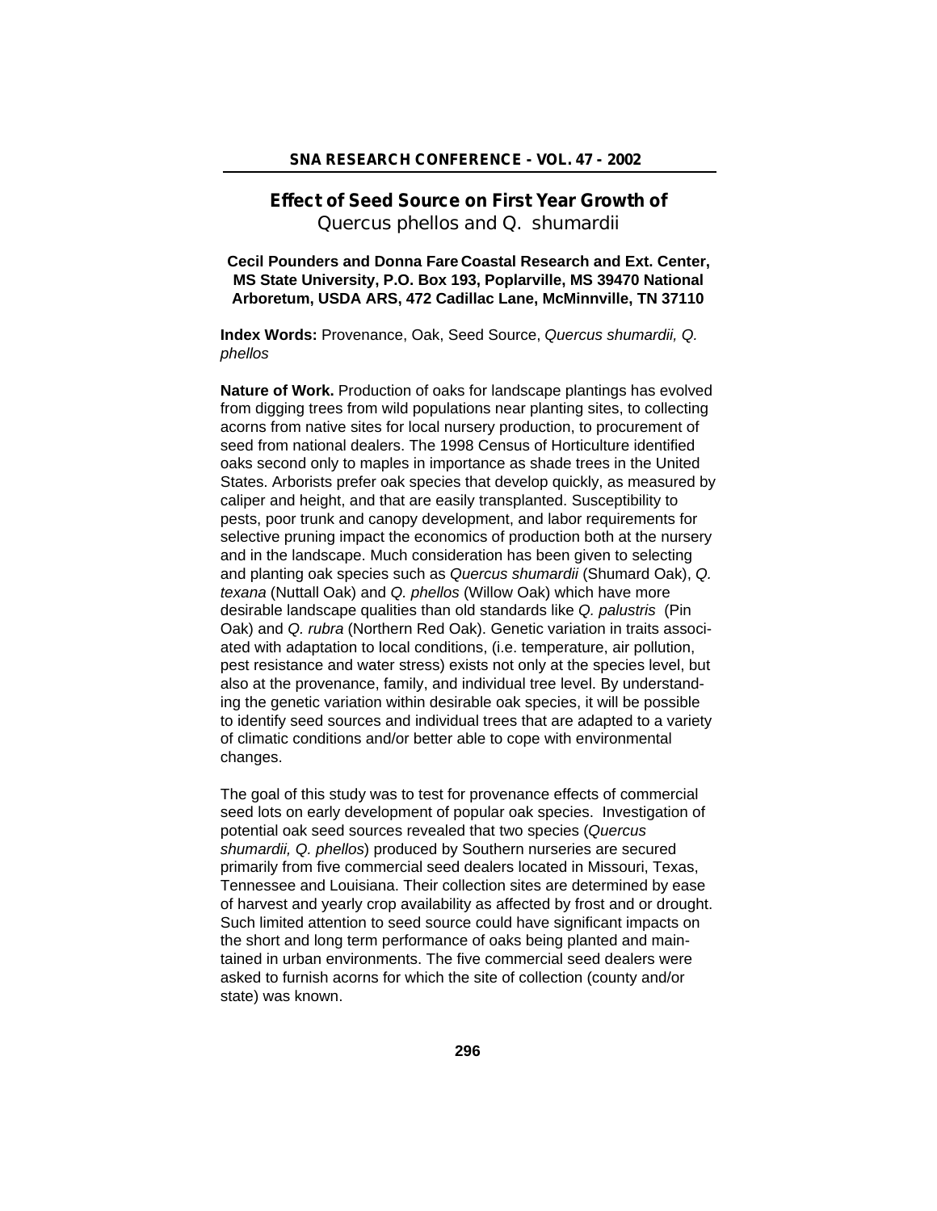# Effect of Seed Source on First Year Growth of *Quercus phellos* and *Q. shumardii*

**Cecil Pounders and Donna Fare Coastal Research and Ext. Center, MS State University, P.O. Box 193, Poplarville, MS 39470 National Arboretum, USDA ARS, 472 Cadillac Lane, McMinnville, TN 37110**

**Index Words:** Provenance, Oak, Seed Source, *Quercus shumardii, Q. phellos*

**Nature of Work.** Production of oaks for landscape plantings has evolved from digging trees from wild populations near planting sites, to collecting acorns from native sites for local nursery production, to procurement of seed from national dealers. The 1998 Census of Horticulture identified oaks second only to maples in importance as shade trees in the United States. Arborists prefer oak species that develop quickly, as measured by caliper and height, and that are easily transplanted. Susceptibility to pests, poor trunk and canopy development, and labor requirements for selective pruning impact the economics of production both at the nursery and in the landscape. Much consideration has been given to selecting and planting oak species such as *Quercus shumardii* (Shumard Oak), *Q. texana* (Nuttall Oak) and *Q. phellos* (Willow Oak) which have more desirable landscape qualities than old standards like *Q. palustris* (Pin Oak) and *Q. rubra* (Northern Red Oak). Genetic variation in traits associated with adaptation to local conditions, (i.e. temperature, air pollution, pest resistance and water stress) exists not only at the species level, but also at the provenance, family, and individual tree level. By understanding the genetic variation within desirable oak species, it will be possible to identify seed sources and individual trees that are adapted to a variety of climatic conditions and/or better able to cope with environmental changes.

The goal of this study was to test for provenance effects of commercial seed lots on early development of popular oak species. Investigation of potential oak seed sources revealed that two species (*Quercus shumardii, Q. phellos*) produced by Southern nurseries are secured primarily from five commercial seed dealers located in Missouri, Texas, Tennessee and Louisiana. Their collection sites are determined by ease of harvest and yearly crop availability as affected by frost and or drought. Such limited attention to seed source could have significant impacts on the short and long term performance of oaks being planted and maintained in urban environments. The five commercial seed dealers were asked to furnish acorns for which the site of collection (county and/or state) was known.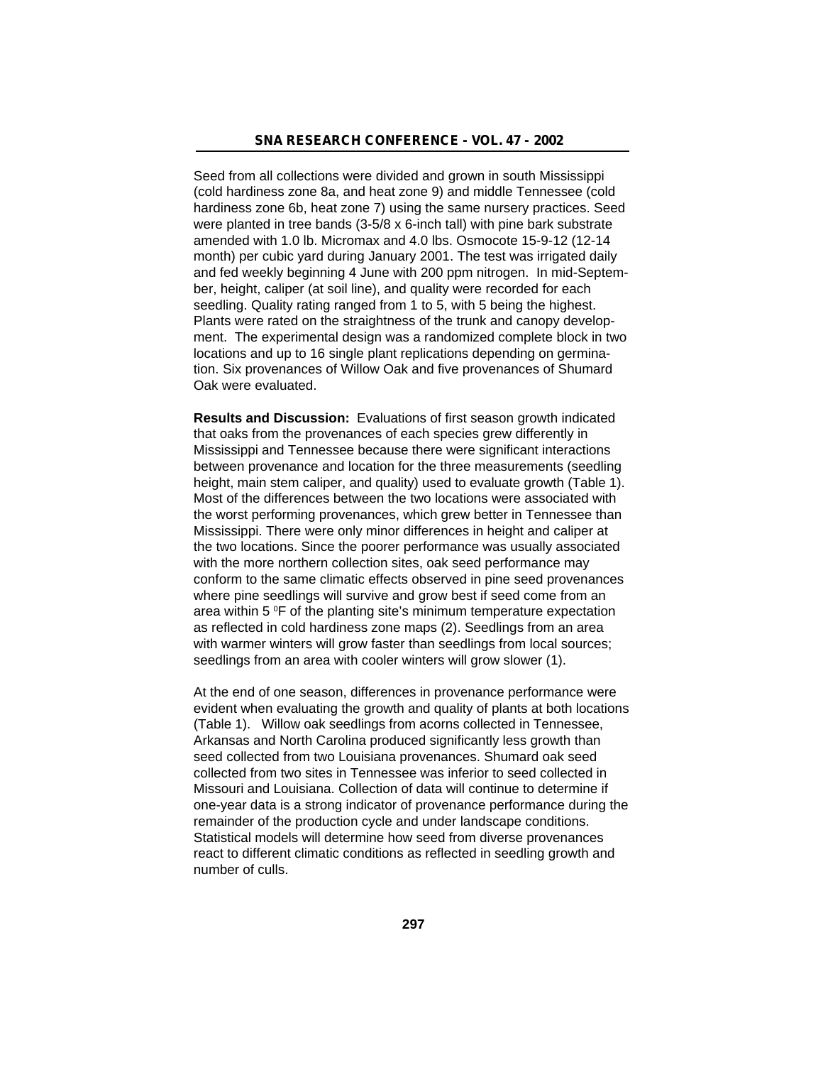Seed from all collections were divided and grown in south Mississippi (cold hardiness zone 8a, and heat zone 9) and middle Tennessee (cold hardiness zone 6b, heat zone 7) using the same nursery practices. Seed were planted in tree bands (3-5/8 x 6-inch tall) with pine bark substrate amended with 1.0 lb. Micromax and 4.0 lbs. Osmocote 15-9-12 (12-14 month) per cubic yard during January 2001. The test was irrigated daily and fed weekly beginning 4 June with 200 ppm nitrogen. In mid-September, height, caliper (at soil line), and quality were recorded for each seedling. Quality rating ranged from 1 to 5, with 5 being the highest. Plants were rated on the straightness of the trunk and canopy development. The experimental design was a randomized complete block in two locations and up to 16 single plant replications depending on germination. Six provenances of Willow Oak and five provenances of Shumard Oak were evaluated.

**Results and Discussion:** Evaluations of first season growth indicated that oaks from the provenances of each species grew differently in Mississippi and Tennessee because there were significant interactions between provenance and location for the three measurements (seedling height, main stem caliper, and quality) used to evaluate growth (Table 1). Most of the differences between the two locations were associated with the worst performing provenances, which grew better in Tennessee than Mississippi. There were only minor differences in height and caliper at the two locations. Since the poorer performance was usually associated with the more northern collection sites, oak seed performance may conform to the same climatic effects observed in pine seed provenances where pine seedlings will survive and grow best if seed come from an area within 5 $^{0}$F of the planting site's minimum temperature expectation as reflected in cold hardiness zone maps (2). Seedlings from an area with warmer winters will grow faster than seedlings from local sources; seedlings from an area with cooler winters will grow slower (1).

At the end of one season, differences in provenance performance were evident when evaluating the growth and quality of plants at both locations (Table 1). Willow oak seedlings from acorns collected in Tennessee, Arkansas and North Carolina produced significantly less growth than seed collected from two Louisiana provenances. Shumard oak seed collected from two sites in Tennessee was inferior to seed collected in Missouri and Louisiana. Collection of data will continue to determine if one-year data is a strong indicator of provenance performance during the remainder of the production cycle and under landscape conditions. Statistical models will determine how seed from diverse provenances react to different climatic conditions as reflected in seedling growth and number of culls.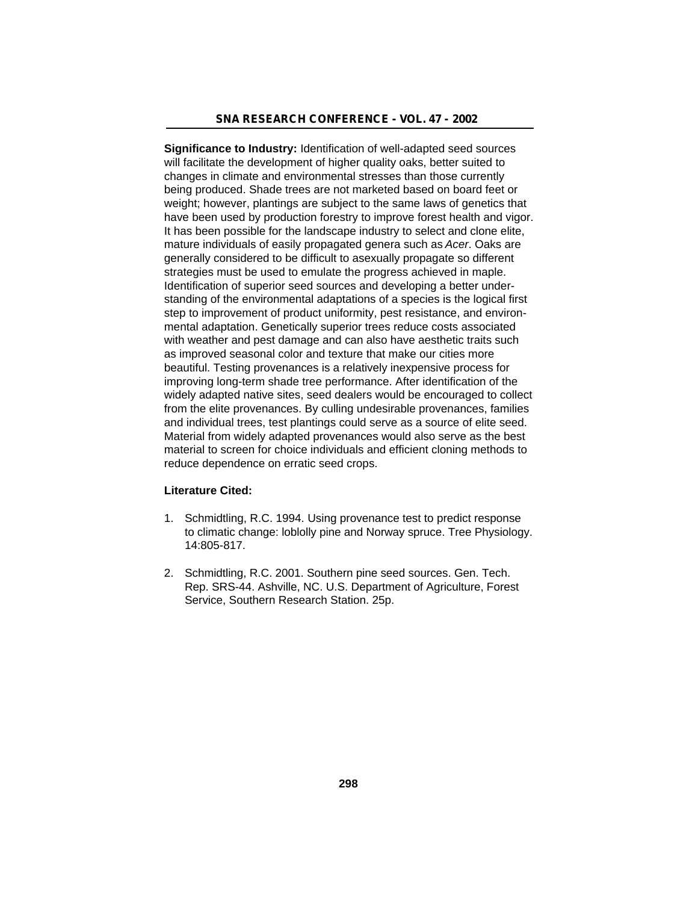**Significance to Industry:** Identification of well-adapted seed sources will facilitate the development of higher quality oaks, better suited to changes in climate and environmental stresses than those currently being produced. Shade trees are not marketed based on board feet or weight; however, plantings are subject to the same laws of genetics that have been used by production forestry to improve forest health and vigor. It has been possible for the landscape industry to select and clone elite, mature individuals of easily propagated genera such as *Acer*. Oaks are generally considered to be difficult to asexually propagate so different strategies must be used to emulate the progress achieved in maple. Identification of superior seed sources and developing a better understanding of the environmental adaptations of a species is the logical first step to improvement of product uniformity, pest resistance, and environmental adaptation. Genetically superior trees reduce costs associated with weather and pest damage and can also have aesthetic traits such as improved seasonal color and texture that make our cities more beautiful. Testing provenances is a relatively inexpensive process for improving long-term shade tree performance. After identification of the widely adapted native sites, seed dealers would be encouraged to collect from the elite provenances. By culling undesirable provenances, families and individual trees, test plantings could serve as a source of elite seed. Material from widely adapted provenances would also serve as the best material to screen for choice individuals and efficient cloning methods to reduce dependence on erratic seed crops.

**Literature Cited:**

1. Schmidtling, R.C. 1994. Using provenance test to predict response to climatic change: loblolly pine and Norway spruce. Tree Physiology. 14:805-817.

2. Schmidtling, R.C. 2001. Southern pine seed sources. Gen. Tech. Rep. SRS-44. Ashville, NC. U.S. Department of Agriculture, Forest Service, Southern Research Station. 25p.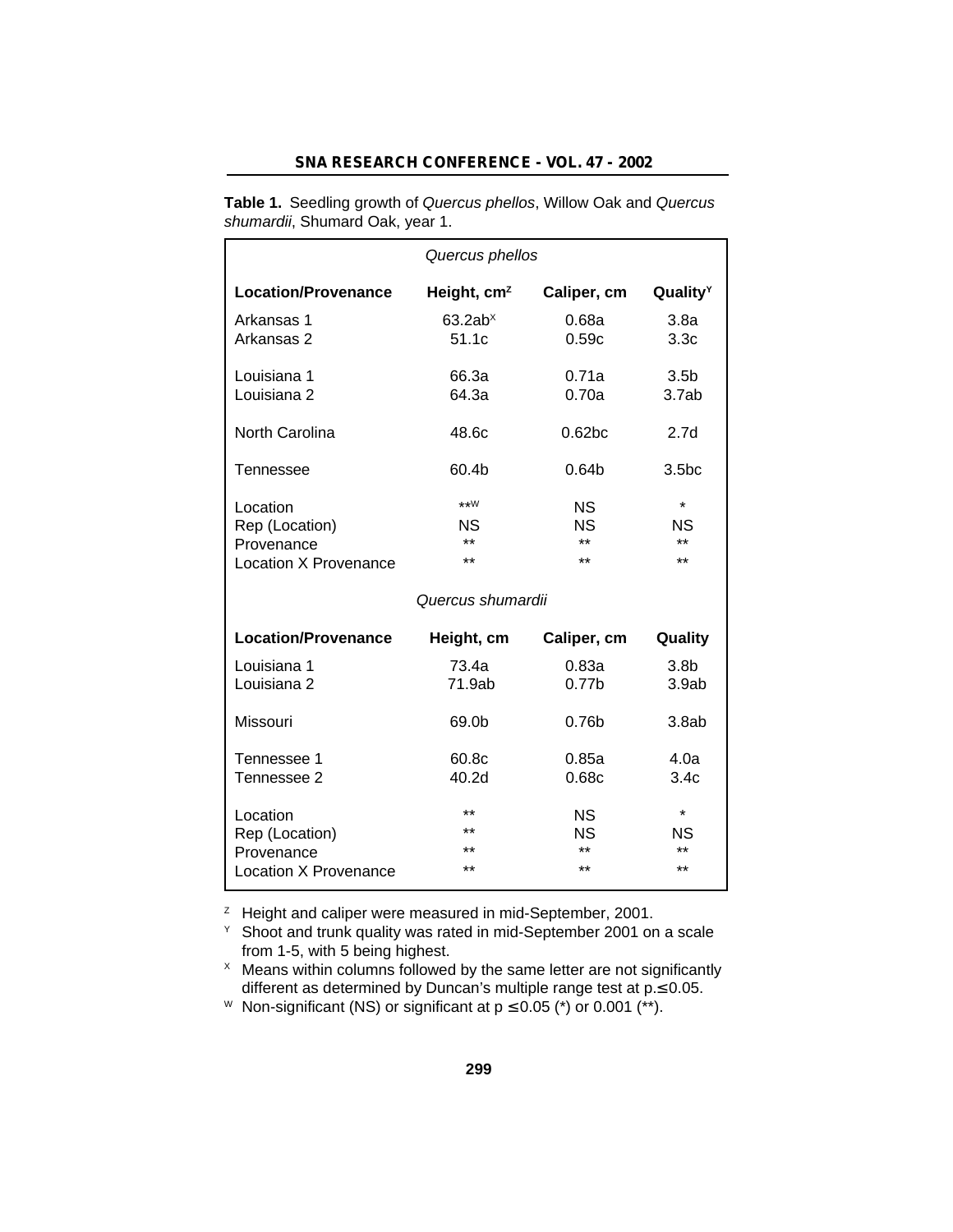**Table 1.** Seedling growth of *Quercus phellos*, Willow Oak and *Quercus shumardii*, Shumard Oak, year 1.

| *Quercus phellos* | | | |
|---|---|---|---|
| **Location/Provenance** | **Height, cm[Z]** | **Caliper, cm** | **Quality[Y]** |
| Arkansas 1 | 63.2ab[X] | 0.68a | 3.8a |
| Arkansas 2 | 51.1c | 0.59c | 3.3c |
| Louisiana 1 | 66.3a | 0.71a | 3.5b |
| Louisiana 2 | 64.3a | 0.70a | 3.7ab |
| North Carolina | 48.6c | 0.62bc | 2.7d |
| Tennessee | 60.4b | 0.64b | 3.5bc |
| Location | **[W] | NS | * |
| Rep (Location) | NS | NS | NS |
| Provenance | ** | ** | ** |
| Location X Provenance | ** | ** | ** |

| *Quercus shumardii* | | | |
|---|---|---|---|
| **Location/Provenance** | **Height, cm** | **Caliper, cm** | **Quality** |
| Louisiana 1 | 73.4a | 0.83a | 3.8b |
| Louisiana 2 | 71.9ab | 0.77b | 3.9ab |
| Missouri | 69.0b | 0.76b | 3.8ab |
| Tennessee 1 | 60.8c | 0.85a | 4.0a |
| Tennessee 2 | 40.2d | 0.68c | 3.4c |
| Location | ** | NS | * |
| Rep (Location) | ** | NS | NS |
| Provenance | ** | ** | ** |
| Location X Provenance | ** | ** | ** |

[Z] Height and caliper were measured in mid-September, 2001.
[Y] Shoot and trunk quality was rated in mid-September 2001 on a scale from 1-5, with 5 being highest.
[X] Means within columns followed by the same letter are not significantly different as determined by Duncan's multiple range test at $p \leq 0.05$.
[W] Non-significant (NS) or significant at $p \leq 0.05$ (*) or 0.001 (**).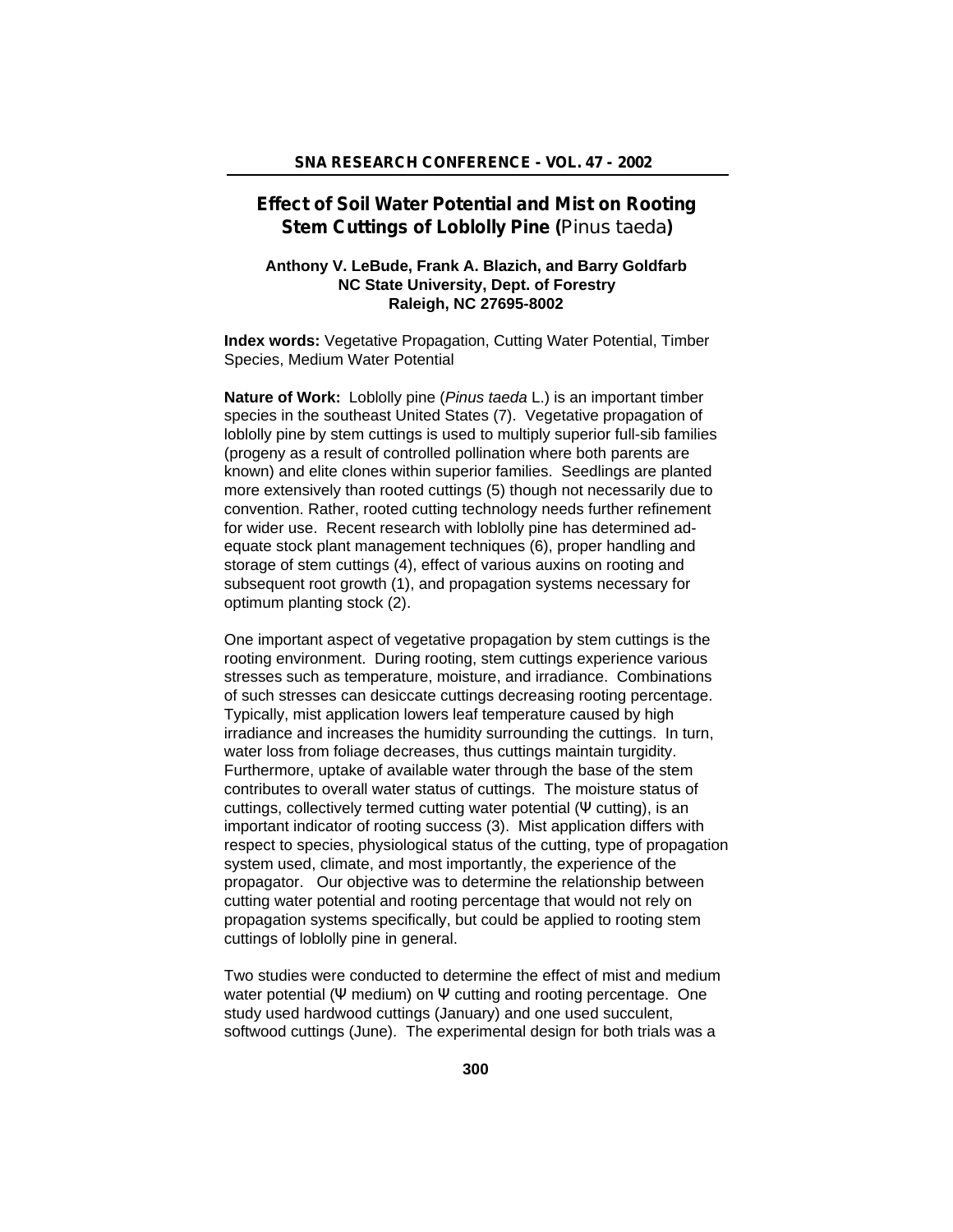# Effect of Soil Water Potential and Mist on Rooting Stem Cuttings of Loblolly Pine (*Pinus taeda*)

**Anthony V. LeBude, Frank A. Blazich, and Barry Goldfarb**
**NC State University, Dept. of Forestry**
**Raleigh, NC 27695-8002**

**Index words:** Vegetative Propagation, Cutting Water Potential, Timber Species, Medium Water Potential

**Nature of Work:** Loblolly pine (*Pinus taeda* L.) is an important timber species in the southeast United States (7). Vegetative propagation of loblolly pine by stem cuttings is used to multiply superior full-sib families (progeny as a result of controlled pollination where both parents are known) and elite clones within superior families. Seedlings are planted more extensively than rooted cuttings (5) though not necessarily due to convention. Rather, rooted cutting technology needs further refinement for wider use. Recent research with loblolly pine has determined adequate stock plant management techniques (6), proper handling and storage of stem cuttings (4), effect of various auxins on rooting and subsequent root growth (1), and propagation systems necessary for optimum planting stock (2).

One important aspect of vegetative propagation by stem cuttings is the rooting environment. During rooting, stem cuttings experience various stresses such as temperature, moisture, and irradiance. Combinations of such stresses can desiccate cuttings decreasing rooting percentage. Typically, mist application lowers leaf temperature caused by high irradiance and increases the humidity surrounding the cuttings. In turn, water loss from foliage decreases, thus cuttings maintain turgidity. Furthermore, uptake of available water through the base of the stem contributes to overall water status of cuttings. The moisture status of cuttings, collectively termed cutting water potential ($\Psi$ cutting), is an important indicator of rooting success (3). Mist application differs with respect to species, physiological status of the cutting, type of propagation system used, climate, and most importantly, the experience of the propagator. Our objective was to determine the relationship between cutting water potential and rooting percentage that would not rely on propagation systems specifically, but could be applied to rooting stem cuttings of loblolly pine in general.

Two studies were conducted to determine the effect of mist and medium water potential ($\Psi$ medium) on $\Psi$ cutting and rooting percentage. One study used hardwood cuttings (January) and one used succulent, softwood cuttings (June). The experimental design for both trials was a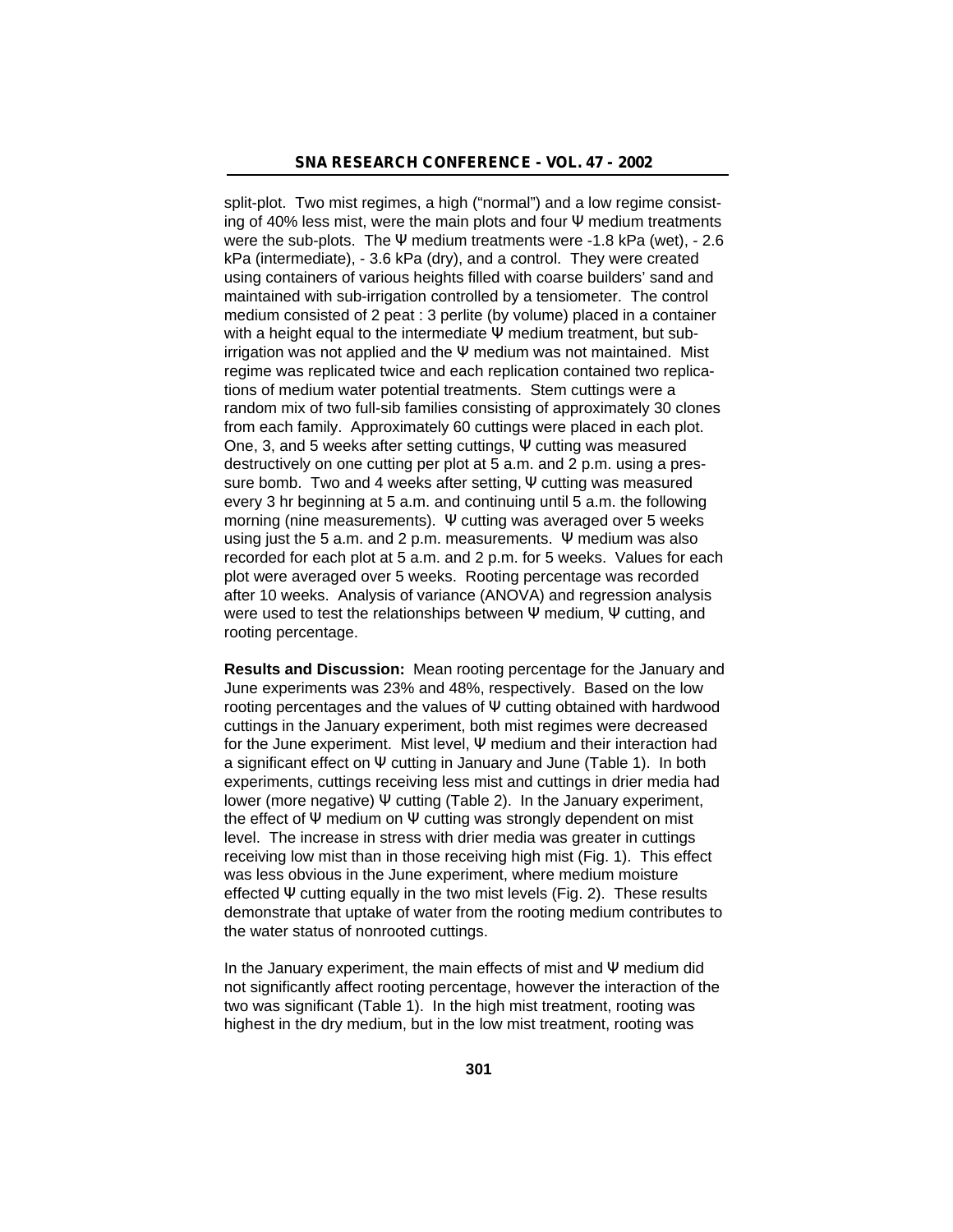split-plot. Two mist regimes, a high ("normal") and a low regime consisting of 40% less mist, were the main plots and four Ψ medium treatments were the sub-plots. The Ψ medium treatments were -1.8 kPa (wet), - 2.6 kPa (intermediate), - 3.6 kPa (dry), and a control. They were created using containers of various heights filled with coarse builders' sand and maintained with sub-irrigation controlled by a tensiometer. The control medium consisted of 2 peat : 3 perlite (by volume) placed in a container with a height equal to the intermediate Ψ medium treatment, but sub-irrigation was not applied and the Ψ medium was not maintained. Mist regime was replicated twice and each replication contained two replications of medium water potential treatments. Stem cuttings were a random mix of two full-sib families consisting of approximately 30 clones from each family. Approximately 60 cuttings were placed in each plot. One, 3, and 5 weeks after setting cuttings, Ψ cutting was measured destructively on one cutting per plot at 5 a.m. and 2 p.m. using a pressure bomb. Two and 4 weeks after setting, Ψ cutting was measured every 3 hr beginning at 5 a.m. and continuing until 5 a.m. the following morning (nine measurements). Ψ cutting was averaged over 5 weeks using just the 5 a.m. and 2 p.m. measurements. Ψ medium was also recorded for each plot at 5 a.m. and 2 p.m. for 5 weeks. Values for each plot were averaged over 5 weeks. Rooting percentage was recorded after 10 weeks. Analysis of variance (ANOVA) and regression analysis were used to test the relationships between Ψ medium, Ψ cutting, and rooting percentage.

**Results and Discussion:** Mean rooting percentage for the January and June experiments was 23% and 48%, respectively. Based on the low rooting percentages and the values of Ψ cutting obtained with hardwood cuttings in the January experiment, both mist regimes were decreased for the June experiment. Mist level, Ψ medium and their interaction had a significant effect on Ψ cutting in January and June (Table 1). In both experiments, cuttings receiving less mist and cuttings in drier media had lower (more negative) Ψ cutting (Table 2). In the January experiment, the effect of Ψ medium on Ψ cutting was strongly dependent on mist level. The increase in stress with drier media was greater in cuttings receiving low mist than in those receiving high mist (Fig. 1). This effect was less obvious in the June experiment, where medium moisture effected Ψ cutting equally in the two mist levels (Fig. 2). These results demonstrate that uptake of water from the rooting medium contributes to the water status of nonrooted cuttings.

In the January experiment, the main effects of mist and Ψ medium did not significantly affect rooting percentage, however the interaction of the two was significant (Table 1). In the high mist treatment, rooting was highest in the dry medium, but in the low mist treatment, rooting was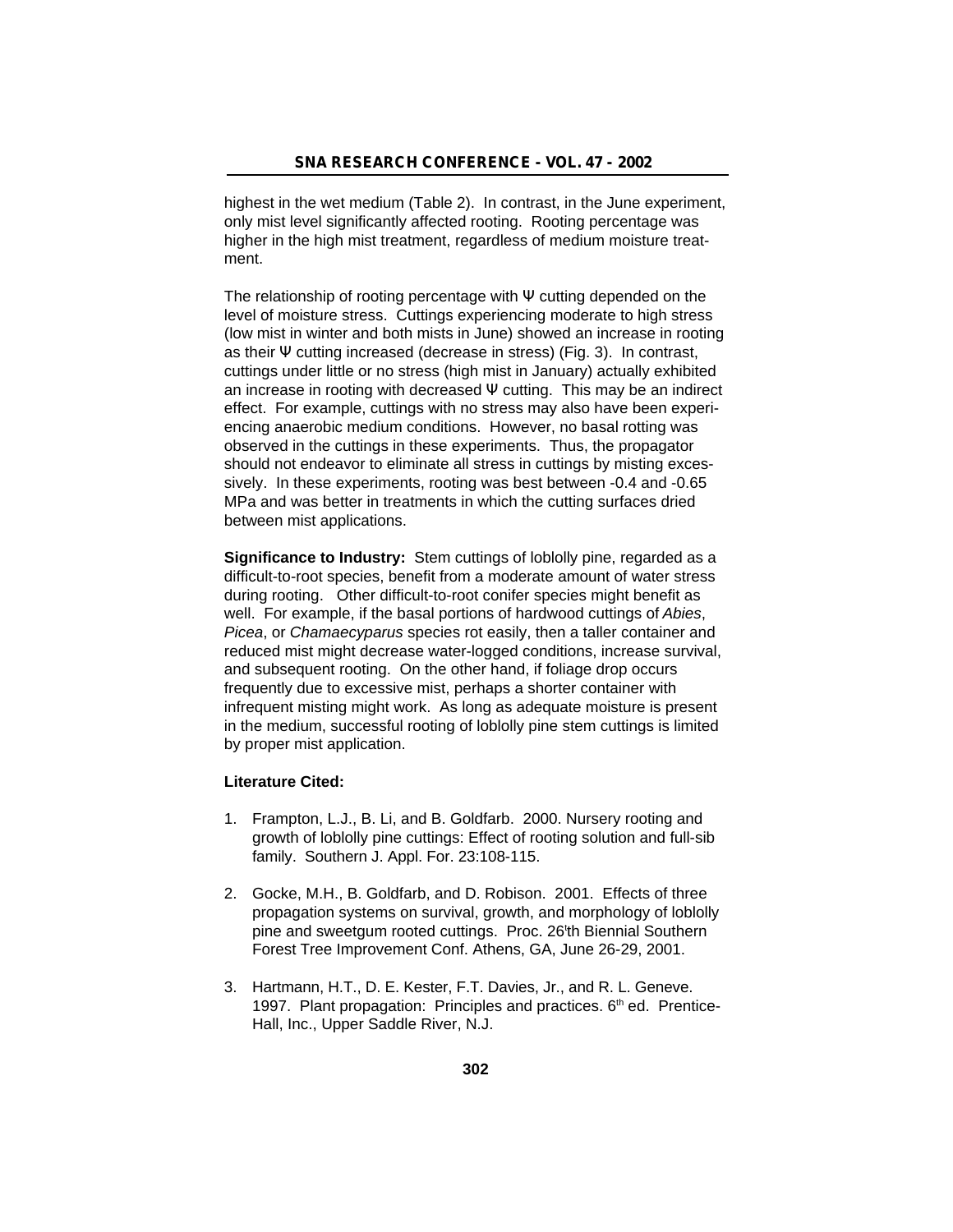highest in the wet medium (Table 2). In contrast, in the June experiment, only mist level significantly affected rooting. Rooting percentage was higher in the high mist treatment, regardless of medium moisture treatment.

The relationship of rooting percentage with $\Psi$ cutting depended on the level of moisture stress. Cuttings experiencing moderate to high stress (low mist in winter and both mists in June) showed an increase in rooting as their $\Psi$ cutting increased (decrease in stress) (Fig. 3). In contrast, cuttings under little or no stress (high mist in January) actually exhibited an increase in rooting with decreased $\Psi$ cutting. This may be an indirect effect. For example, cuttings with no stress may also have been experiencing anaerobic medium conditions. However, no basal rotting was observed in the cuttings in these experiments. Thus, the propagator should not endeavor to eliminate all stress in cuttings by misting excessively. In these experiments, rooting was best between -0.4 and -0.65 MPa and was better in treatments in which the cutting surfaces dried between mist applications.

**Significance to Industry:** Stem cuttings of loblolly pine, regarded as a difficult-to-root species, benefit from a moderate amount of water stress during rooting. Other difficult-to-root conifer species might benefit as well. For example, if the basal portions of hardwood cuttings of *Abies*, *Picea*, or *Chamaecyparus* species rot easily, then a taller container and reduced mist might decrease water-logged conditions, increase survival, and subsequent rooting. On the other hand, if foliage drop occurs frequently due to excessive mist, perhaps a shorter container with infrequent misting might work. As long as adequate moisture is present in the medium, successful rooting of loblolly pine stem cuttings is limited by proper mist application.

**Literature Cited:**

1. Frampton, L.J., B. Li, and B. Goldfarb. 2000. Nursery rooting and growth of loblolly pine cuttings: Effect of rooting solution and full-sib family. Southern J. Appl. For. 23:108-115.

2. Gocke, M.H., B. Goldfarb, and D. Robison. 2001. Effects of three propagation systems on survival, growth, and morphology of loblolly pine and sweetgum rooted cuttings. Proc. 26'th Biennial Southern Forest Tree Improvement Conf. Athens, GA, June 26-29, 2001.

3. Hartmann, H.T., D. E. Kester, F.T. Davies, Jr., and R. L. Geneve. 1997. Plant propagation: Principles and practices. 6th ed. Prentice-Hall, Inc., Upper Saddle River, N.J.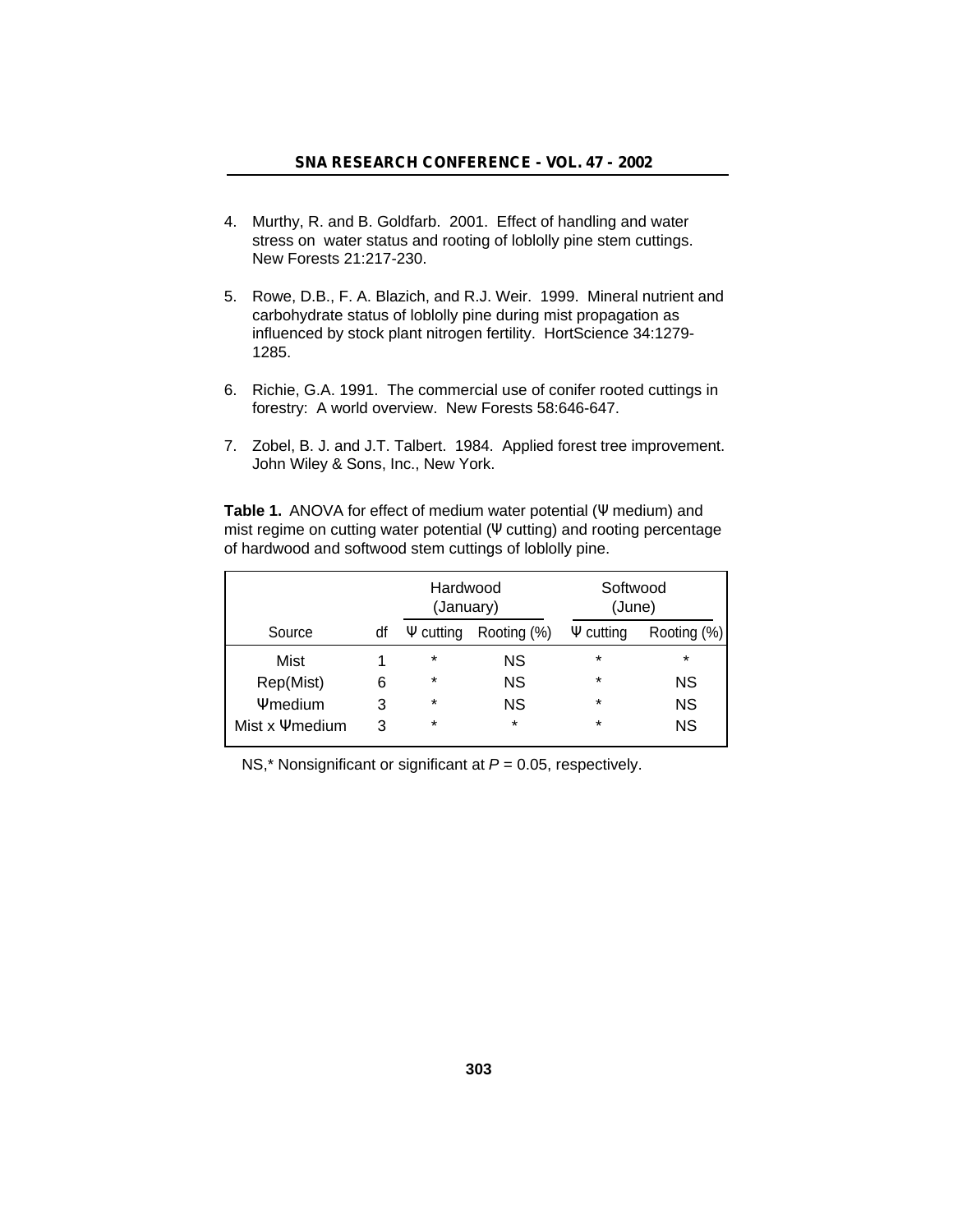4. Murthy, R. and B. Goldfarb. 2001. Effect of handling and water stress on water status and rooting of loblolly pine stem cuttings. New Forests 21:217-230.

5. Rowe, D.B., F. A. Blazich, and R.J. Weir. 1999. Mineral nutrient and carbohydrate status of loblolly pine during mist propagation as influenced by stock plant nitrogen fertility. HortScience 34:1279-1285.

6. Richie, G.A. 1991. The commercial use of conifer rooted cuttings in forestry: A world overview. New Forests 58:646-647.

7. Zobel, B. J. and J.T. Talbert. 1984. Applied forest tree improvement. John Wiley & Sons, Inc., New York.

**Table 1.** ANOVA for effect of medium water potential (Ψ medium) and mist regime on cutting water potential (Ψ cutting) and rooting percentage of hardwood and softwood stem cuttings of loblolly pine.

| | | Hardwood (January) | | Softwood (June) | |
|---|---|---|---|---|---|
| Source | df | Ψ cutting | Rooting (%) | Ψ cutting | Rooting (%) |
| Mist | 1 | * | NS | * | * |
| Rep(Mist) | 6 | * | NS | * | NS |
| Ψmedium | 3 | * | NS | * | NS |
| Mist x Ψmedium | 3 | * | * | * | NS |

NS,* Nonsignificant or significant at $P = 0.05$, respectively.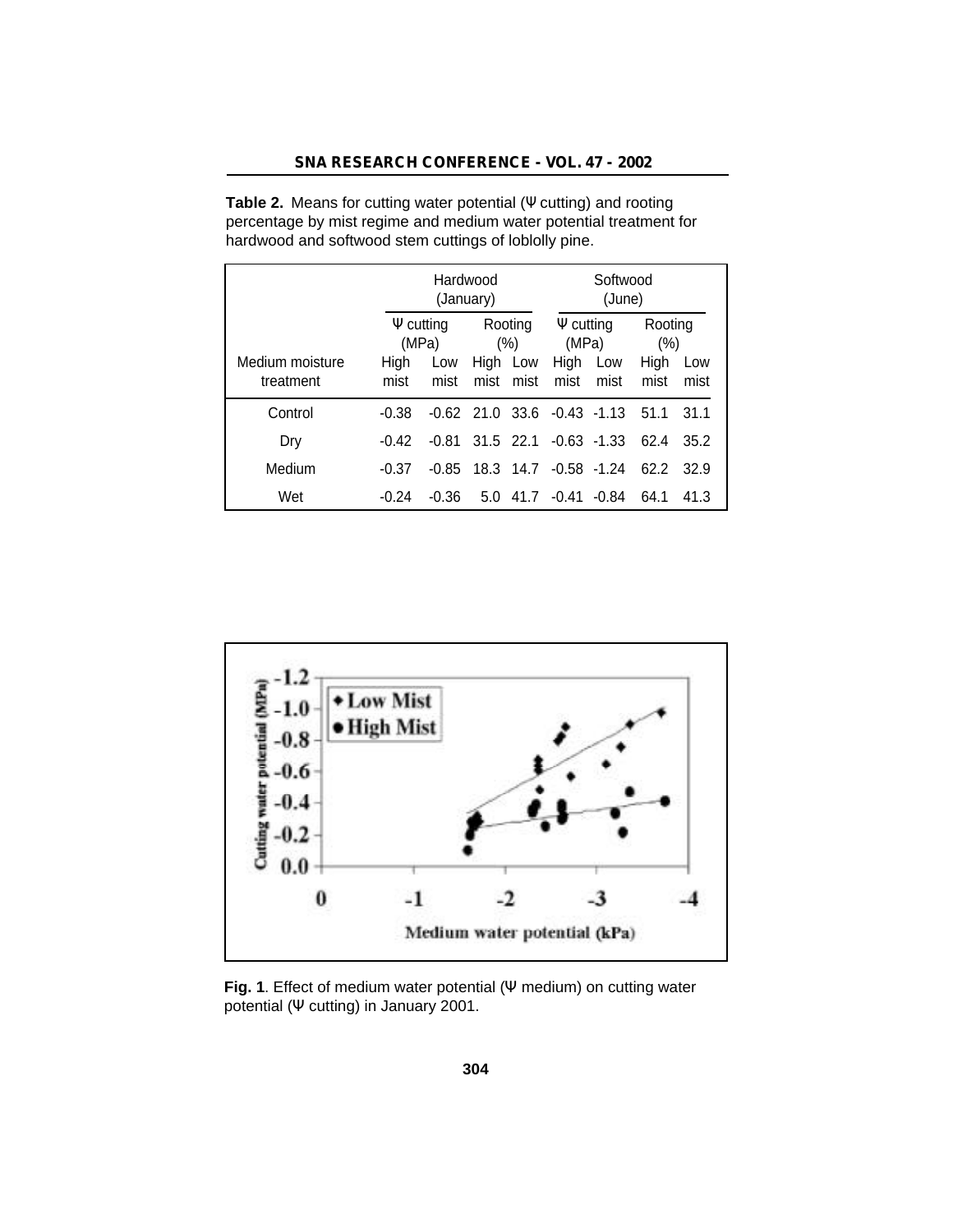**Table 2.** Means for cutting water potential (Ψ cutting) and rooting percentage by mist regime and medium water potential treatment for hardwood and softwood stem cuttings of loblolly pine.

| Medium moisture treatment | Hardwood (January) | | | | Softwood (June) | | | |
|---|---|---|---|---|---|---|---|---|
| | Ψ cutting (MPa) | | Rooting (%) | | Ψ cutting (MPa) | | Rooting (%) | |
| | High mist | Low mist | High mist | Low mist | High mist | Low mist | High mist | Low mist |
| Control | -0.38 | -0.62 | 21.0 | 33.6 | -0.43 | -1.13 | 51.1 | 31.1 |
| Dry | -0.42 | -0.81 | 31.5 | 22.1 | -0.63 | -1.33 | 62.4 | 35.2 |
| Medium | -0.37 | -0.85 | 18.3 | 14.7 | -0.58 | -1.24 | 62.2 | 32.9 |
| Wet | -0.24 | -0.36 | 5.0 | 41.7 | -0.41 | -0.84 | 64.1 | 41.3 |

**Fig. 1**. Effect of medium water potential (Ψ medium) on cutting water potential (Ψ cutting) in January 2001.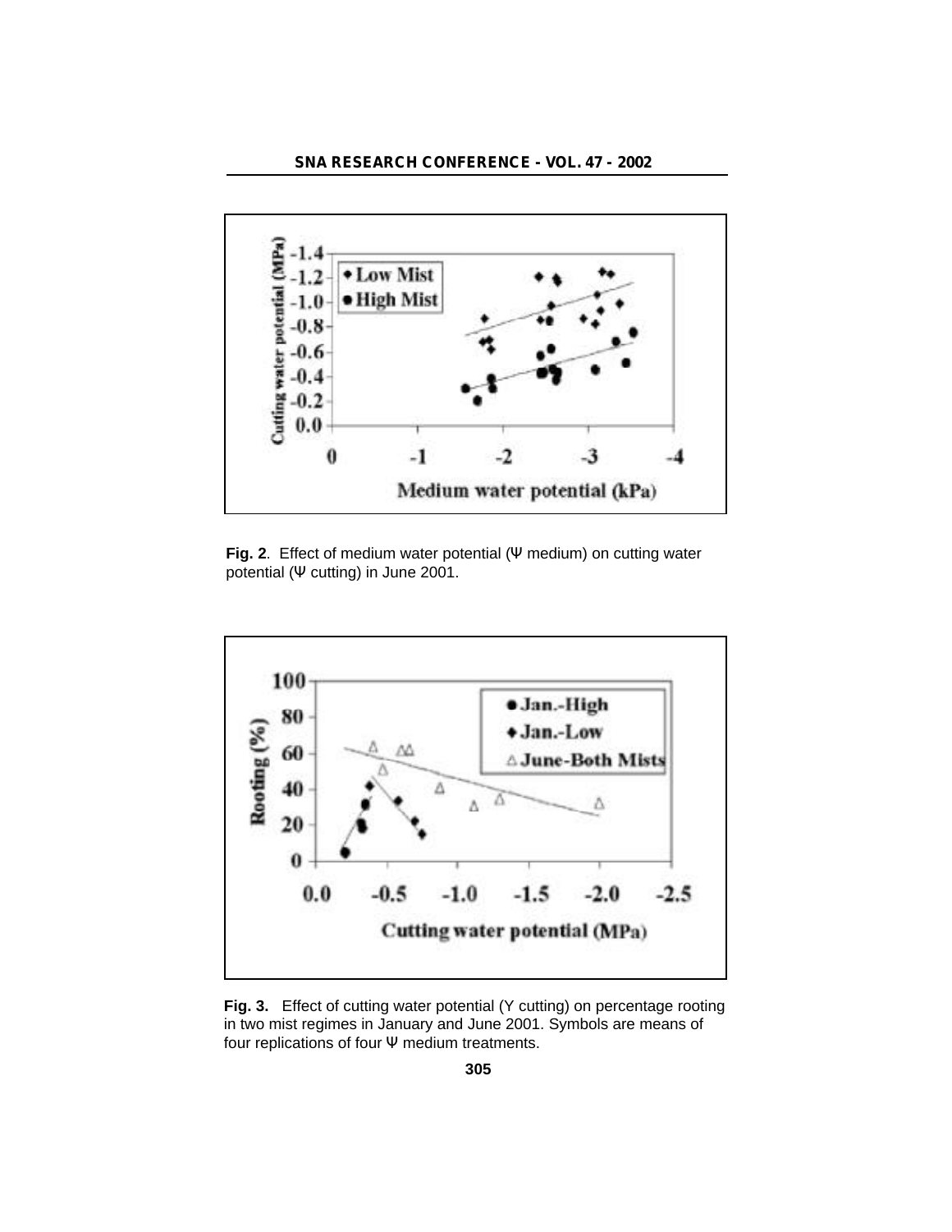**Fig. 2**. Effect of medium water potential (Ψ medium) on cutting water potential (Ψ cutting) in June 2001.

**Fig. 3.** Effect of cutting water potential (Y cutting) on percentage rooting in two mist regimes in January and June 2001. Symbols are means of four replications of four Ψ medium treatments.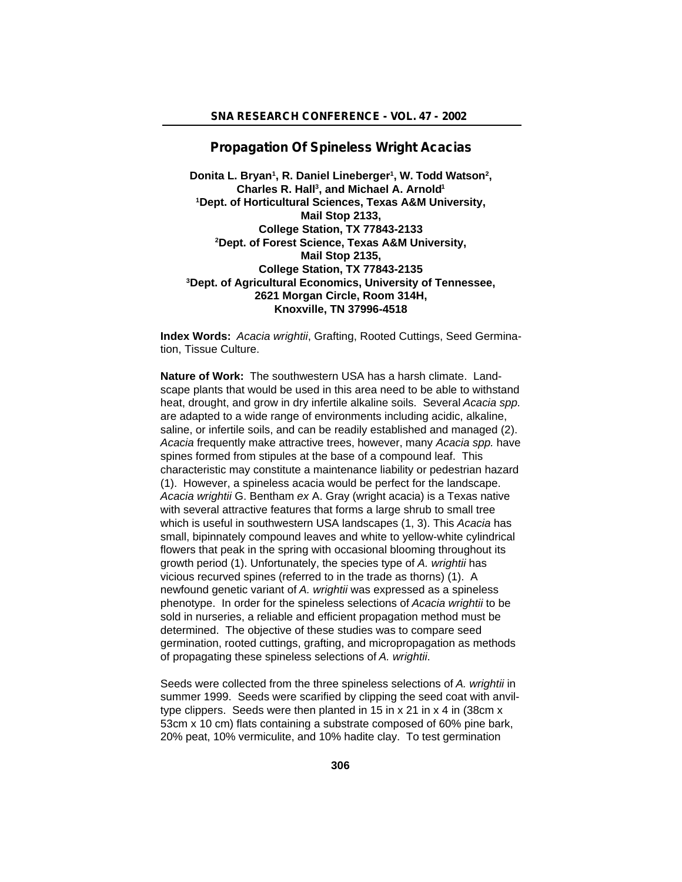## Propagation Of Spineless Wright Acacias

**Donita L. Bryan[1], R. Daniel Lineberger[1], W. Todd Watson[2], Charles R. Hall[3], and Michael A. Arnold[1]**
**[1]Dept. of Horticultural Sciences, Texas A&M University, Mail Stop 2133, College Station, TX 77843-2133**
**[2]Dept. of Forest Science, Texas A&M University, Mail Stop 2135, College Station, TX 77843-2135**
**[3]Dept. of Agricultural Economics, University of Tennessee, 2621 Morgan Circle, Room 314H, Knoxville, TN 37996-4518**

**Index Words:** *Acacia wrightii*, Grafting, Rooted Cuttings, Seed Germination, Tissue Culture.

**Nature of Work:** The southwestern USA has a harsh climate. Landscape plants that would be used in this area need to be able to withstand heat, drought, and grow in dry infertile alkaline soils. Several *Acacia spp.* are adapted to a wide range of environments including acidic, alkaline, saline, or infertile soils, and can be readily established and managed (2). *Acacia* frequently make attractive trees, however, many *Acacia spp.* have spines formed from stipules at the base of a compound leaf. This characteristic may constitute a maintenance liability or pedestrian hazard (1). However, a spineless acacia would be perfect for the landscape. *Acacia wrightii* G. Bentham *ex* A. Gray (wright acacia) is a Texas native with several attractive features that forms a large shrub to small tree which is useful in southwestern USA landscapes (1, 3). This *Acacia* has small, bipinnately compound leaves and white to yellow-white cylindrical flowers that peak in the spring with occasional blooming throughout its growth period (1). Unfortunately, the species type of *A. wrightii* has vicious recurved spines (referred to in the trade as thorns) (1). A newfound genetic variant of *A. wrightii* was expressed as a spineless phenotype. In order for the spineless selections of *Acacia wrightii* to be sold in nurseries, a reliable and efficient propagation method must be determined. The objective of these studies was to compare seed germination, rooted cuttings, grafting, and micropropagation as methods of propagating these spineless selections of *A. wrightii*.

Seeds were collected from the three spineless selections of *A. wrightii* in summer 1999. Seeds were scarified by clipping the seed coat with anvil-type clippers. Seeds were then planted in 15 in x 21 in x 4 in (38cm x 53cm x 10 cm) flats containing a substrate composed of 60% pine bark, 20% peat, 10% vermiculite, and 10% hadite clay. To test germination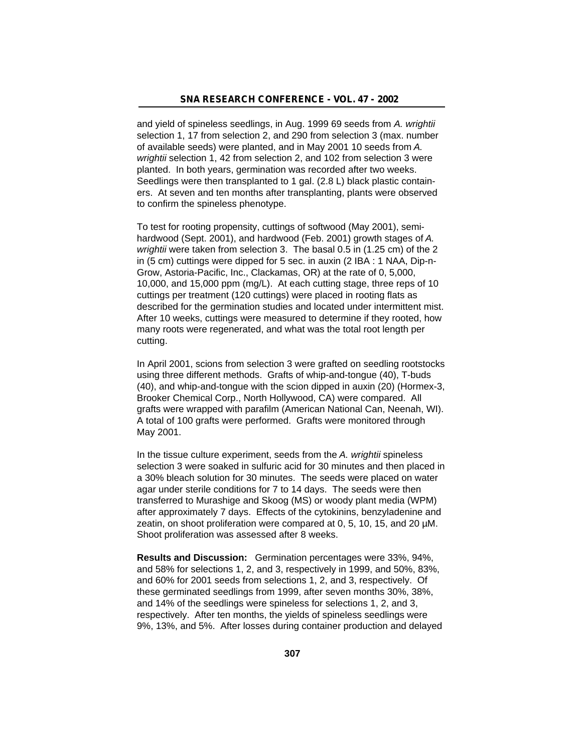and yield of spineless seedlings, in Aug. 1999 69 seeds from *A. wrightii* selection 1, 17 from selection 2, and 290 from selection 3 (max. number of available seeds) were planted, and in May 2001 10 seeds from *A. wrightii* selection 1, 42 from selection 2, and 102 from selection 3 were planted. In both years, germination was recorded after two weeks. Seedlings were then transplanted to 1 gal. (2.8 L) black plastic containers. At seven and ten months after transplanting, plants were observed to confirm the spineless phenotype.

To test for rooting propensity, cuttings of softwood (May 2001), semi-hardwood (Sept. 2001), and hardwood (Feb. 2001) growth stages of *A. wrightii* were taken from selection 3. The basal 0.5 in (1.25 cm) of the 2 in (5 cm) cuttings were dipped for 5 sec. in auxin (2 IBA : 1 NAA, Dip-n-Grow, Astoria-Pacific, Inc., Clackamas, OR) at the rate of 0, 5,000, 10,000, and 15,000 ppm (mg/L). At each cutting stage, three reps of 10 cuttings per treatment (120 cuttings) were placed in rooting flats as described for the germination studies and located under intermittent mist. After 10 weeks, cuttings were measured to determine if they rooted, how many roots were regenerated, and what was the total root length per cutting.

In April 2001, scions from selection 3 were grafted on seedling rootstocks using three different methods. Grafts of whip-and-tongue (40), T-buds (40), and whip-and-tongue with the scion dipped in auxin (20) (Hormex-3, Brooker Chemical Corp., North Hollywood, CA) were compared. All grafts were wrapped with parafilm (American National Can, Neenah, WI). A total of 100 grafts were performed. Grafts were monitored through May 2001.

In the tissue culture experiment, seeds from the *A. wrightii* spineless selection 3 were soaked in sulfuric acid for 30 minutes and then placed in a 30% bleach solution for 30 minutes. The seeds were placed on water agar under sterile conditions for 7 to 14 days. The seeds were then transferred to Murashige and Skoog (MS) or woody plant media (WPM) after approximately 7 days. Effects of the cytokinins, benzyladenine and zeatin, on shoot proliferation were compared at 0, 5, 10, 15, and 20 µM. Shoot proliferation was assessed after 8 weeks.

**Results and Discussion:** Germination percentages were 33%, 94%, and 58% for selections 1, 2, and 3, respectively in 1999, and 50%, 83%, and 60% for 2001 seeds from selections 1, 2, and 3, respectively. Of these germinated seedlings from 1999, after seven months 30%, 38%, and 14% of the seedlings were spineless for selections 1, 2, and 3, respectively. After ten months, the yields of spineless seedlings were 9%, 13%, and 5%. After losses during container production and delayed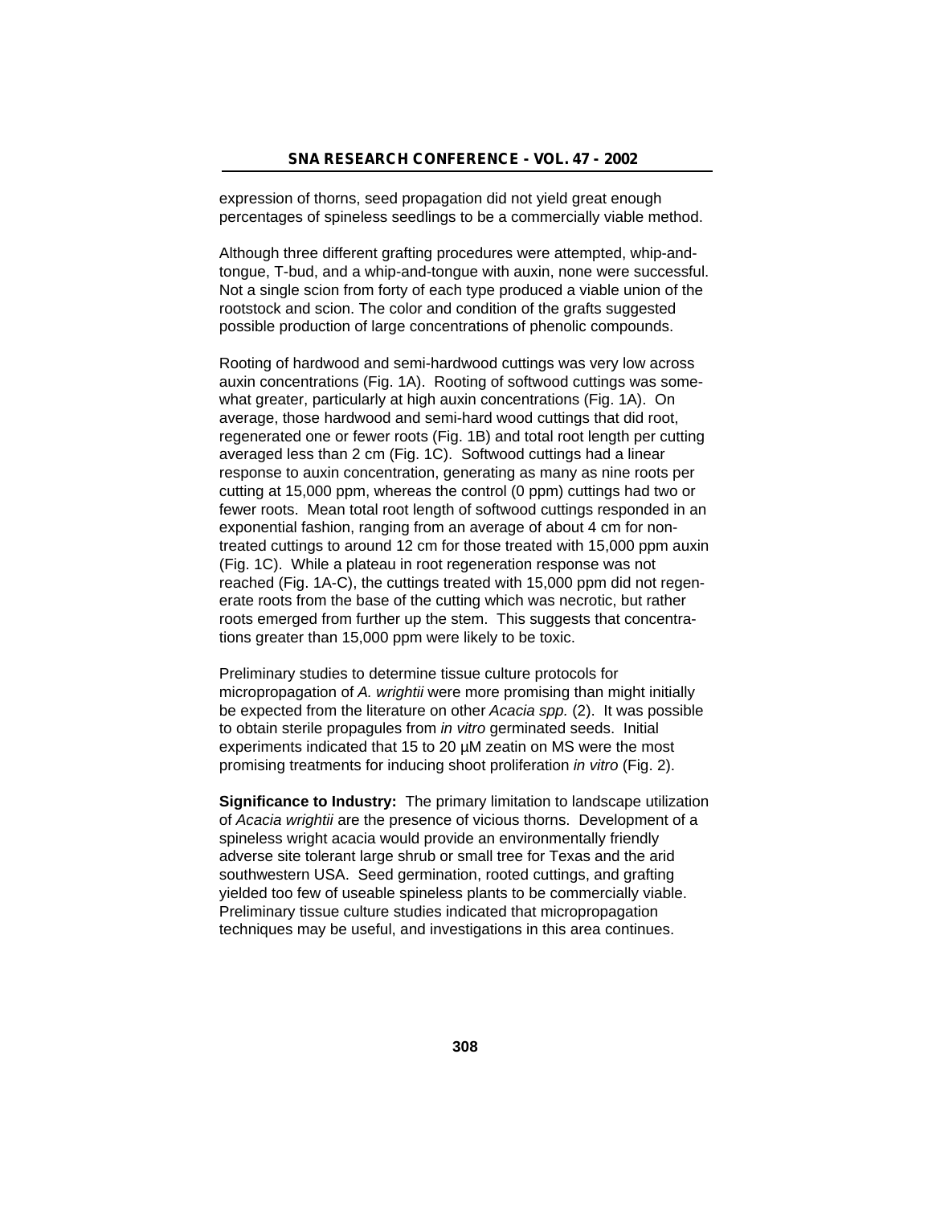expression of thorns, seed propagation did not yield great enough percentages of spineless seedlings to be a commercially viable method.

Although three different grafting procedures were attempted, whip-and-tongue, T-bud, and a whip-and-tongue with auxin, none were successful. Not a single scion from forty of each type produced a viable union of the rootstock and scion. The color and condition of the grafts suggested possible production of large concentrations of phenolic compounds.

Rooting of hardwood and semi-hardwood cuttings was very low across auxin concentrations (Fig. 1A). Rooting of softwood cuttings was somewhat greater, particularly at high auxin concentrations (Fig. 1A). On average, those hardwood and semi-hard wood cuttings that did root, regenerated one or fewer roots (Fig. 1B) and total root length per cutting averaged less than 2 cm (Fig. 1C). Softwood cuttings had a linear response to auxin concentration, generating as many as nine roots per cutting at 15,000 ppm, whereas the control (0 ppm) cuttings had two or fewer roots. Mean total root length of softwood cuttings responded in an exponential fashion, ranging from an average of about 4 cm for non-treated cuttings to around 12 cm for those treated with 15,000 ppm auxin (Fig. 1C). While a plateau in root regeneration response was not reached (Fig. 1A-C), the cuttings treated with 15,000 ppm did not regenerate roots from the base of the cutting which was necrotic, but rather roots emerged from further up the stem. This suggests that concentrations greater than 15,000 ppm were likely to be toxic.

Preliminary studies to determine tissue culture protocols for micropropagation of *A. wrightii* were more promising than might initially be expected from the literature on other *Acacia spp.* (2). It was possible to obtain sterile propagules from *in vitro* germinated seeds. Initial experiments indicated that 15 to 20 µM zeatin on MS were the most promising treatments for inducing shoot proliferation *in vitro* (Fig. 2).

**Significance to Industry:** The primary limitation to landscape utilization of *Acacia wrightii* are the presence of vicious thorns. Development of a spineless wright acacia would provide an environmentally friendly adverse site tolerant large shrub or small tree for Texas and the arid southwestern USA. Seed germination, rooted cuttings, and grafting yielded too few of useable spineless plants to be commercially viable. Preliminary tissue culture studies indicated that micropropagation techniques may be useful, and investigations in this area continues.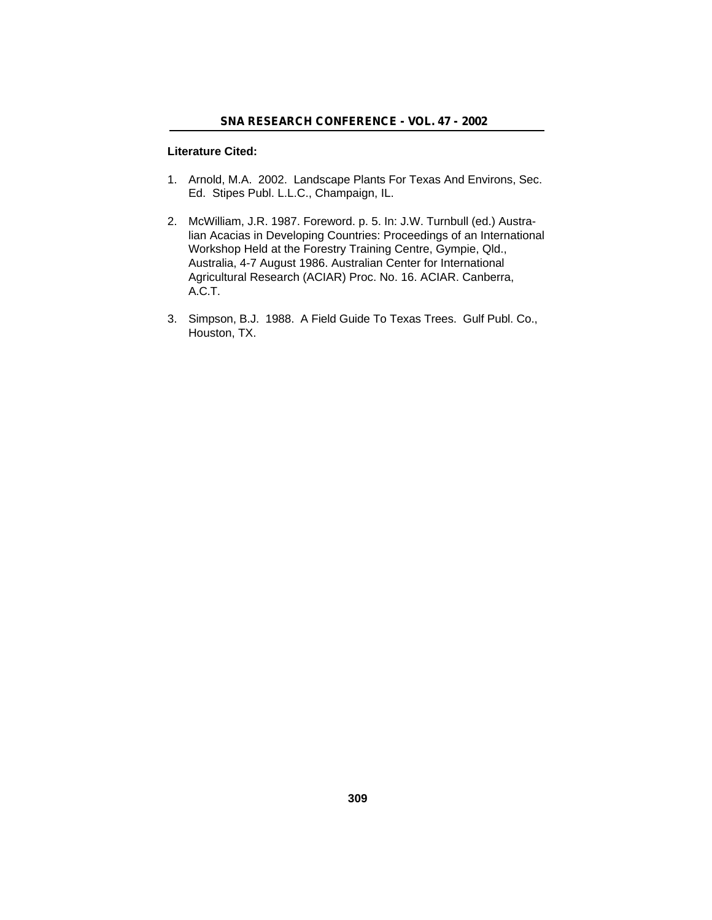**Literature Cited:**

1. Arnold, M.A. 2002. Landscape Plants For Texas And Environs, Sec. Ed. Stipes Publ. L.L.C., Champaign, IL.

2. McWilliam, J.R. 1987. Foreword. p. 5. In: J.W. Turnbull (ed.) Australian Acacias in Developing Countries: Proceedings of an International Workshop Held at the Forestry Training Centre, Gympie, Qld., Australia, 4-7 August 1986. Australian Center for International Agricultural Research (ACIAR) Proc. No. 16. ACIAR. Canberra, A.C.T.

3. Simpson, B.J. 1988. A Field Guide To Texas Trees. Gulf Publ. Co., Houston, TX.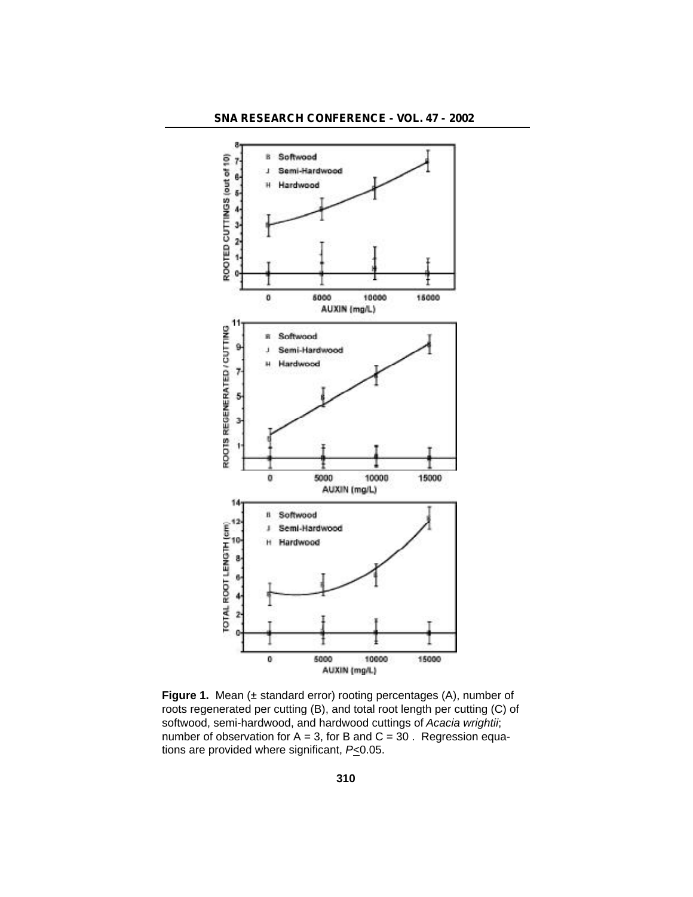**Figure 1.** Mean (± standard error) rooting percentages (A), number of roots regenerated per cutting (B), and total root length per cutting (C) of softwood, semi-hardwood, and hardwood cuttings of *Acacia wrightii*; number of observation for A = 3, for B and C = 30 . Regression equations are provided where significant, $P \leq 0.05$.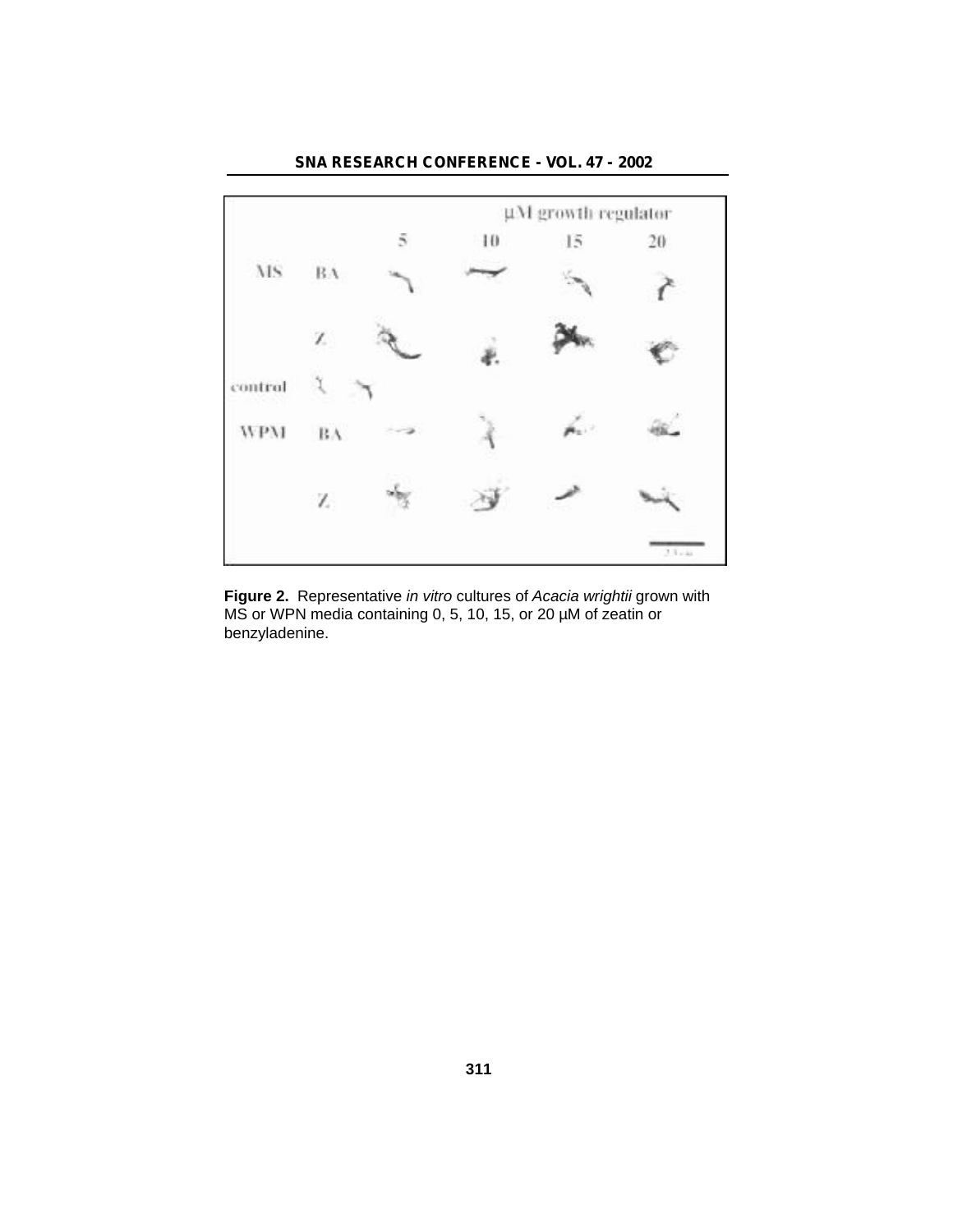**Figure 2.** Representative *in vitro* cultures of *Acacia wrightii* grown with MS or WPN media containing 0, 5, 10, 15, or 20 µM of zeatin or benzyladenine.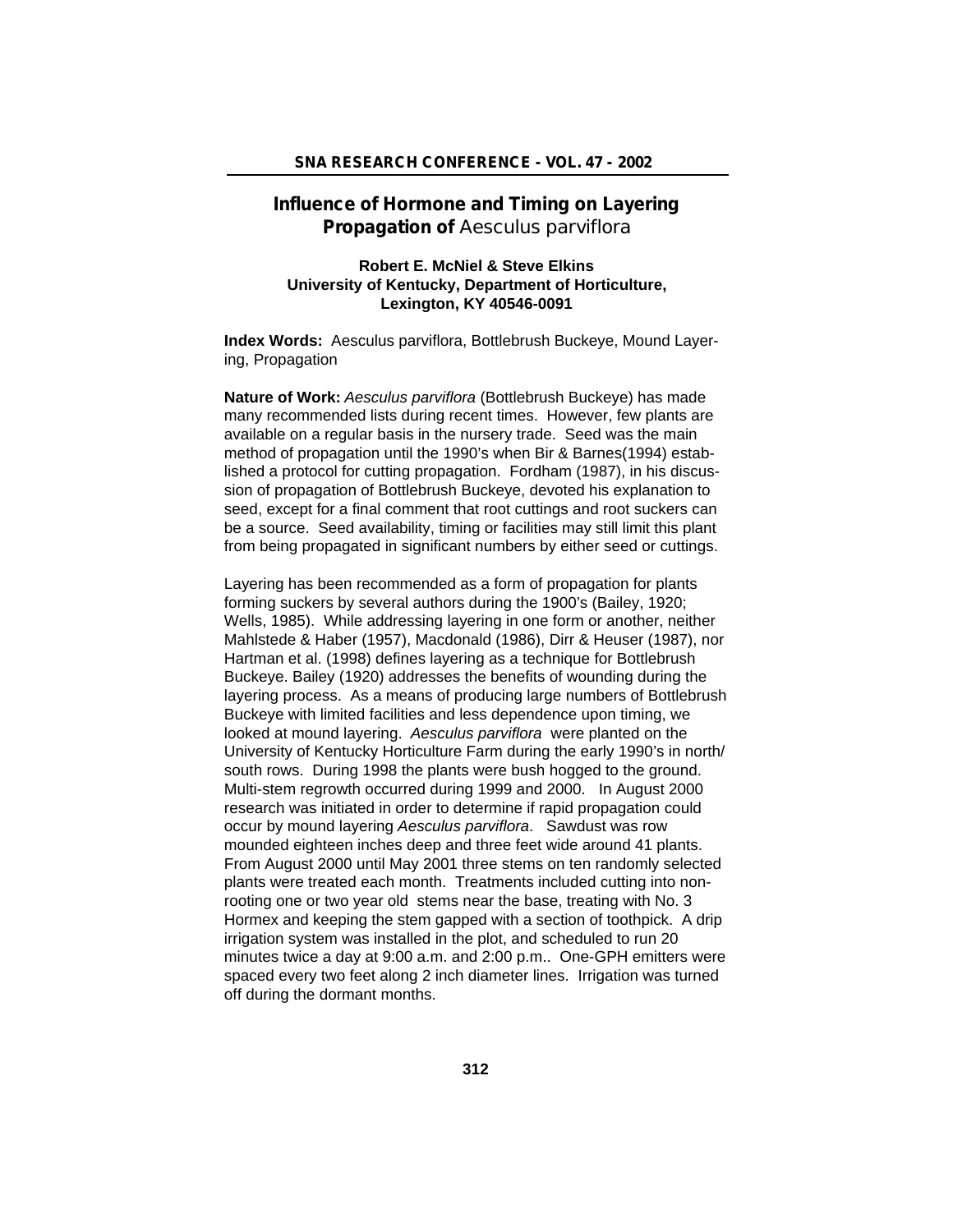# Influence of Hormone and Timing on Layering Propagation of *Aesculus parviflora*

**Robert E. McNiel & Steve Elkins**
**University of Kentucky, Department of Horticulture, Lexington, KY 40546-0091**

**Index Words:** Aesculus parviflora, Bottlebrush Buckeye, Mound Layering, Propagation

**Nature of Work:** *Aesculus parviflora* (Bottlebrush Buckeye) has made many recommended lists during recent times. However, few plants are available on a regular basis in the nursery trade. Seed was the main method of propagation until the 1990's when Bir & Barnes(1994) established a protocol for cutting propagation. Fordham (1987), in his discussion of propagation of Bottlebrush Buckeye, devoted his explanation to seed, except for a final comment that root cuttings and root suckers can be a source. Seed availability, timing or facilities may still limit this plant from being propagated in significant numbers by either seed or cuttings.

Layering has been recommended as a form of propagation for plants forming suckers by several authors during the 1900's (Bailey, 1920; Wells, 1985). While addressing layering in one form or another, neither Mahlstede & Haber (1957), Macdonald (1986), Dirr & Heuser (1987), nor Hartman et al. (1998) defines layering as a technique for Bottlebrush Buckeye. Bailey (1920) addresses the benefits of wounding during the layering process. As a means of producing large numbers of Bottlebrush Buckeye with limited facilities and less dependence upon timing, we looked at mound layering. *Aesculus parviflora* were planted on the University of Kentucky Horticulture Farm during the early 1990's in north/south rows. During 1998 the plants were bush hogged to the ground. Multi-stem regrowth occurred during 1999 and 2000. In August 2000 research was initiated in order to determine if rapid propagation could occur by mound layering *Aesculus parviflora*. Sawdust was row mounded eighteen inches deep and three feet wide around 41 plants. From August 2000 until May 2001 three stems on ten randomly selected plants were treated each month. Treatments included cutting into non-rooting one or two year old stems near the base, treating with No. 3 Hormex and keeping the stem gapped with a section of toothpick. A drip irrigation system was installed in the plot, and scheduled to run 20 minutes twice a day at 9:00 a.m. and 2:00 p.m.. One-GPH emitters were spaced every two feet along 2 inch diameter lines. Irrigation was turned off during the dormant months.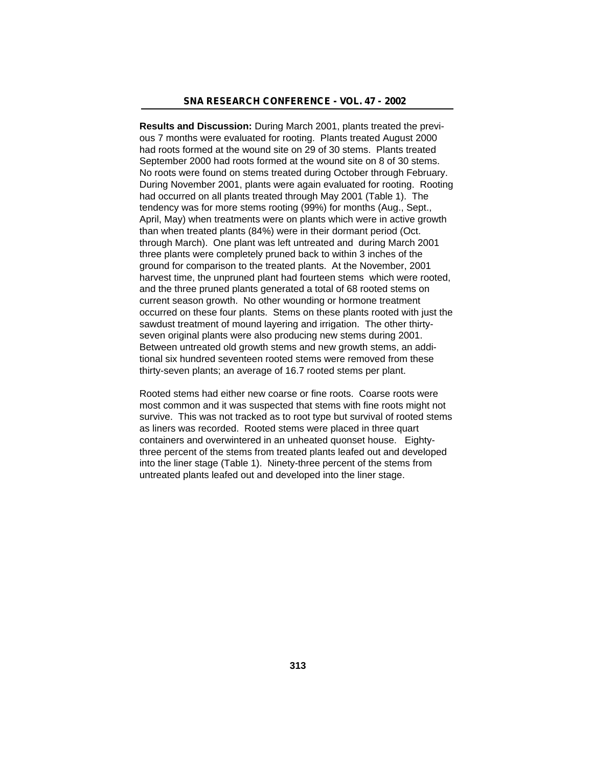**Results and Discussion:** During March 2001, plants treated the previous 7 months were evaluated for rooting. Plants treated August 2000 had roots formed at the wound site on 29 of 30 stems. Plants treated September 2000 had roots formed at the wound site on 8 of 30 stems. No roots were found on stems treated during October through February. During November 2001, plants were again evaluated for rooting. Rooting had occurred on all plants treated through May 2001 (Table 1). The tendency was for more stems rooting (99%) for months (Aug., Sept., April, May) when treatments were on plants which were in active growth than when treated plants (84%) were in their dormant period (Oct. through March). One plant was left untreated and during March 2001 three plants were completely pruned back to within 3 inches of the ground for comparison to the treated plants. At the November, 2001 harvest time, the unpruned plant had fourteen stems which were rooted, and the three pruned plants generated a total of 68 rooted stems on current season growth. No other wounding or hormone treatment occurred on these four plants. Stems on these plants rooted with just the sawdust treatment of mound layering and irrigation. The other thirty-seven original plants were also producing new stems during 2001. Between untreated old growth stems and new growth stems, an additional six hundred seventeen rooted stems were removed from these thirty-seven plants; an average of 16.7 rooted stems per plant.

Rooted stems had either new coarse or fine roots. Coarse roots were most common and it was suspected that stems with fine roots might not survive. This was not tracked as to root type but survival of rooted stems as liners was recorded. Rooted stems were placed in three quart containers and overwintered in an unheated quonset house. Eighty-three percent of the stems from treated plants leafed out and developed into the liner stage (Table 1). Ninety-three percent of the stems from untreated plants leafed out and developed into the liner stage.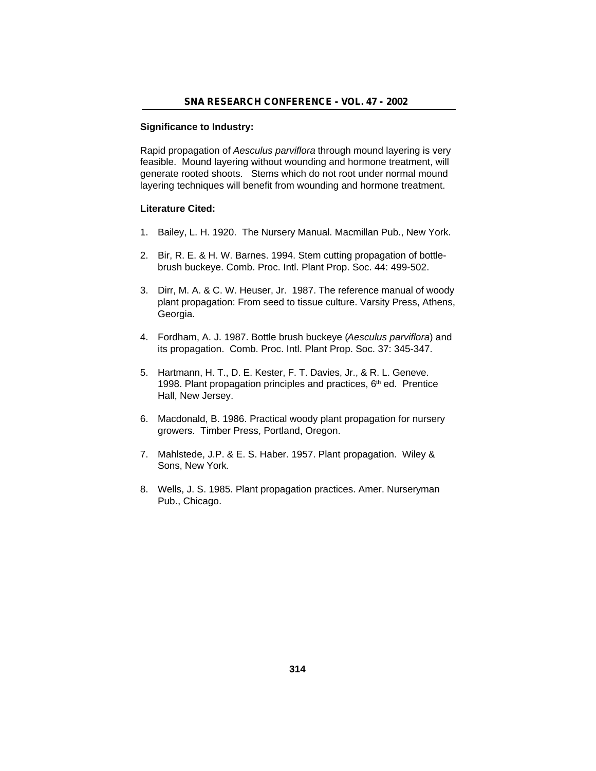**Significance to Industry:**

Rapid propagation of *Aesculus parviflora* through mound layering is very feasible. Mound layering without wounding and hormone treatment, will generate rooted shoots. Stems which do not root under normal mound layering techniques will benefit from wounding and hormone treatment.

**Literature Cited:**

1. Bailey, L. H. 1920. The Nursery Manual. Macmillan Pub., New York.

2. Bir, R. E. & H. W. Barnes. 1994. Stem cutting propagation of bottle-brush buckeye. Comb. Proc. Intl. Plant Prop. Soc. 44: 499-502.

3. Dirr, M. A. & C. W. Heuser, Jr. 1987. The reference manual of woody plant propagation: From seed to tissue culture. Varsity Press, Athens, Georgia.

4. Fordham, A. J. 1987. Bottle brush buckeye (*Aesculus parviflora*) and its propagation. Comb. Proc. Intl. Plant Prop. Soc. 37: 345-347.

5. Hartmann, H. T., D. E. Kester, F. T. Davies, Jr., & R. L. Geneve. 1998. Plant propagation principles and practices, 6th ed. Prentice Hall, New Jersey.

6. Macdonald, B. 1986. Practical woody plant propagation for nursery growers. Timber Press, Portland, Oregon.

7. Mahlstede, J.P. & E. S. Haber. 1957. Plant propagation. Wiley & Sons, New York.

8. Wells, J. S. 1985. Plant propagation practices. Amer. Nurseryman Pub., Chicago.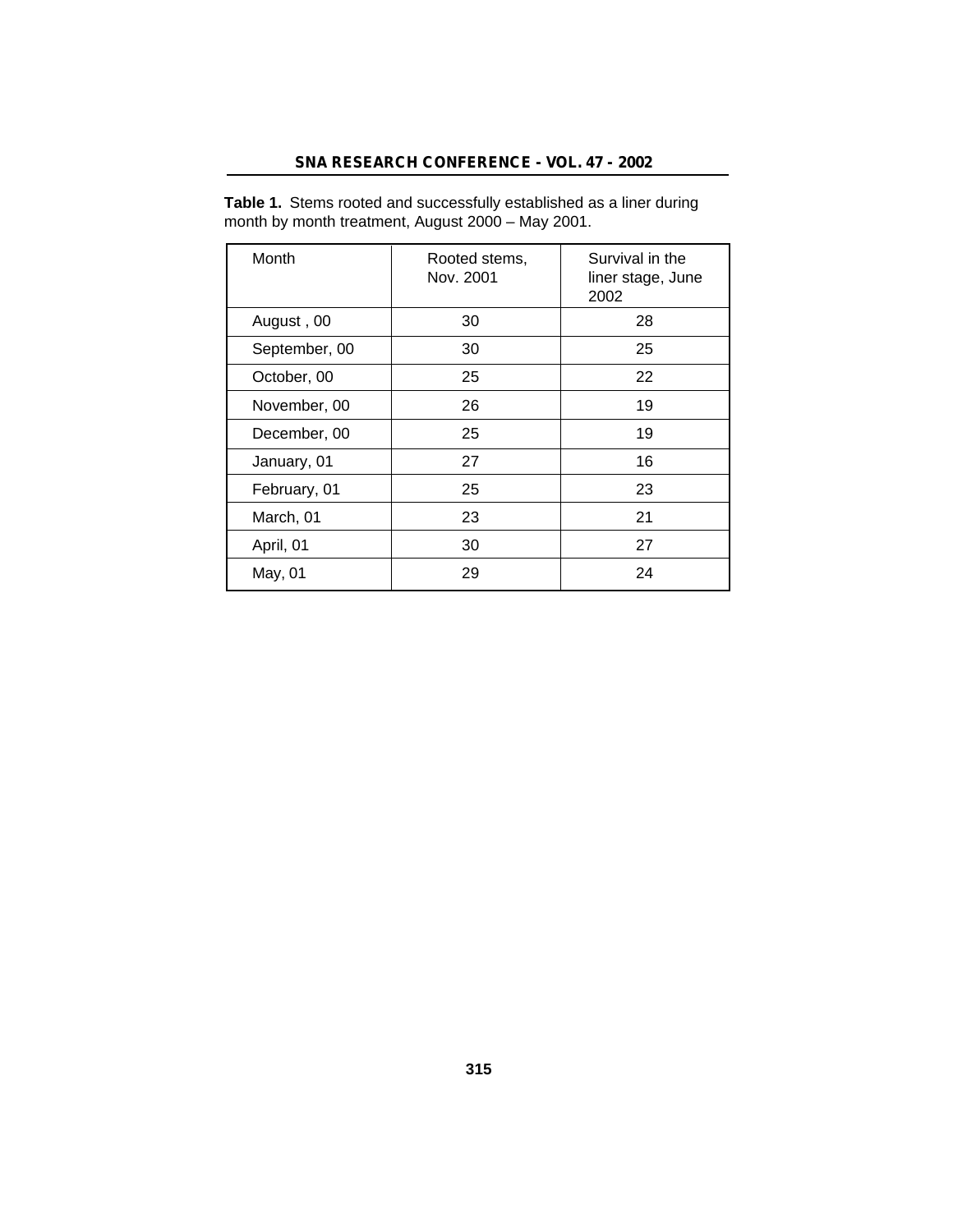**Table 1.** Stems rooted and successfully established as a liner during month by month treatment, August 2000 – May 2001.

| Month | Rooted stems, Nov. 2001 | Survival in the liner stage, June 2002 |
|---|---|---|
| August , 00 | 30 | 28 |
| September, 00 | 30 | 25 |
| October, 00 | 25 | 22 |
| November, 00 | 26 | 19 |
| December, 00 | 25 | 19 |
| January, 01 | 27 | 16 |
| February, 01 | 25 | 23 |
| March, 01 | 23 | 21 |
| April, 01 | 30 | 27 |
| May, 01 | 29 | 24 |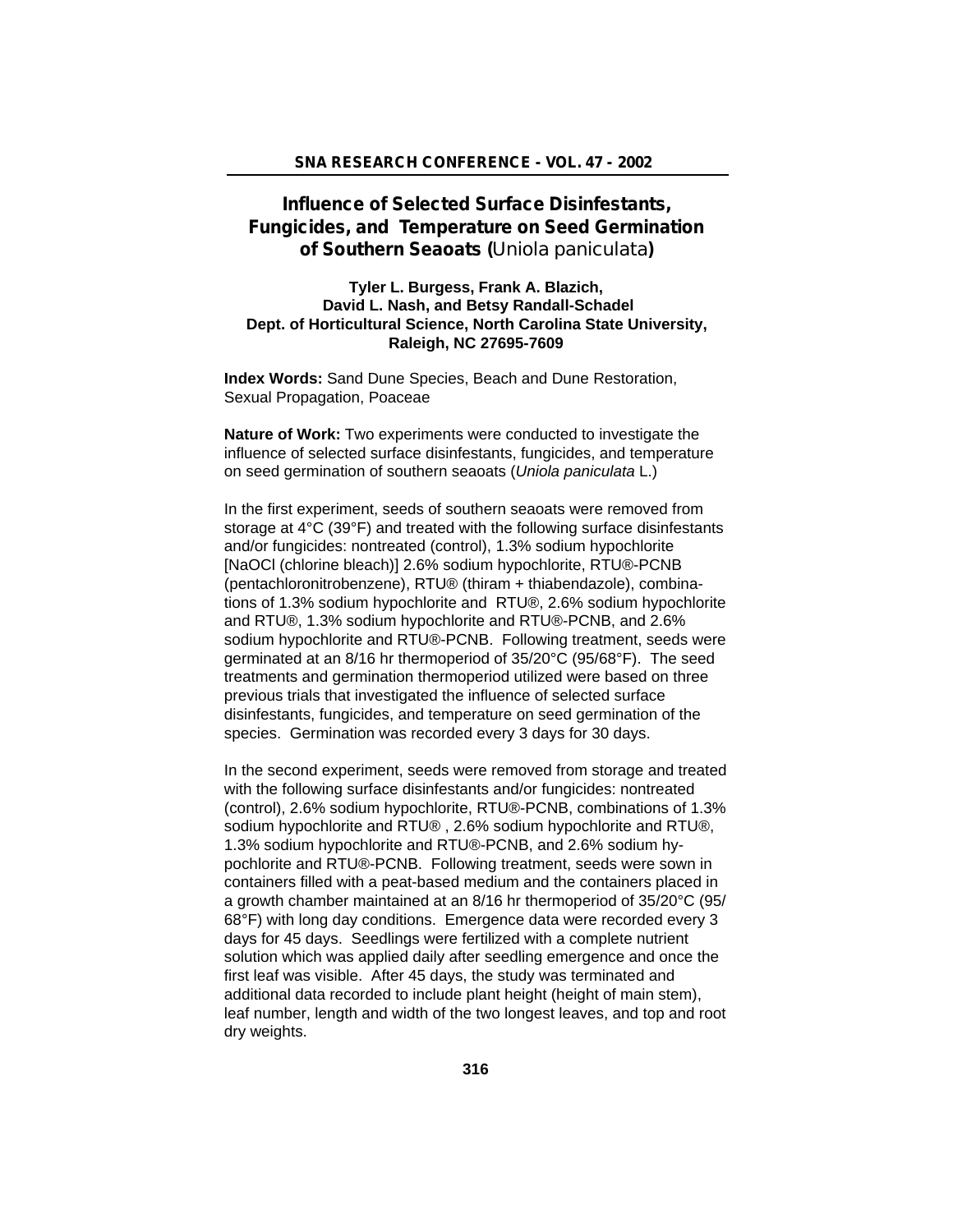# Influence of Selected Surface Disinfestants, Fungicides, and Temperature on Seed Germination of Southern Seaoats (*Uniola paniculata*)

**Tyler L. Burgess, Frank A. Blazich, David L. Nash, and Betsy Randall-Schadel**
**Dept. of Horticultural Science, North Carolina State University, Raleigh, NC 27695-7609**

**Index Words:** Sand Dune Species, Beach and Dune Restoration, Sexual Propagation, Poaceae

**Nature of Work:** Two experiments were conducted to investigate the influence of selected surface disinfestants, fungicides, and temperature on seed germination of southern seaoats (*Uniola paniculata* L.)

In the first experiment, seeds of southern seaoats were removed from storage at 4°C (39°F) and treated with the following surface disinfestants and/or fungicides: nontreated (control), 1.3% sodium hypochlorite [NaOCl (chlorine bleach)] 2.6% sodium hypochlorite, RTU®-PCNB (pentachloronitrobenzene), RTU® (thiram + thiabendazole), combinations of 1.3% sodium hypochlorite and RTU®, 2.6% sodium hypochlorite and RTU®, 1.3% sodium hypochlorite and RTU®-PCNB, and 2.6% sodium hypochlorite and RTU®-PCNB. Following treatment, seeds were germinated at an 8/16 hr thermoperiod of 35/20°C (95/68°F). The seed treatments and germination thermoperiod utilized were based on three previous trials that investigated the influence of selected surface disinfestants, fungicides, and temperature on seed germination of the species. Germination was recorded every 3 days for 30 days.

In the second experiment, seeds were removed from storage and treated with the following surface disinfestants and/or fungicides: nontreated (control), 2.6% sodium hypochlorite, RTU®-PCNB, combinations of 1.3% sodium hypochlorite and RTU® , 2.6% sodium hypochlorite and RTU®, 1.3% sodium hypochlorite and RTU®-PCNB, and 2.6% sodium hypochlorite and RTU®-PCNB. Following treatment, seeds were sown in containers filled with a peat-based medium and the containers placed in a growth chamber maintained at an 8/16 hr thermoperiod of 35/20°C (95/68°F) with long day conditions. Emergence data were recorded every 3 days for 45 days. Seedlings were fertilized with a complete nutrient solution which was applied daily after seedling emergence and once the first leaf was visible. After 45 days, the study was terminated and additional data recorded to include plant height (height of main stem), leaf number, length and width of the two longest leaves, and top and root dry weights.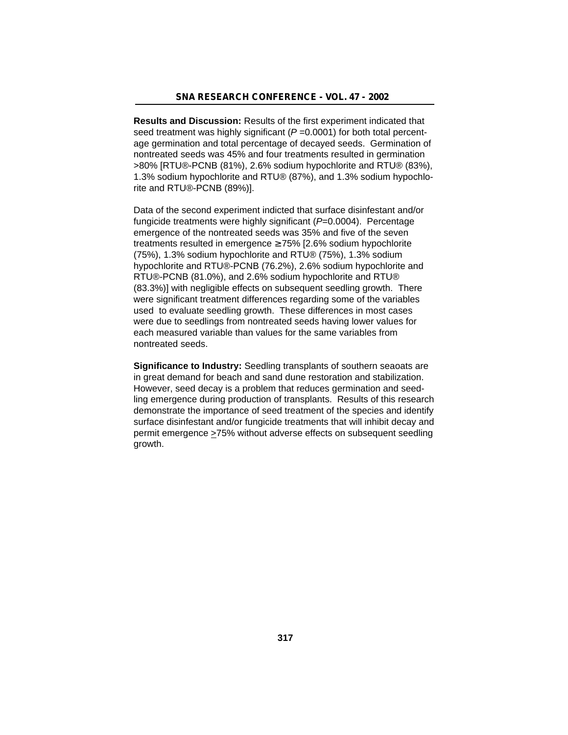**Results and Discussion:** Results of the first experiment indicated that seed treatment was highly significant ($P$ =0.0001) for both total percentage germination and total percentage of decayed seeds. Germination of nontreated seeds was 45% and four treatments resulted in germination >80% [RTU®-PCNB (81%), 2.6% sodium hypochlorite and RTU® (83%), 1.3% sodium hypochlorite and RTU® (87%), and 1.3% sodium hypochlorite and RTU®-PCNB (89%)].

Data of the second experiment indicted that surface disinfestant and/or fungicide treatments were highly significant ($P$=0.0004). Percentage emergence of the nontreated seeds was 35% and five of the seven treatments resulted in emergence ≥ 75% [2.6% sodium hypochlorite (75%), 1.3% sodium hypochlorite and RTU® (75%), 1.3% sodium hypochlorite and RTU®-PCNB (76.2%), 2.6% sodium hypochlorite and RTU®-PCNB (81.0%), and 2.6% sodium hypochlorite and RTU® (83.3%)] with negligible effects on subsequent seedling growth. There were significant treatment differences regarding some of the variables used to evaluate seedling growth. These differences in most cases were due to seedlings from nontreated seeds having lower values for each measured variable than values for the same variables from nontreated seeds.

**Significance to Industry:** Seedling transplants of southern seaoats are in great demand for beach and sand dune restoration and stabilization. However, seed decay is a problem that reduces germination and seedling emergence during production of transplants. Results of this research demonstrate the importance of seed treatment of the species and identify surface disinfestant and/or fungicide treatments that will inhibit decay and permit emergence ≥75% without adverse effects on subsequent seedling growth.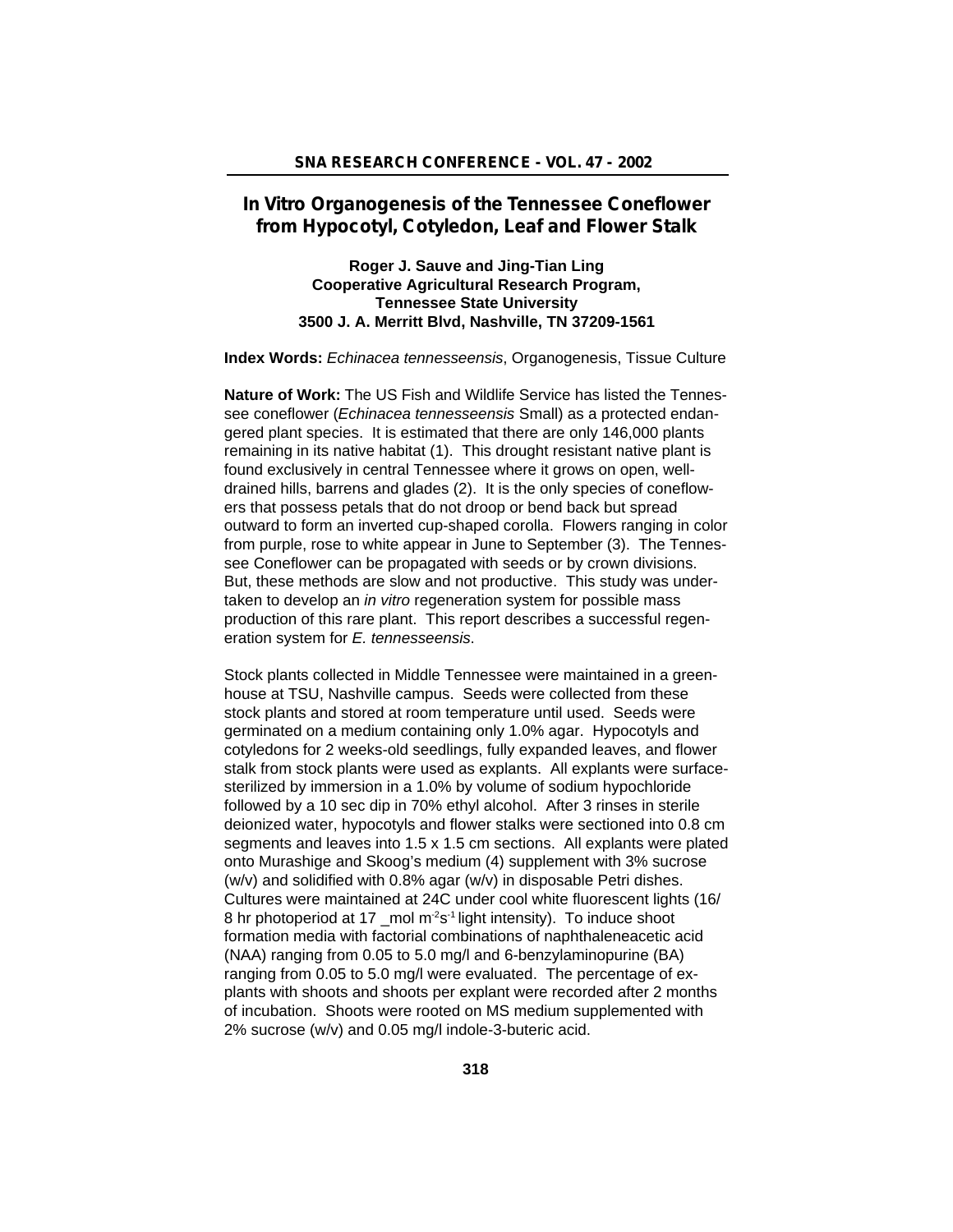# In Vitro Organogenesis of the Tennessee Coneflower from Hypocotyl, Cotyledon, Leaf and Flower Stalk

**Roger J. Sauve and Jing-Tian Ling**
**Cooperative Agricultural Research Program,**
**Tennessee State University**
**3500 J. A. Merritt Blvd, Nashville, TN 37209-1561**

**Index Words:** *Echinacea tennesseensis*, Organogenesis, Tissue Culture

**Nature of Work:** The US Fish and Wildlife Service has listed the Tennessee coneflower (*Echinacea tennesseensis* Small) as a protected endangered plant species. It is estimated that there are only 146,000 plants remaining in its native habitat (1). This drought resistant native plant is found exclusively in central Tennessee where it grows on open, well-drained hills, barrens and glades (2). It is the only species of coneflowers that possess petals that do not droop or bend back but spread outward to form an inverted cup-shaped corolla. Flowers ranging in color from purple, rose to white appear in June to September (3). The Tennessee Coneflower can be propagated with seeds or by crown divisions. But, these methods are slow and not productive. This study was undertaken to develop an *in vitro* regeneration system for possible mass production of this rare plant. This report describes a successful regeneration system for *E. tennesseensis*.

Stock plants collected in Middle Tennessee were maintained in a greenhouse at TSU, Nashville campus. Seeds were collected from these stock plants and stored at room temperature until used. Seeds were germinated on a medium containing only 1.0% agar. Hypocotyls and cotyledons for 2 weeks-old seedlings, fully expanded leaves, and flower stalk from stock plants were used as explants. All explants were surface-sterilized by immersion in a 1.0% by volume of sodium hypochloride followed by a 10 sec dip in 70% ethyl alcohol. After 3 rinses in sterile deionized water, hypocotyls and flower stalks were sectioned into 0.8 cm segments and leaves into 1.5 x 1.5 cm sections. All explants were plated onto Murashige and Skoog's medium (4) supplement with 3% sucrose (w/v) and solidified with 0.8% agar (w/v) in disposable Petri dishes. Cultures were maintained at 24C under cool white fluorescent lights (16/8 hr photoperiod at 17 _mol $m^{-2}s^{-1}$ light intensity). To induce shoot formation media with factorial combinations of naphthaleneacetic acid (NAA) ranging from 0.05 to 5.0 mg/l and 6-benzylaminopurine (BA) ranging from 0.05 to 5.0 mg/l were evaluated. The percentage of explants with shoots and shoots per explant were recorded after 2 months of incubation. Shoots were rooted on MS medium supplemented with 2% sucrose (w/v) and 0.05 mg/l indole-3-buteric acid.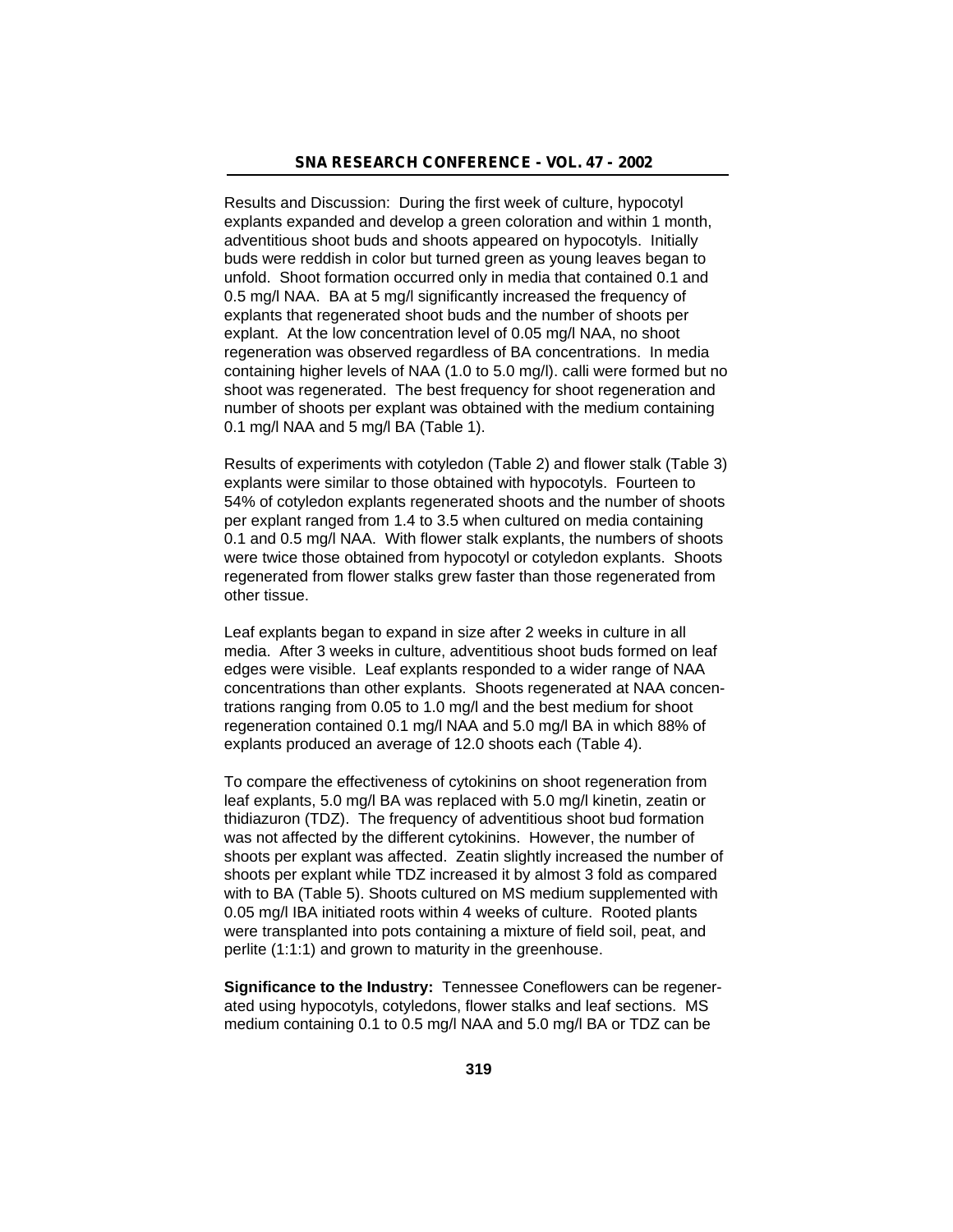Results and Discussion: During the first week of culture, hypocotyl explants expanded and develop a green coloration and within 1 month, adventitious shoot buds and shoots appeared on hypocotyls. Initially buds were reddish in color but turned green as young leaves began to unfold. Shoot formation occurred only in media that contained 0.1 and 0.5 mg/l NAA. BA at 5 mg/l significantly increased the frequency of explants that regenerated shoot buds and the number of shoots per explant. At the low concentration level of 0.05 mg/l NAA, no shoot regeneration was observed regardless of BA concentrations. In media containing higher levels of NAA (1.0 to 5.0 mg/l). calli were formed but no shoot was regenerated. The best frequency for shoot regeneration and number of shoots per explant was obtained with the medium containing 0.1 mg/l NAA and 5 mg/l BA (Table 1).

Results of experiments with cotyledon (Table 2) and flower stalk (Table 3) explants were similar to those obtained with hypocotyls. Fourteen to 54% of cotyledon explants regenerated shoots and the number of shoots per explant ranged from 1.4 to 3.5 when cultured on media containing 0.1 and 0.5 mg/l NAA. With flower stalk explants, the numbers of shoots were twice those obtained from hypocotyl or cotyledon explants. Shoots regenerated from flower stalks grew faster than those regenerated from other tissue.

Leaf explants began to expand in size after 2 weeks in culture in all media. After 3 weeks in culture, adventitious shoot buds formed on leaf edges were visible. Leaf explants responded to a wider range of NAA concentrations than other explants. Shoots regenerated at NAA concentrations ranging from 0.05 to 1.0 mg/l and the best medium for shoot regeneration contained 0.1 mg/l NAA and 5.0 mg/l BA in which 88% of explants produced an average of 12.0 shoots each (Table 4).

To compare the effectiveness of cytokinins on shoot regeneration from leaf explants, 5.0 mg/l BA was replaced with 5.0 mg/l kinetin, zeatin or thidiazuron (TDZ). The frequency of adventitious shoot bud formation was not affected by the different cytokinins. However, the number of shoots per explant was affected. Zeatin slightly increased the number of shoots per explant while TDZ increased it by almost 3 fold as compared with to BA (Table 5). Shoots cultured on MS medium supplemented with 0.05 mg/l IBA initiated roots within 4 weeks of culture. Rooted plants were transplanted into pots containing a mixture of field soil, peat, and perlite (1:1:1) and grown to maturity in the greenhouse.

**Significance to the Industry:** Tennessee Coneflowers can be regenerated using hypocotyls, cotyledons, flower stalks and leaf sections. MS medium containing 0.1 to 0.5 mg/l NAA and 5.0 mg/l BA or TDZ can be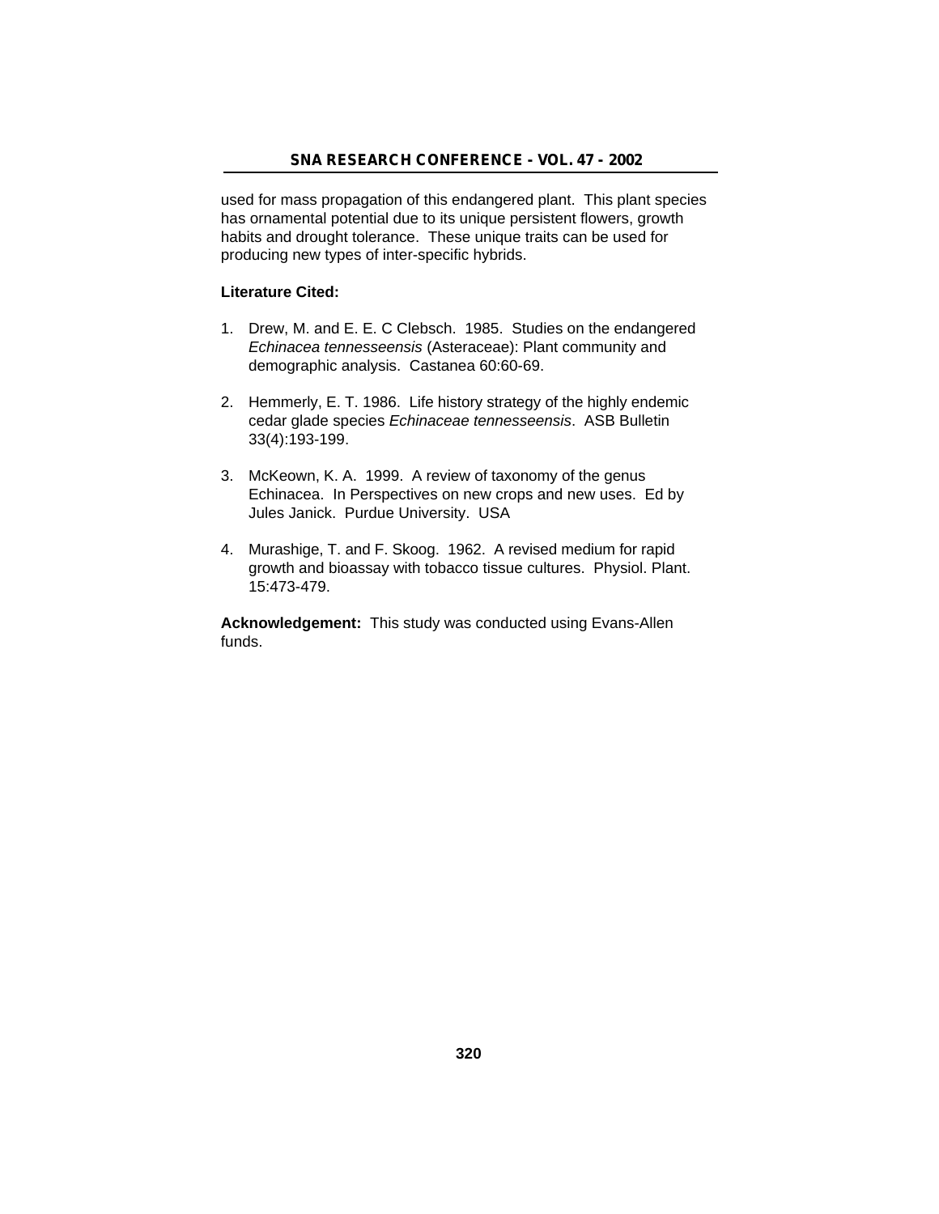used for mass propagation of this endangered plant. This plant species has ornamental potential due to its unique persistent flowers, growth habits and drought tolerance. These unique traits can be used for producing new types of inter-specific hybrids.

**Literature Cited:**

1. Drew, M. and E. E. C Clebsch. 1985. Studies on the endangered *Echinacea tennesseensis* (Asteraceae): Plant community and demographic analysis. Castanea 60:60-69.

2. Hemmerly, E. T. 1986. Life history strategy of the highly endemic cedar glade species *Echinaceae tennesseensis*. ASB Bulletin 33(4):193-199.

3. McKeown, K. A. 1999. A review of taxonomy of the genus Echinacea. In Perspectives on new crops and new uses. Ed by Jules Janick. Purdue University. USA

4. Murashige, T. and F. Skoog. 1962. A revised medium for rapid growth and bioassay with tobacco tissue cultures. Physiol. Plant. 15:473-479.

**Acknowledgement:** This study was conducted using Evans-Allen funds.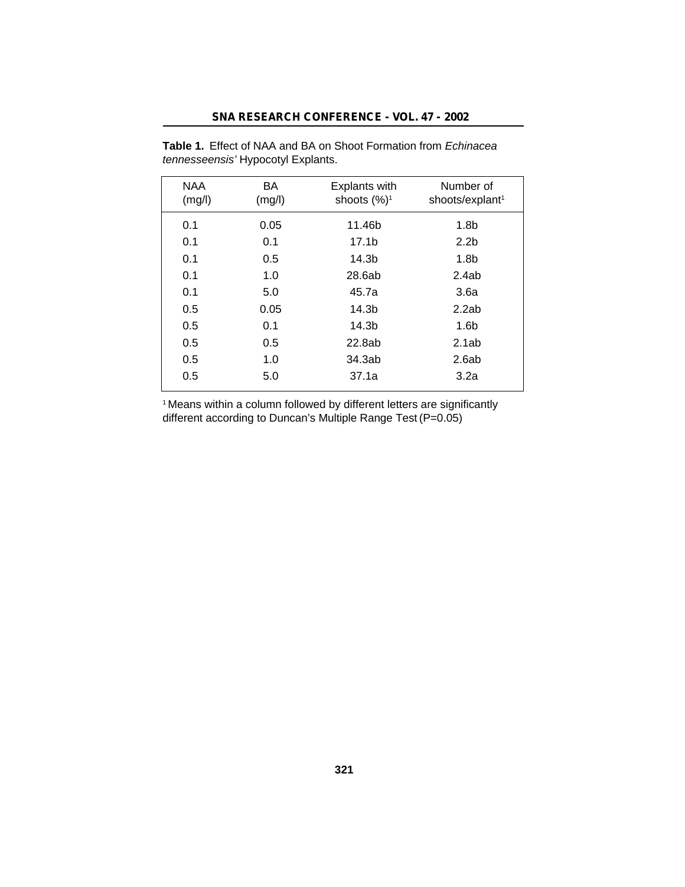**Table 1.** Effect of NAA and BA on Shoot Formation from *Echinacea tennesseensis'* Hypocotyl Explants.

| NAA (mg/l) | BA (mg/l) | Explants with shoots (%)[1] | Number of shoots/explant[1] |
|---|---|---|---|
| 0.1 | 0.05 | 11.46b | 1.8b |
| 0.1 | 0.1 | 17.1b | 2.2b |
| 0.1 | 0.5 | 14.3b | 1.8b |
| 0.1 | 1.0 | 28.6ab | 2.4ab |
| 0.1 | 5.0 | 45.7a | 3.6a |
| 0.5 | 0.05 | 14.3b | 2.2ab |
| 0.5 | 0.1 | 14.3b | 1.6b |
| 0.5 | 0.5 | 22.8ab | 2.1ab |
| 0.5 | 1.0 | 34.3ab | 2.6ab |
| 0.5 | 5.0 | 37.1a | 3.2a |

[1] Means within a column followed by different letters are significantly different according to Duncan's Multiple Range Test (P=0.05)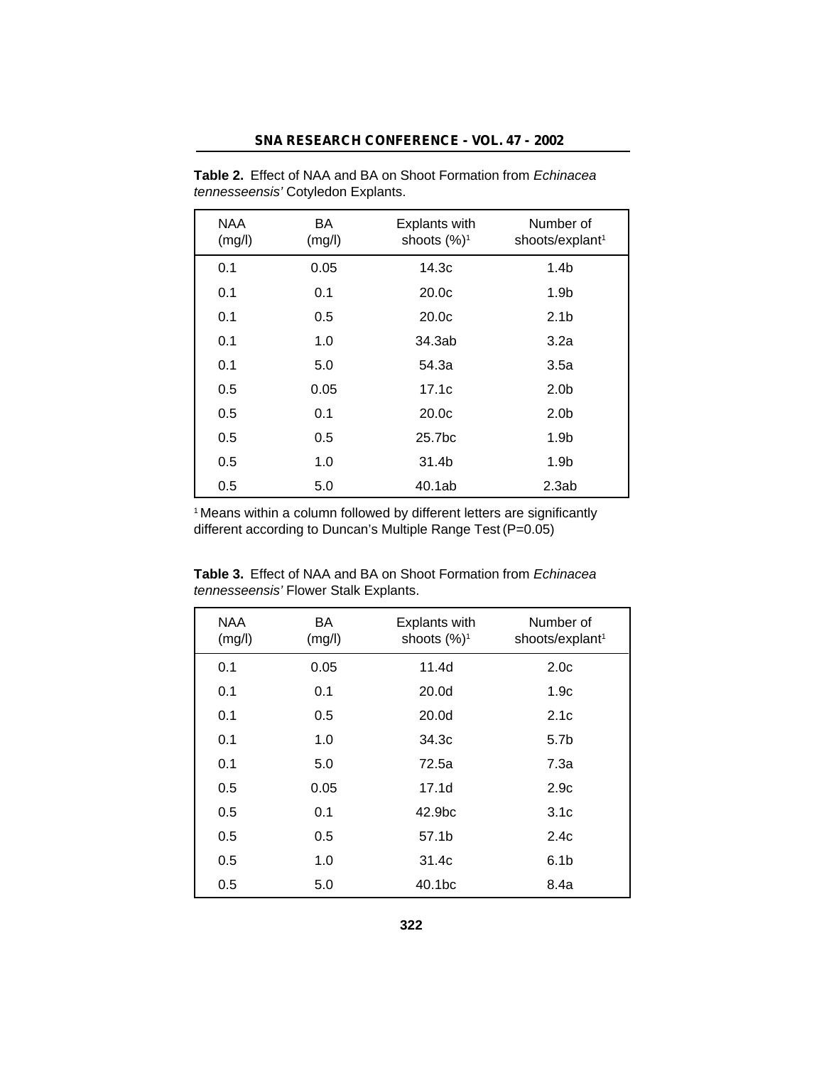**Table 2.** Effect of NAA and BA on Shoot Formation from *Echinacea tennesseensis'* Cotyledon Explants.

| NAA (mg/l) | BA (mg/l) | Explants with shoots (%)[1] | Number of shoots/explant[1] |
|---|---|---|---|
| 0.1 | 0.05 | 14.3c | 1.4b |
| 0.1 | 0.1 | 20.0c | 1.9b |
| 0.1 | 0.5 | 20.0c | 2.1b |
| 0.1 | 1.0 | 34.3ab | 3.2a |
| 0.1 | 5.0 | 54.3a | 3.5a |
| 0.5 | 0.05 | 17.1c | 2.0b |
| 0.5 | 0.1 | 20.0c | 2.0b |
| 0.5 | 0.5 | 25.7bc | 1.9b |
| 0.5 | 1.0 | 31.4b | 1.9b |
| 0.5 | 5.0 | 40.1ab | 2.3ab |

[1] Means within a column followed by different letters are significantly different according to Duncan's Multiple Range Test (P=0.05)

**Table 3.** Effect of NAA and BA on Shoot Formation from *Echinacea tennesseensis'* Flower Stalk Explants.

| NAA (mg/l) | BA (mg/l) | Explants with shoots (%)[1] | Number of shoots/explant[1] |
|---|---|---|---|
| 0.1 | 0.05 | 11.4d | 2.0c |
| 0.1 | 0.1 | 20.0d | 1.9c |
| 0.1 | 0.5 | 20.0d | 2.1c |
| 0.1 | 1.0 | 34.3c | 5.7b |
| 0.1 | 5.0 | 72.5a | 7.3a |
| 0.5 | 0.05 | 17.1d | 2.9c |
| 0.5 | 0.1 | 42.9bc | 3.1c |
| 0.5 | 0.5 | 57.1b | 2.4c |
| 0.5 | 1.0 | 31.4c | 6.1b |
| 0.5 | 5.0 | 40.1bc | 8.4a |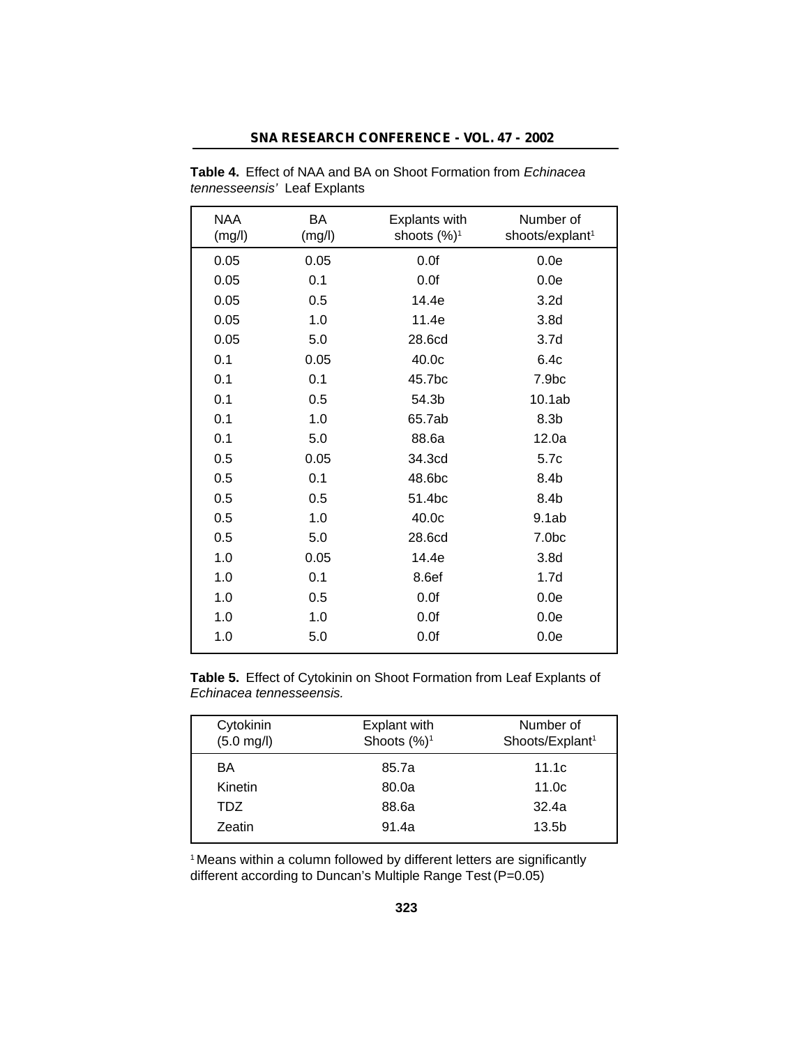**Table 4.** Effect of NAA and BA on Shoot Formation from *Echinacea tennesseensis'* Leaf Explants

| NAA (mg/l) | BA (mg/l) | Explants with shoots (%)[1] | Number of shoots/explant[1] |
|---|---|---|---|
| 0.05 | 0.05 | 0.0f | 0.0e |
| 0.05 | 0.1 | 0.0f | 0.0e |
| 0.05 | 0.5 | 14.4e | 3.2d |
| 0.05 | 1.0 | 11.4e | 3.8d |
| 0.05 | 5.0 | 28.6cd | 3.7d |
| 0.1 | 0.05 | 40.0c | 6.4c |
| 0.1 | 0.1 | 45.7bc | 7.9bc |
| 0.1 | 0.5 | 54.3b | 10.1ab |
| 0.1 | 1.0 | 65.7ab | 8.3b |
| 0.1 | 5.0 | 88.6a | 12.0a |
| 0.5 | 0.05 | 34.3cd | 5.7c |
| 0.5 | 0.1 | 48.6bc | 8.4b |
| 0.5 | 0.5 | 51.4bc | 8.4b |
| 0.5 | 1.0 | 40.0c | 9.1ab |
| 0.5 | 5.0 | 28.6cd | 7.0bc |
| 1.0 | 0.05 | 14.4e | 3.8d |
| 1.0 | 0.1 | 8.6ef | 1.7d |
| 1.0 | 0.5 | 0.0f | 0.0e |
| 1.0 | 1.0 | 0.0f | 0.0e |
| 1.0 | 5.0 | 0.0f | 0.0e |

**Table 5.** Effect of Cytokinin on Shoot Formation from Leaf Explants of *Echinacea tennesseensis.*

| Cytokinin (5.0 mg/l) | Explant with Shoots (%)[1] | Number of Shoots/Explant[1] |
|---|---|---|
| BA | 85.7a | 11.1c |
| Kinetin | 80.0a | 11.0c |
| TDZ | 88.6a | 32.4a |
| Zeatin | 91.4a | 13.5b |

[1] Means within a column followed by different letters are significantly different according to Duncan's Multiple Range Test (P=0.05)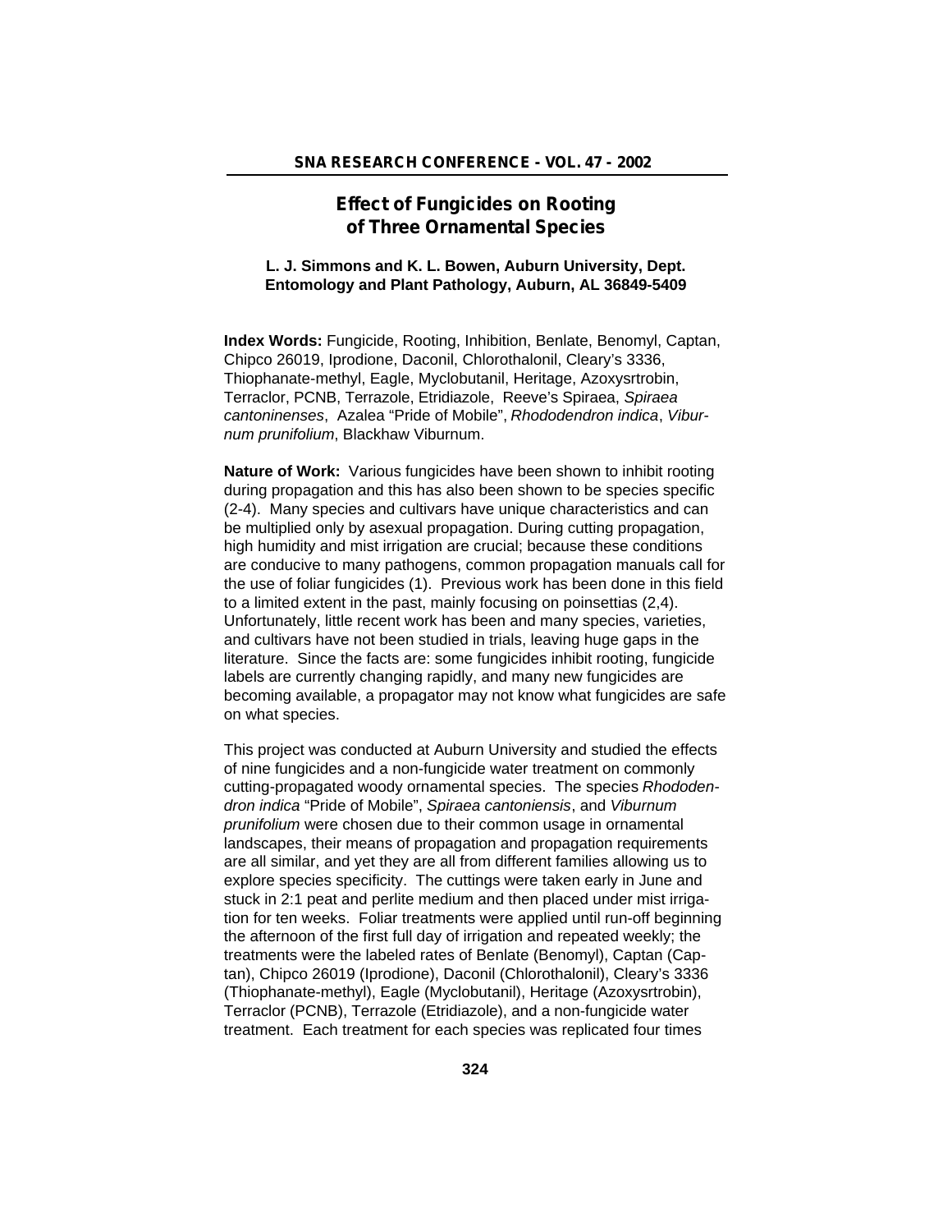# Effect of Fungicides on Rooting of Three Ornamental Species

**L. J. Simmons and K. L. Bowen, Auburn University, Dept. Entomology and Plant Pathology, Auburn, AL 36849-5409**

**Index Words:** Fungicide, Rooting, Inhibition, Benlate, Benomyl, Captan, Chipco 26019, Iprodione, Daconil, Chlorothalonil, Cleary's 3336, Thiophanate-methyl, Eagle, Myclobutanil, Heritage, Azoxysrtrobin, Terraclor, PCNB, Terrazole, Etridiazole, Reeve's Spiraea, *Spiraea cantoninenses*, Azalea "Pride of Mobile", *Rhododendron indica*, *Viburnum prunifolium*, Blackhaw Viburnum.

**Nature of Work:** Various fungicides have been shown to inhibit rooting during propagation and this has also been shown to be species specific (2-4). Many species and cultivars have unique characteristics and can be multiplied only by asexual propagation. During cutting propagation, high humidity and mist irrigation are crucial; because these conditions are conducive to many pathogens, common propagation manuals call for the use of foliar fungicides (1). Previous work has been done in this field to a limited extent in the past, mainly focusing on poinsettias (2,4). Unfortunately, little recent work has been and many species, varieties, and cultivars have not been studied in trials, leaving huge gaps in the literature. Since the facts are: some fungicides inhibit rooting, fungicide labels are currently changing rapidly, and many new fungicides are becoming available, a propagator may not know what fungicides are safe on what species.

This project was conducted at Auburn University and studied the effects of nine fungicides and a non-fungicide water treatment on commonly cutting-propagated woody ornamental species. The species *Rhododendron indica* "Pride of Mobile", *Spiraea cantoniensis*, and *Viburnum prunifolium* were chosen due to their common usage in ornamental landscapes, their means of propagation and propagation requirements are all similar, and yet they are all from different families allowing us to explore species specificity. The cuttings were taken early in June and stuck in 2:1 peat and perlite medium and then placed under mist irrigation for ten weeks. Foliar treatments were applied until run-off beginning the afternoon of the first full day of irrigation and repeated weekly; the treatments were the labeled rates of Benlate (Benomyl), Captan (Captan), Chipco 26019 (Iprodione), Daconil (Chlorothalonil), Cleary's 3336 (Thiophanate-methyl), Eagle (Myclobutanil), Heritage (Azoxysrtrobin), Terraclor (PCNB), Terrazole (Etridiazole), and a non-fungicide water treatment. Each treatment for each species was replicated four times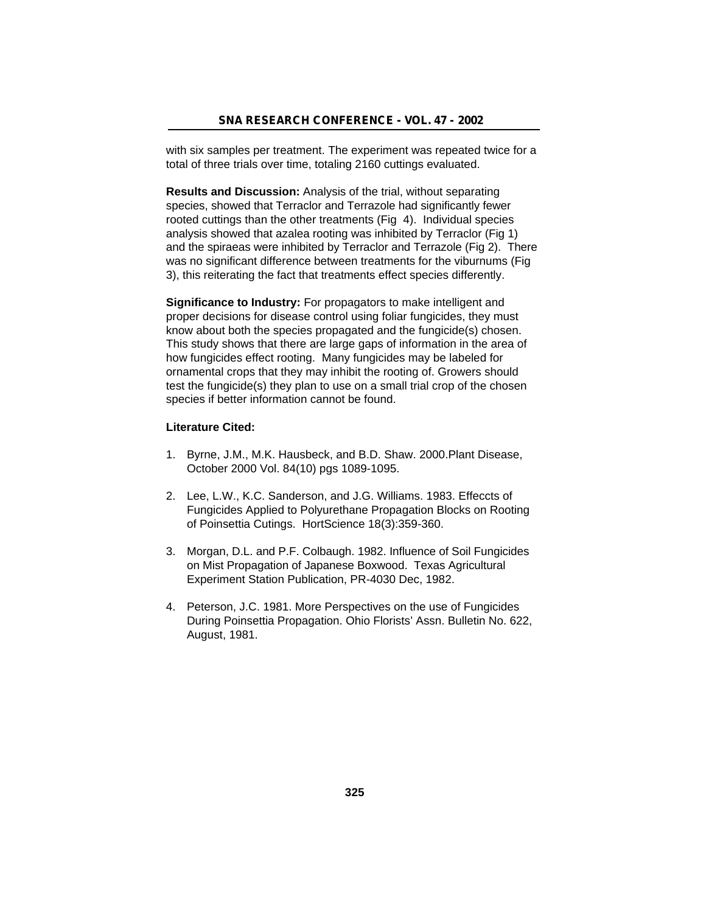with six samples per treatment. The experiment was repeated twice for a total of three trials over time, totaling 2160 cuttings evaluated.

**Results and Discussion:** Analysis of the trial, without separating species, showed that Terraclor and Terrazole had significantly fewer rooted cuttings than the other treatments (Fig 4). Individual species analysis showed that azalea rooting was inhibited by Terraclor (Fig 1) and the spiraeas were inhibited by Terraclor and Terrazole (Fig 2). There was no significant difference between treatments for the viburnums (Fig 3), this reiterating the fact that treatments effect species differently.

**Significance to Industry:** For propagators to make intelligent and proper decisions for disease control using foliar fungicides, they must know about both the species propagated and the fungicide(s) chosen. This study shows that there are large gaps of information in the area of how fungicides effect rooting. Many fungicides may be labeled for ornamental crops that they may inhibit the rooting of. Growers should test the fungicide(s) they plan to use on a small trial crop of the chosen species if better information cannot be found.

**Literature Cited:**

1. Byrne, J.M., M.K. Hausbeck, and B.D. Shaw. 2000.Plant Disease, October 2000 Vol. 84(10) pgs 1089-1095.
2. Lee, L.W., K.C. Sanderson, and J.G. Williams. 1983. Effeccts of Fungicides Applied to Polyurethane Propagation Blocks on Rooting of Poinsettia Cutings. HortScience 18(3):359-360.
3. Morgan, D.L. and P.F. Colbaugh. 1982. Influence of Soil Fungicides on Mist Propagation of Japanese Boxwood. Texas Agricultural Experiment Station Publication, PR-4030 Dec, 1982.
4. Peterson, J.C. 1981. More Perspectives on the use of Fungicides During Poinsettia Propagation. Ohio Florists' Assn. Bulletin No. 622, August, 1981.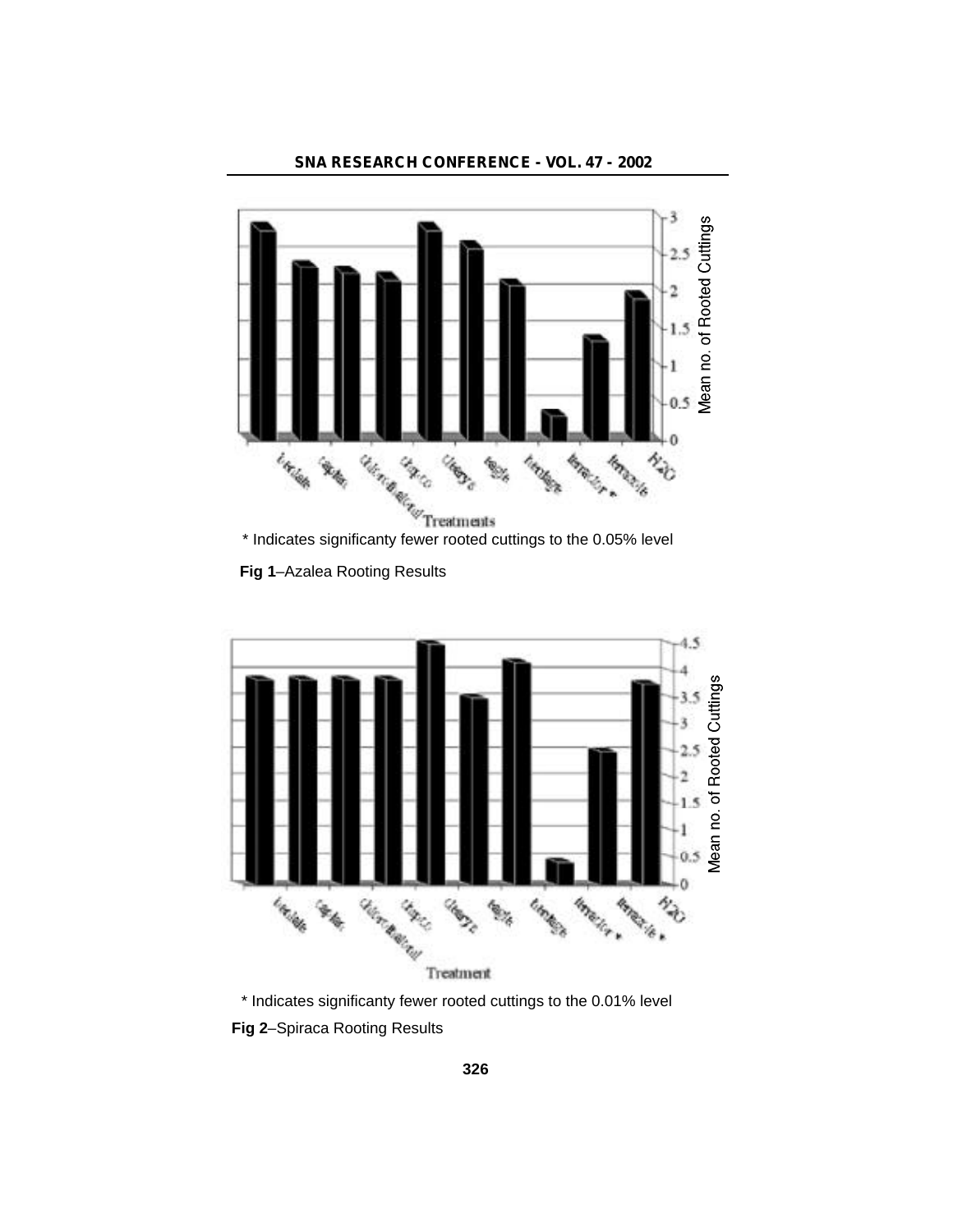\* Indicates significanty fewer rooted cuttings to the 0.05% level

**Fig 1**–Azalea Rooting Results

\* Indicates significanty fewer rooted cuttings to the 0.01% level

**Fig 2**–Spiraca Rooting Results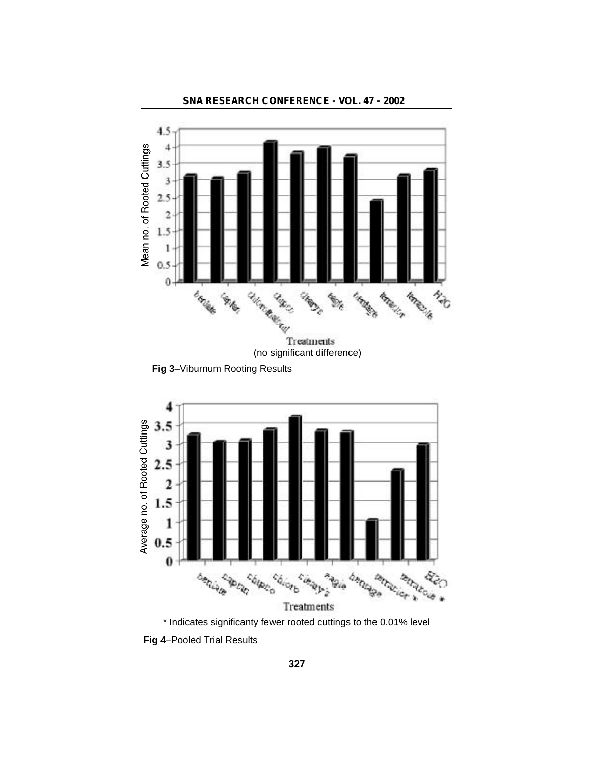(no significant difference)

**Fig 3**–Viburnum Rooting Results

\* Indicates significanty fewer rooted cuttings to the 0.01% level

**Fig 4**–Pooled Trial Results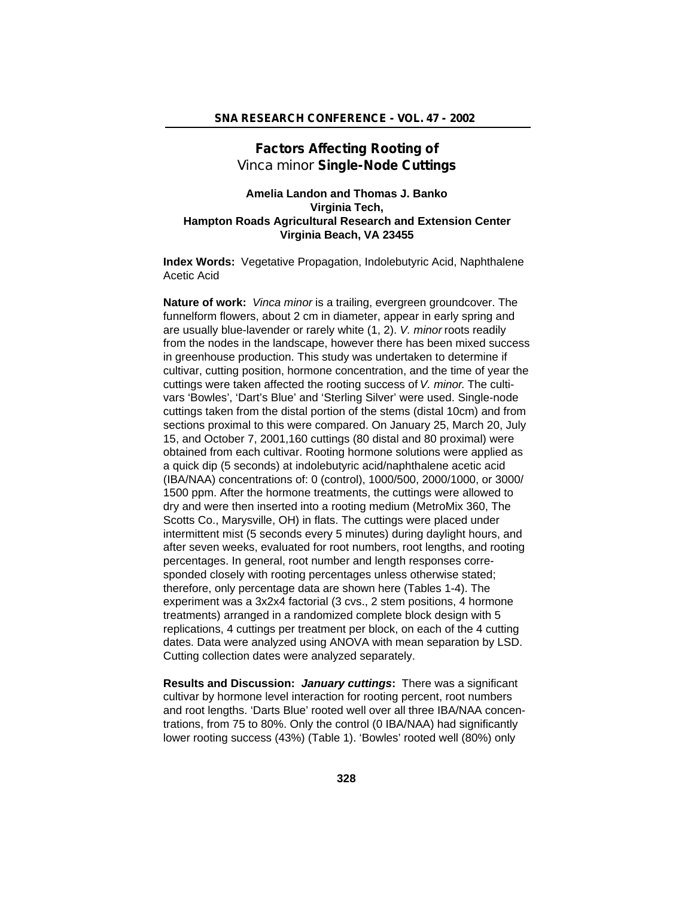# Factors Affecting Rooting of *Vinca minor* Single-Node Cuttings

**Amelia Landon and Thomas J. Banko**
**Virginia Tech,**
**Hampton Roads Agricultural Research and Extension Center**
**Virginia Beach, VA 23455**

**Index Words:** Vegetative Propagation, Indolebutyric Acid, Naphthalene Acetic Acid

**Nature of work:** *Vinca minor* is a trailing, evergreen groundcover. The funnelform flowers, about 2 cm in diameter, appear in early spring and are usually blue-lavender or rarely white (1, 2). *V. minor* roots readily from the nodes in the landscape, however there has been mixed success in greenhouse production. This study was undertaken to determine if cultivar, cutting position, hormone concentration, and the time of year the cuttings were taken affected the rooting success of *V. minor.* The cultivars 'Bowles', 'Dart's Blue' and 'Sterling Silver' were used. Single-node cuttings taken from the distal portion of the stems (distal 10cm) and from sections proximal to this were compared. On January 25, March 20, July 15, and October 7, 2001,160 cuttings (80 distal and 80 proximal) were obtained from each cultivar. Rooting hormone solutions were applied as a quick dip (5 seconds) at indolebutyric acid/naphthalene acetic acid (IBA/NAA) concentrations of: 0 (control), 1000/500, 2000/1000, or 3000/1500 ppm. After the hormone treatments, the cuttings were allowed to dry and were then inserted into a rooting medium (MetroMix 360, The Scotts Co., Marysville, OH) in flats. The cuttings were placed under intermittent mist (5 seconds every 5 minutes) during daylight hours, and after seven weeks, evaluated for root numbers, root lengths, and rooting percentages. In general, root number and length responses corresponded closely with rooting percentages unless otherwise stated; therefore, only percentage data are shown here (Tables 1-4). The experiment was a 3x2x4 factorial (3 cvs., 2 stem positions, 4 hormone treatments) arranged in a randomized complete block design with 5 replications, 4 cuttings per treatment per block, on each of the 4 cutting dates. Data were analyzed using ANOVA with mean separation by LSD. Cutting collection dates were analyzed separately.

**Results and Discussion:** ***January cuttings*:** There was a significant cultivar by hormone level interaction for rooting percent, root numbers and root lengths. 'Darts Blue' rooted well over all three IBA/NAA concentrations, from 75 to 80%. Only the control (0 IBA/NAA) had significantly lower rooting success (43%) (Table 1). 'Bowles' rooted well (80%) only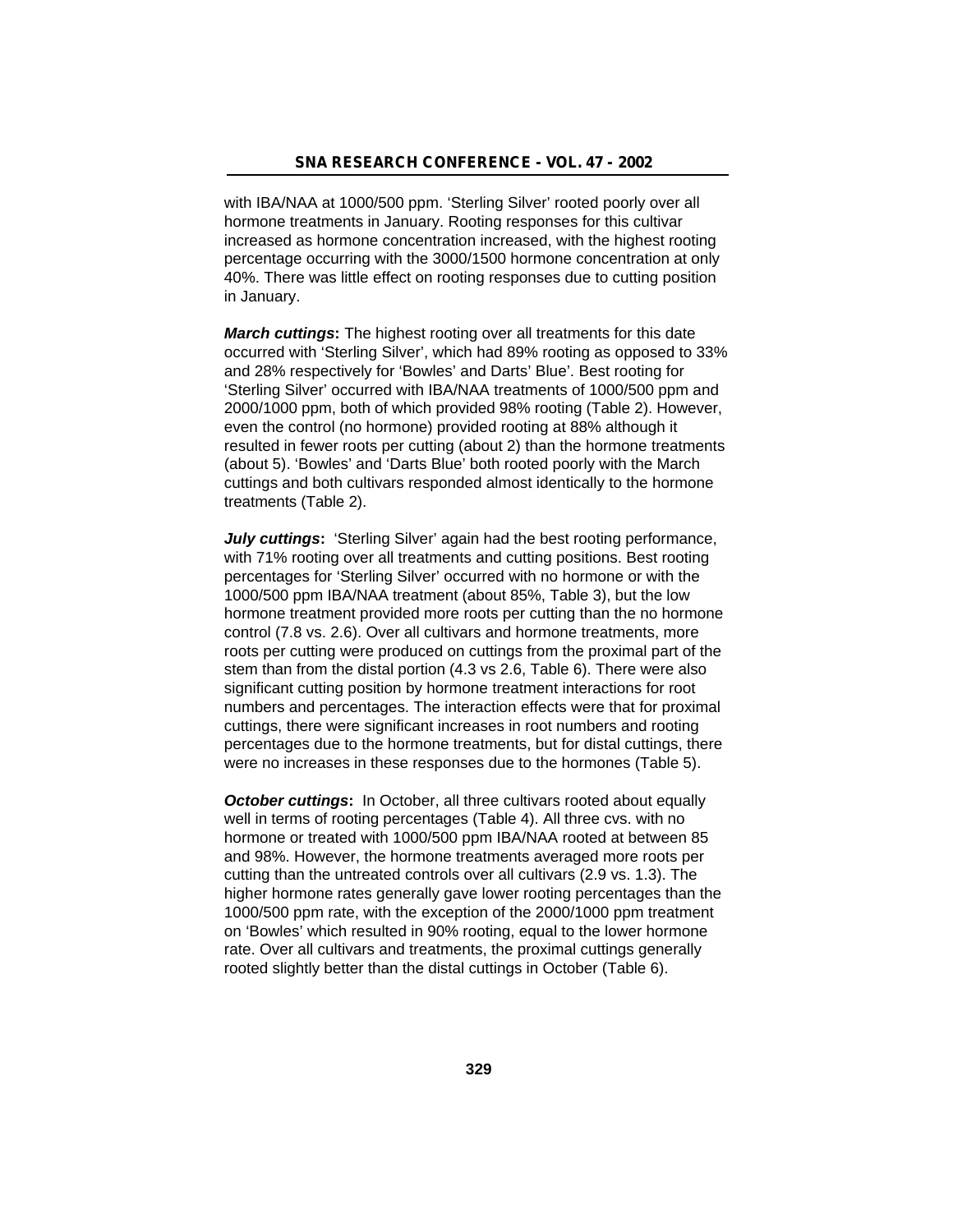with IBA/NAA at 1000/500 ppm. 'Sterling Silver' rooted poorly over all hormone treatments in January. Rooting responses for this cultivar increased as hormone concentration increased, with the highest rooting percentage occurring with the 3000/1500 hormone concentration at only 40%. There was little effect on rooting responses due to cutting position in January.

***March cuttings*:** The highest rooting over all treatments for this date occurred with 'Sterling Silver', which had 89% rooting as opposed to 33% and 28% respectively for 'Bowles' and Darts' Blue'. Best rooting for 'Sterling Silver' occurred with IBA/NAA treatments of 1000/500 ppm and 2000/1000 ppm, both of which provided 98% rooting (Table 2). However, even the control (no hormone) provided rooting at 88% although it resulted in fewer roots per cutting (about 2) than the hormone treatments (about 5). 'Bowles' and 'Darts Blue' both rooted poorly with the March cuttings and both cultivars responded almost identically to the hormone treatments (Table 2).

***July cuttings*:** 'Sterling Silver' again had the best rooting performance, with 71% rooting over all treatments and cutting positions. Best rooting percentages for 'Sterling Silver' occurred with no hormone or with the 1000/500 ppm IBA/NAA treatment (about 85%, Table 3), but the low hormone treatment provided more roots per cutting than the no hormone control (7.8 vs. 2.6). Over all cultivars and hormone treatments, more roots per cutting were produced on cuttings from the proximal part of the stem than from the distal portion (4.3 vs 2.6, Table 6). There were also significant cutting position by hormone treatment interactions for root numbers and percentages. The interaction effects were that for proximal cuttings, there were significant increases in root numbers and rooting percentages due to the hormone treatments, but for distal cuttings, there were no increases in these responses due to the hormones (Table 5).

***October cuttings*:** In October, all three cultivars rooted about equally well in terms of rooting percentages (Table 4). All three cvs. with no hormone or treated with 1000/500 ppm IBA/NAA rooted at between 85 and 98%. However, the hormone treatments averaged more roots per cutting than the untreated controls over all cultivars (2.9 vs. 1.3). The higher hormone rates generally gave lower rooting percentages than the 1000/500 ppm rate, with the exception of the 2000/1000 ppm treatment on 'Bowles' which resulted in 90% rooting, equal to the lower hormone rate. Over all cultivars and treatments, the proximal cuttings generally rooted slightly better than the distal cuttings in October (Table 6).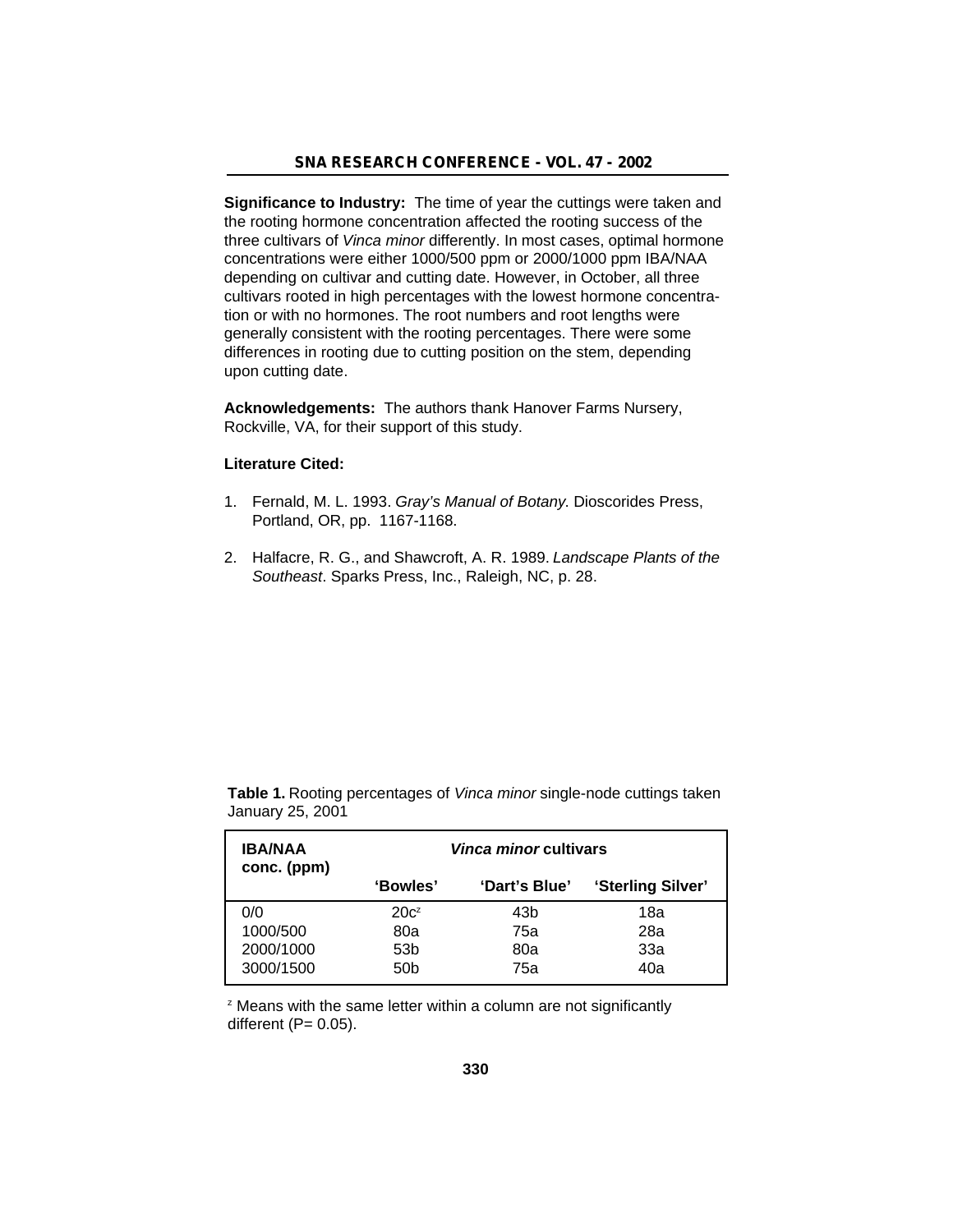**Significance to Industry:** The time of year the cuttings were taken and the rooting hormone concentration affected the rooting success of the three cultivars of *Vinca minor* differently. In most cases, optimal hormone concentrations were either 1000/500 ppm or 2000/1000 ppm IBA/NAA depending on cultivar and cutting date. However, in October, all three cultivars rooted in high percentages with the lowest hormone concentration or with no hormones. The root numbers and root lengths were generally consistent with the rooting percentages. There were some differences in rooting due to cutting position on the stem, depending upon cutting date.

**Acknowledgements:** The authors thank Hanover Farms Nursery, Rockville, VA, for their support of this study.

**Literature Cited:**

1. Fernald, M. L. 1993. *Gray's Manual of Botany.* Dioscorides Press, Portland, OR, pp. 1167-1168.
2. Halfacre, R. G., and Shawcroft, A. R. 1989. *Landscape Plants of the Southeast*. Sparks Press, Inc., Raleigh, NC, p. 28.

**Table 1.** Rooting percentages of *Vinca minor* single-node cuttings taken January 25, 2001

| IBA/NAA conc. (ppm) | ***Vinca minor* cultivars** | | |
|---|---|---|---|
| | **'Bowles'** | **'Dart's Blue'** | **'Sterling Silver'** |
| 0/0 | 20c[z] | 43b | 18a |
| 1000/500 | 80a | 75a | 28a |
| 2000/1000 | 53b | 80a | 33a |
| 3000/1500 | 50b | 75a | 40a |

[z] Means with the same letter within a column are not significantly different (P= 0.05).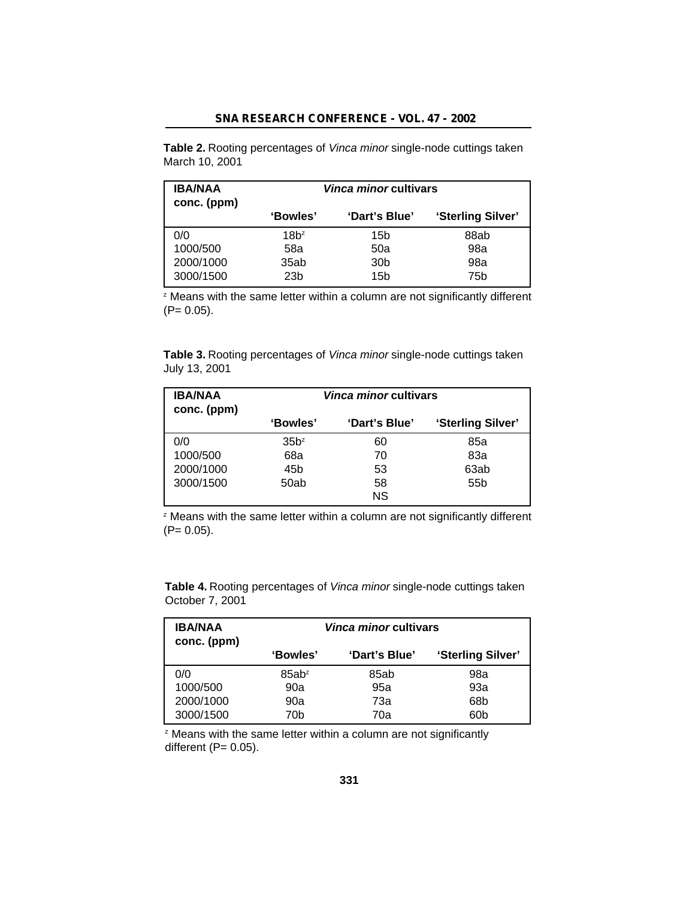**Table 2.** Rooting percentages of *Vinca minor* single-node cuttings taken March 10, 2001

| IBA/NAA conc. (ppm) | *Vinca minor* cultivars | | |
|---|---|---|---|
| | 'Bowles' | 'Dart's Blue' | 'Sterling Silver' |
| 0/0 | 18b[z] | 15b | 88ab |
| 1000/500 | 58a | 50a | 98a |
| 2000/1000 | 35ab | 30b | 98a |
| 3000/1500 | 23b | 15b | 75b |

[z] Means with the same letter within a column are not significantly different (P= 0.05).

**Table 3.** Rooting percentages of *Vinca minor* single-node cuttings taken July 13, 2001

| IBA/NAA conc. (ppm) | *Vinca minor* cultivars | | |
|---|---|---|---|
| | 'Bowles' | 'Dart's Blue' | 'Sterling Silver' |
| 0/0 | 35b[z] | 60 | 85a |
| 1000/500 | 68a | 70 | 83a |
| 2000/1000 | 45b | 53 | 63ab |
| 3000/1500 | 50ab | 58 | 55b |
| | | NS | |

[z] Means with the same letter within a column are not significantly different (P= 0.05).

**Table 4.** Rooting percentages of *Vinca minor* single-node cuttings taken October 7, 2001

| IBA/NAA conc. (ppm) | *Vinca minor* cultivars | | |
|---|---|---|---|
| | 'Bowles' | 'Dart's Blue' | 'Sterling Silver' |
| 0/0 | 85ab[z] | 85ab | 98a |
| 1000/500 | 90a | 95a | 93a |
| 2000/1000 | 90a | 73a | 68b |
| 3000/1500 | 70b | 70a | 60b |

[z] Means with the same letter within a column are not significantly different (P= 0.05).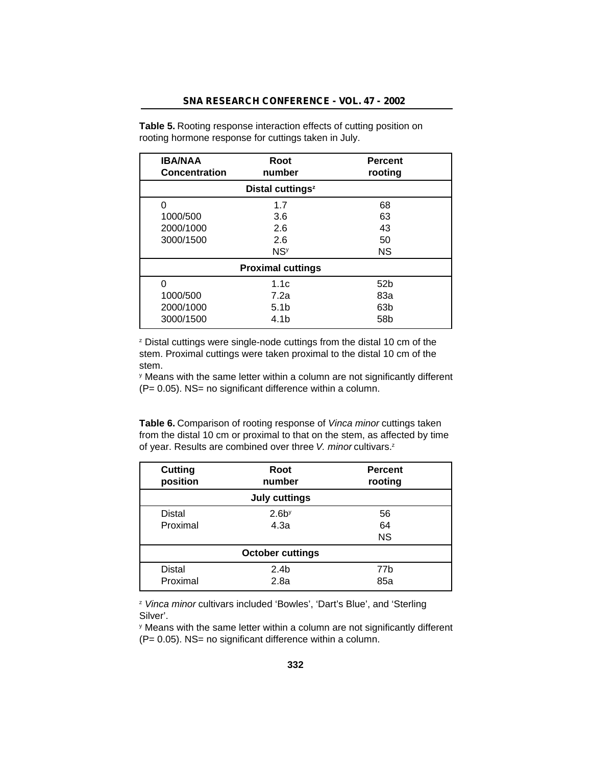**Table 5.** Rooting response interaction effects of cutting position on rooting hormone response for cuttings taken in July.

| IBA/NAA Concentration | Root number | Percent rooting |
|---|---|---|
| | **Distal cuttings[z]** | |
| 0 | 1.7 | 68 |
| 1000/500 | 3.6 | 63 |
| 2000/1000 | 2.6 | 43 |
| 3000/1500 | 2.6 | 50 |
| | NS[y] | NS |
| | **Proximal cuttings** | |
| 0 | 1.1c | 52b |
| 1000/500 | 7.2a | 83a |
| 2000/1000 | 5.1b | 63b |
| 3000/1500 | 4.1b | 58b |

[z] Distal cuttings were single-node cuttings from the distal 10 cm of the stem. Proximal cuttings were taken proximal to the distal 10 cm of the stem.

[y] Means with the same letter within a column are not significantly different (P= 0.05). NS= no significant difference within a column.

**Table 6.** Comparison of rooting response of *Vinca minor* cuttings taken from the distal 10 cm or proximal to that on the stem, as affected by time of year. Results are combined over three *V. minor* cultivars.[z]

| Cutting position | Root number | Percent rooting |
|---|---|---|
| | **July cuttings** | |
| Distal | 2.6b[y] | 56 |
| Proximal | 4.3a | 64 |
| | | NS |
| | **October cuttings** | |
| Distal | 2.4b | 77b |
| Proximal | 2.8a | 85a |

[z] *Vinca minor* cultivars included 'Bowles', 'Dart's Blue', and 'Sterling Silver'.

[y] Means with the same letter within a column are not significantly different (P= 0.05). NS= no significant difference within a column.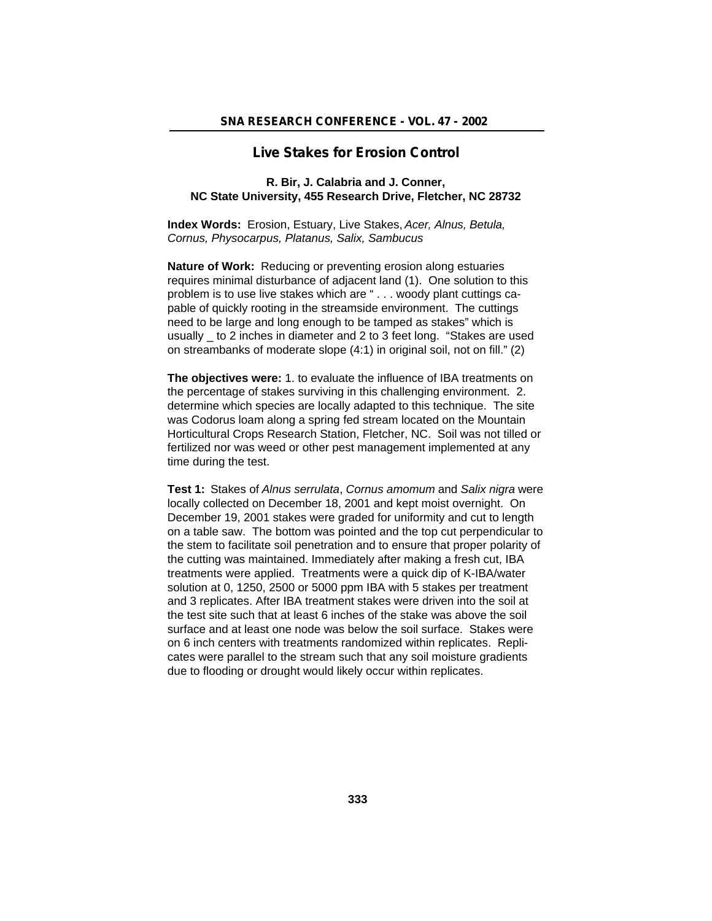# Live Stakes for Erosion Control

**R. Bir, J. Calabria and J. Conner, NC State University, 455 Research Drive, Fletcher, NC 28732**

**Index Words:** Erosion, Estuary, Live Stakes, *Acer, Alnus, Betula, Cornus, Physocarpus, Platanus, Salix, Sambucus*

**Nature of Work:** Reducing or preventing erosion along estuaries requires minimal disturbance of adjacent land (1). One solution to this problem is to use live stakes which are " . . . woody plant cuttings capable of quickly rooting in the streamside environment. The cuttings need to be large and long enough to be tamped as stakes" which is usually _ to 2 inches in diameter and 2 to 3 feet long. "Stakes are used on streambanks of moderate slope (4:1) in original soil, not on fill." (2)

**The objectives were:** 1. to evaluate the influence of IBA treatments on the percentage of stakes surviving in this challenging environment. 2. determine which species are locally adapted to this technique. The site was Codorus loam along a spring fed stream located on the Mountain Horticultural Crops Research Station, Fletcher, NC. Soil was not tilled or fertilized nor was weed or other pest management implemented at any time during the test.

**Test 1:** Stakes of *Alnus serrulata*, *Cornus amomum* and *Salix nigra* were locally collected on December 18, 2001 and kept moist overnight. On December 19, 2001 stakes were graded for uniformity and cut to length on a table saw. The bottom was pointed and the top cut perpendicular to the stem to facilitate soil penetration and to ensure that proper polarity of the cutting was maintained. Immediately after making a fresh cut, IBA treatments were applied. Treatments were a quick dip of K-IBA/water solution at 0, 1250, 2500 or 5000 ppm IBA with 5 stakes per treatment and 3 replicates. After IBA treatment stakes were driven into the soil at the test site such that at least 6 inches of the stake was above the soil surface and at least one node was below the soil surface. Stakes were on 6 inch centers with treatments randomized within replicates. Replicates were parallel to the stream such that any soil moisture gradients due to flooding or drought would likely occur within replicates.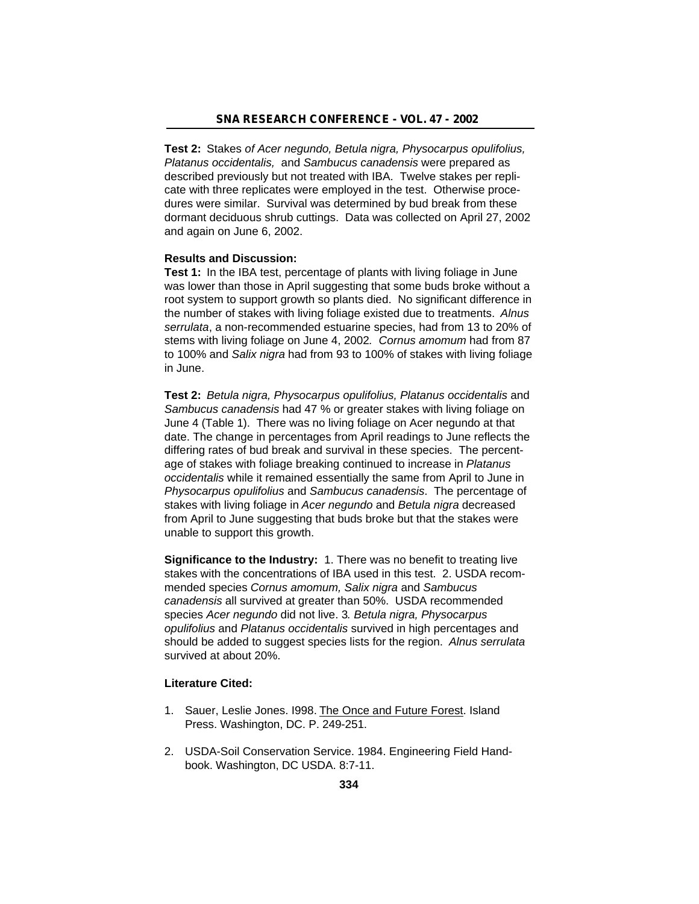**Test 2:** Stakes *of Acer negundo, Betula nigra, Physocarpus opulifolius, Platanus occidentalis,* and *Sambucus canadensis* were prepared as described previously but not treated with IBA. Twelve stakes per replicate with three replicates were employed in the test. Otherwise procedures were similar. Survival was determined by bud break from these dormant deciduous shrub cuttings. Data was collected on April 27, 2002 and again on June 6, 2002.

**Results and Discussion:**

**Test 1:** In the IBA test, percentage of plants with living foliage in June was lower than those in April suggesting that some buds broke without a root system to support growth so plants died. No significant difference in the number of stakes with living foliage existed due to treatments. *Alnus serrulata*, a non-recommended estuarine species, had from 13 to 20% of stems with living foliage on June 4, 2002*. Cornus amomum* had from 87 to 100% and *Salix nigra* had from 93 to 100% of stakes with living foliage in June.

**Test 2:** *Betula nigra, Physocarpus opulifolius, Platanus occidentalis* and *Sambucus canadensis* had 47 % or greater stakes with living foliage on June 4 (Table 1). There was no living foliage on Acer negundo at that date. The change in percentages from April readings to June reflects the differing rates of bud break and survival in these species. The percentage of stakes with foliage breaking continued to increase in *Platanus occidentalis* while it remained essentially the same from April to June in *Physocarpus opulifolius* and *Sambucus canadensis*. The percentage of stakes with living foliage in *Acer negundo* and *Betula nigra* decreased from April to June suggesting that buds broke but that the stakes were unable to support this growth.

**Significance to the Industry:** 1. There was no benefit to treating live stakes with the concentrations of IBA used in this test. 2. USDA recommended species *Cornus amomum, Salix nigra* and *Sambucus canadensis* all survived at greater than 50%. USDA recommended species *Acer negundo* did not live. 3*. Betula nigra, Physocarpus opulifolius* and *Platanus occidentalis* survived in high percentages and should be added to suggest species lists for the region. *Alnus serrulata* survived at about 20%.

**Literature Cited:**

1. Sauer, Leslie Jones. I998. The Once and Future Forest. Island Press. Washington, DC. P. 249-251.

2. USDA-Soil Conservation Service. 1984. Engineering Field Handbook. Washington, DC USDA. 8:7-11.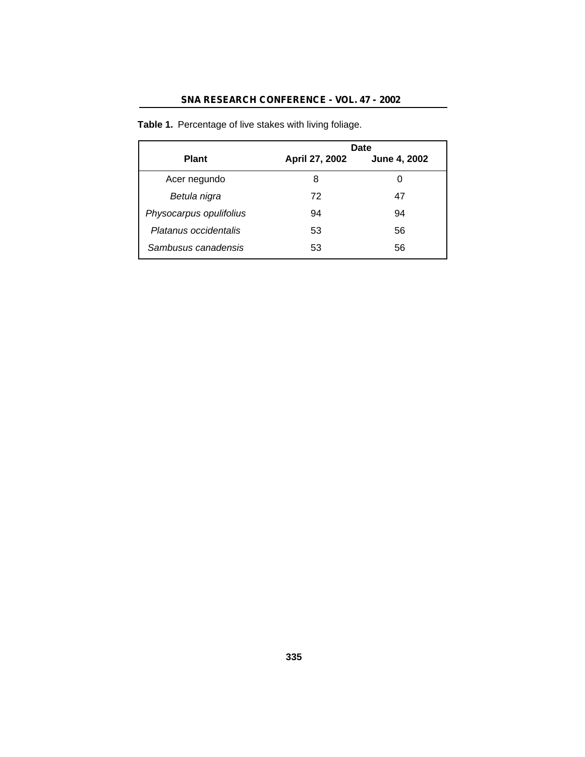**Table 1.** Percentage of live stakes with living foliage.

| Plant | Date | |
|---|---|---|
| | April 27, 2002 | June 4, 2002 |
| Acer negundo | 8 | 0 |
| *Betula nigra* | 72 | 47 |
| *Physocarpus opulifolius* | 94 | 94 |
| *Platanus occidentalis* | 53 | 56 |
| *Sambusus canadensis* | 53 | 56 |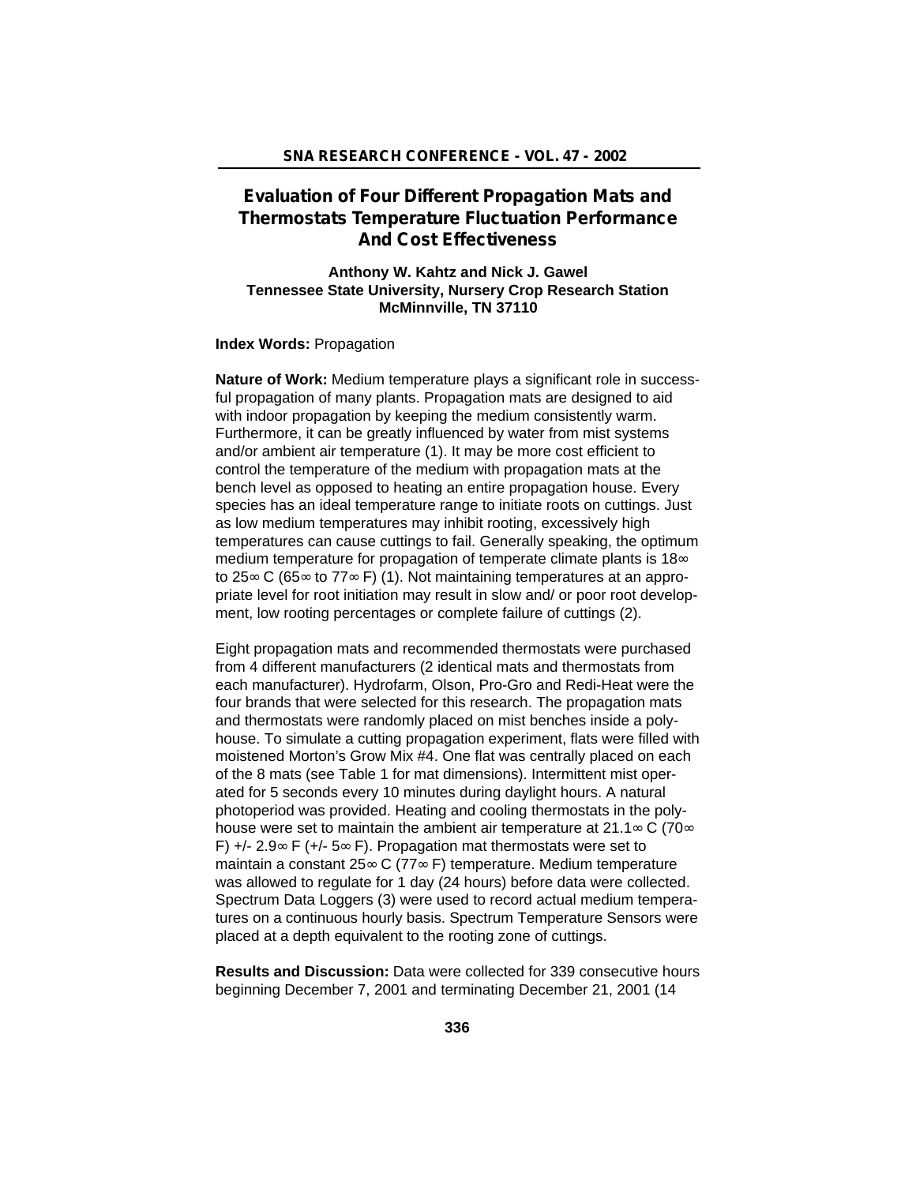# Evaluation of Four Different Propagation Mats and Thermostats Temperature Fluctuation Performance And Cost Effectiveness

**Anthony W. Kahtz and Nick J. Gawel**
**Tennessee State University, Nursery Crop Research Station**
**McMinnville, TN 37110**

**Index Words:** Propagation

**Nature of Work:** Medium temperature plays a significant role in successful propagation of many plants. Propagation mats are designed to aid with indoor propagation by keeping the medium consistently warm. Furthermore, it can be greatly influenced by water from mist systems and/or ambient air temperature (1). It may be more cost efficient to control the temperature of the medium with propagation mats at the bench level as opposed to heating an entire propagation house. Every species has an ideal temperature range to initiate roots on cuttings. Just as low medium temperatures may inhibit rooting, excessively high temperatures can cause cuttings to fail. Generally speaking, the optimum medium temperature for propagation of temperate climate plants is 18∞ to 25∞ C (65∞ to 77∞ F) (1). Not maintaining temperatures at an appropriate level for root initiation may result in slow and/ or poor root development, low rooting percentages or complete failure of cuttings (2).

Eight propagation mats and recommended thermostats were purchased from 4 different manufacturers (2 identical mats and thermostats from each manufacturer). Hydrofarm, Olson, Pro-Gro and Redi-Heat were the four brands that were selected for this research. The propagation mats and thermostats were randomly placed on mist benches inside a polyhouse. To simulate a cutting propagation experiment, flats were filled with moistened Morton's Grow Mix #4. One flat was centrally placed on each of the 8 mats (see Table 1 for mat dimensions). Intermittent mist operated for 5 seconds every 10 minutes during daylight hours. A natural photoperiod was provided. Heating and cooling thermostats in the polyhouse were set to maintain the ambient air temperature at 21.1∞ C (70∞ F) +/- 2.9∞ F (+/- 5∞ F). Propagation mat thermostats were set to maintain a constant 25∞ C (77∞ F) temperature. Medium temperature was allowed to regulate for 1 day (24 hours) before data were collected. Spectrum Data Loggers (3) were used to record actual medium temperatures on a continuous hourly basis. Spectrum Temperature Sensors were placed at a depth equivalent to the rooting zone of cuttings.

**Results and Discussion:** Data were collected for 339 consecutive hours beginning December 7, 2001 and terminating December 21, 2001 (14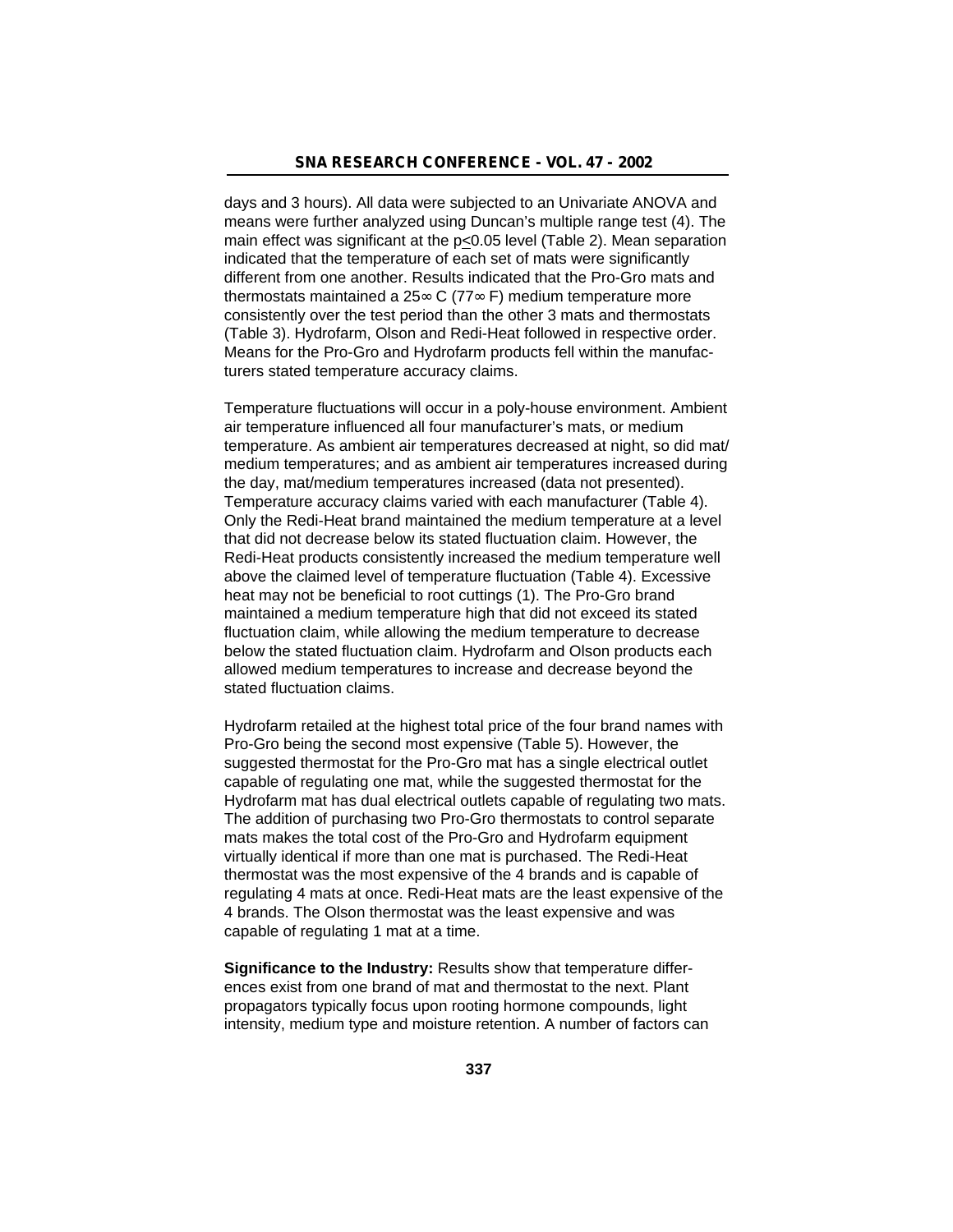days and 3 hours). All data were subjected to an Univariate ANOVA and means were further analyzed using Duncan's multiple range test (4). The main effect was significant at the $p \leq 0.05$ level (Table 2). Mean separation indicated that the temperature of each set of mats were significantly different from one another. Results indicated that the Pro-Gro mats and thermostats maintained a 25∞ C (77∞ F) medium temperature more consistently over the test period than the other 3 mats and thermostats (Table 3). Hydrofarm, Olson and Redi-Heat followed in respective order. Means for the Pro-Gro and Hydrofarm products fell within the manufacturers stated temperature accuracy claims.

Temperature fluctuations will occur in a poly-house environment. Ambient air temperature influenced all four manufacturer's mats, or medium temperature. As ambient air temperatures decreased at night, so did mat/medium temperatures; and as ambient air temperatures increased during the day, mat/medium temperatures increased (data not presented). Temperature accuracy claims varied with each manufacturer (Table 4). Only the Redi-Heat brand maintained the medium temperature at a level that did not decrease below its stated fluctuation claim. However, the Redi-Heat products consistently increased the medium temperature well above the claimed level of temperature fluctuation (Table 4). Excessive heat may not be beneficial to root cuttings (1). The Pro-Gro brand maintained a medium temperature high that did not exceed its stated fluctuation claim, while allowing the medium temperature to decrease below the stated fluctuation claim. Hydrofarm and Olson products each allowed medium temperatures to increase and decrease beyond the stated fluctuation claims.

Hydrofarm retailed at the highest total price of the four brand names with Pro-Gro being the second most expensive (Table 5). However, the suggested thermostat for the Pro-Gro mat has a single electrical outlet capable of regulating one mat, while the suggested thermostat for the Hydrofarm mat has dual electrical outlets capable of regulating two mats. The addition of purchasing two Pro-Gro thermostats to control separate mats makes the total cost of the Pro-Gro and Hydrofarm equipment virtually identical if more than one mat is purchased. The Redi-Heat thermostat was the most expensive of the 4 brands and is capable of regulating 4 mats at once. Redi-Heat mats are the least expensive of the 4 brands. The Olson thermostat was the least expensive and was capable of regulating 1 mat at a time.

**Significance to the Industry:** Results show that temperature differences exist from one brand of mat and thermostat to the next. Plant propagators typically focus upon rooting hormone compounds, light intensity, medium type and moisture retention. A number of factors can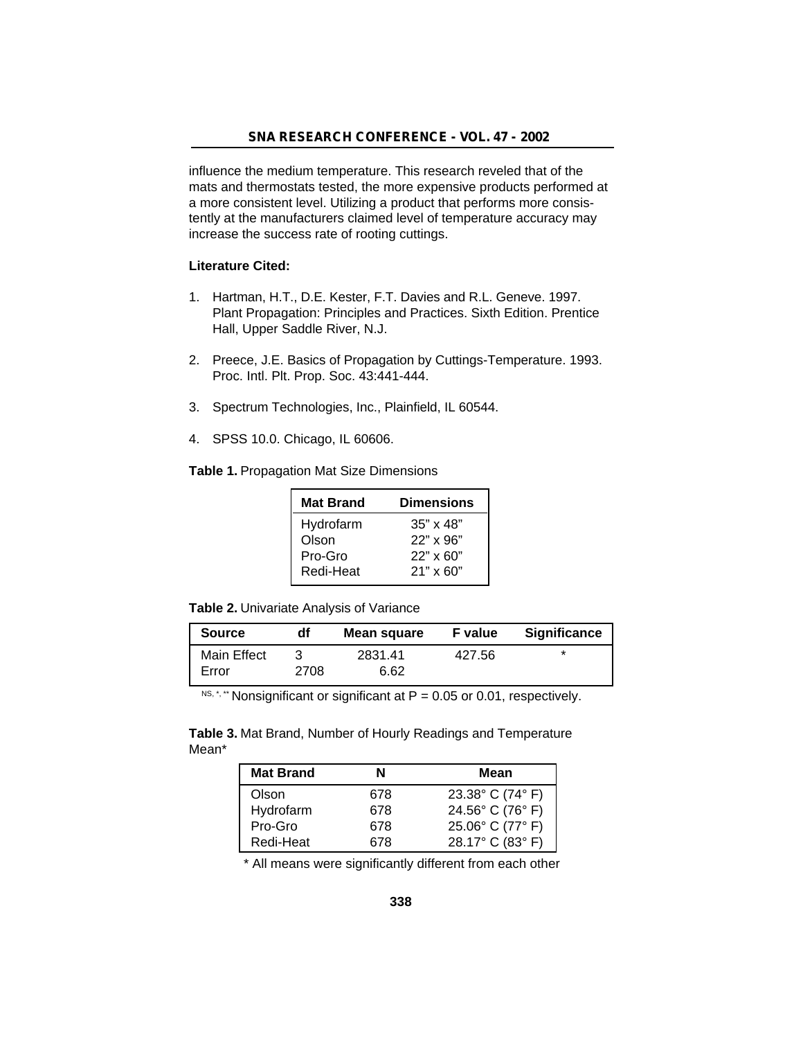influence the medium temperature. This research reveled that of the mats and thermostats tested, the more expensive products performed at a more consistent level. Utilizing a product that performs more consistently at the manufacturers claimed level of temperature accuracy may increase the success rate of rooting cuttings.

**Literature Cited:**

1. Hartman, H.T., D.E. Kester, F.T. Davies and R.L. Geneve. 1997. Plant Propagation: Principles and Practices. Sixth Edition. Prentice Hall, Upper Saddle River, N.J.
2. Preece, J.E. Basics of Propagation by Cuttings-Temperature. 1993. Proc. Intl. Plt. Prop. Soc. 43:441-444.
3. Spectrum Technologies, Inc., Plainfield, IL 60544.
4. SPSS 10.0. Chicago, IL 60606.

**Table 1.** Propagation Mat Size Dimensions

| Mat Brand | Dimensions |
|---|---|
| Hydrofarm | 35” x 48” |
| Olson | 22” x 96” |
| Pro-Gro | 22” x 60” |
| Redi-Heat | 21” x 60” |

**Table 2.** Univariate Analysis of Variance

| Source | df | Mean square | F value | Significance |
|---|---|---|---|---|
| Main Effect | 3 | 2831.41 | 427.56 | * |
| Error | 2708 | 6.62 | | |

NS, *, ** Nonsignificant or significant at P = 0.05 or 0.01, respectively.

**Table 3.** Mat Brand, Number of Hourly Readings and Temperature Mean*

| Mat Brand | N | Mean |
|---|---|---|
| Olson | 678 | 23.38° C (74° F) |
| Hydrofarm | 678 | 24.56° C (76° F) |
| Pro-Gro | 678 | 25.06° C (77° F) |
| Redi-Heat | 678 | 28.17° C (83° F) |

* All means were significantly different from each other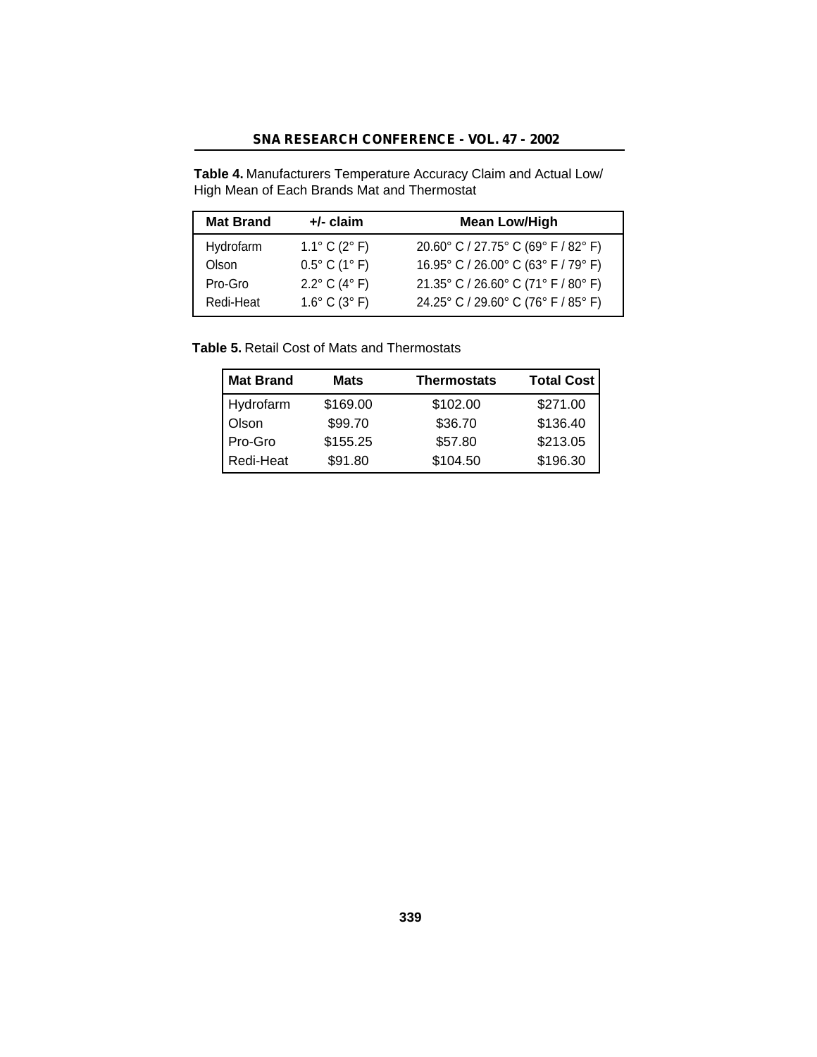**Table 4.** Manufacturers Temperature Accuracy Claim and Actual Low/High Mean of Each Brands Mat and Thermostat

| Mat Brand | +/- claim | Mean Low/High |
|---|---|---|
| Hydrofarm | 1.1° C (2° F) | 20.60° C / 27.75° C (69° F / 82° F) |
| Olson | 0.5° C (1° F) | 16.95° C / 26.00° C (63° F / 79° F) |
| Pro-Gro | 2.2° C (4° F) | 21.35° C / 26.60° C (71° F / 80° F) |
| Redi-Heat | 1.6° C (3° F) | 24.25° C / 29.60° C (76° F / 85° F) |

**Table 5.** Retail Cost of Mats and Thermostats

| Mat Brand | Mats | Thermostats | Total Cost |
|---|---|---|---|
| Hydrofarm | $169.00 | $102.00 | $271.00 |
| Olson | $99.70 | $36.70 | $136.40 |
| Pro-Gro | $155.25 | $57.80 | $213.05 |
| Redi-Heat | $91.80 | $104.50 | $196.30 |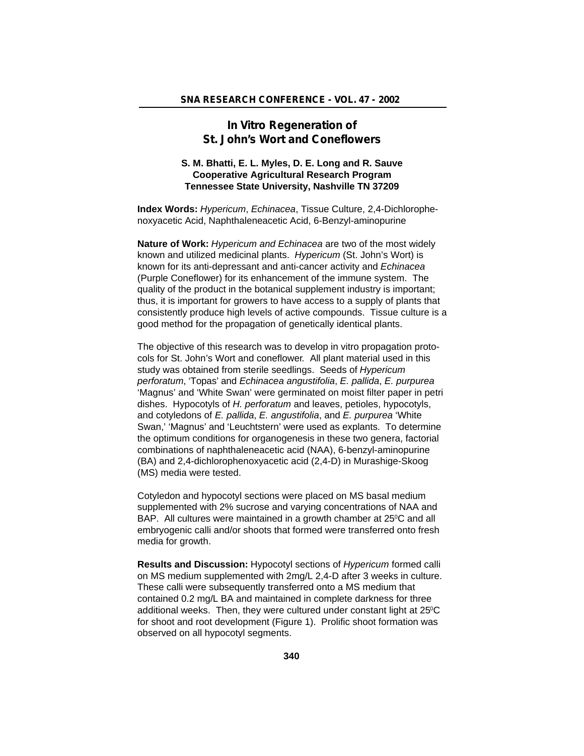# In Vitro Regeneration of St. John's Wort and Coneflowers

**S. M. Bhatti, E. L. Myles, D. E. Long and R. Sauve**
**Cooperative Agricultural Research Program**
**Tennessee State University, Nashville TN 37209**

**Index Words:** *Hypericum*, *Echinacea*, Tissue Culture, 2,4-Dichlorophenoxyacetic Acid, Naphthaleneacetic Acid, 6-Benzyl-aminopurine

**Nature of Work:** *Hypericum and Echinacea* are two of the most widely known and utilized medicinal plants. *Hypericum* (St. John's Wort) is known for its anti-depressant and anti-cancer activity and *Echinacea* (Purple Coneflower) for its enhancement of the immune system. The quality of the product in the botanical supplement industry is important; thus, it is important for growers to have access to a supply of plants that consistently produce high levels of active compounds. Tissue culture is a good method for the propagation of genetically identical plants.

The objective of this research was to develop in vitro propagation protocols for St. John's Wort and coneflower. All plant material used in this study was obtained from sterile seedlings. Seeds of *Hypericum perforatum*, 'Topas' and *Echinacea angustifolia*, *E. pallida*, *E. purpurea* 'Magnus' and 'White Swan' were germinated on moist filter paper in petri dishes. Hypocotyls of *H. perforatum* and leaves, petioles, hypocotyls, and cotyledons of *E. pallida*, *E. angustifolia*, and *E. purpurea* 'White Swan,' 'Magnus' and 'Leuchtstern' were used as explants. To determine the optimum conditions for organogenesis in these two genera, factorial combinations of naphthaleneacetic acid (NAA), 6-benzyl-aminopurine (BA) and 2,4-dichlorophenoxyacetic acid (2,4-D) in Murashige-Skoog (MS) media were tested.

Cotyledon and hypocotyl sections were placed on MS basal medium supplemented with 2% sucrose and varying concentrations of NAA and BAP. All cultures were maintained in a growth chamber at $25^{0}$C and all embryogenic calli and/or shoots that formed were transferred onto fresh media for growth.

**Results and Discussion:** Hypocotyl sections of *Hypericum* formed calli on MS medium supplemented with 2mg/L 2,4-D after 3 weeks in culture. These calli were subsequently transferred onto a MS medium that contained 0.2 mg/L BA and maintained in complete darkness for three additional weeks. Then, they were cultured under constant light at $25^{0}$C for shoot and root development (Figure 1). Prolific shoot formation was observed on all hypocotyl segments.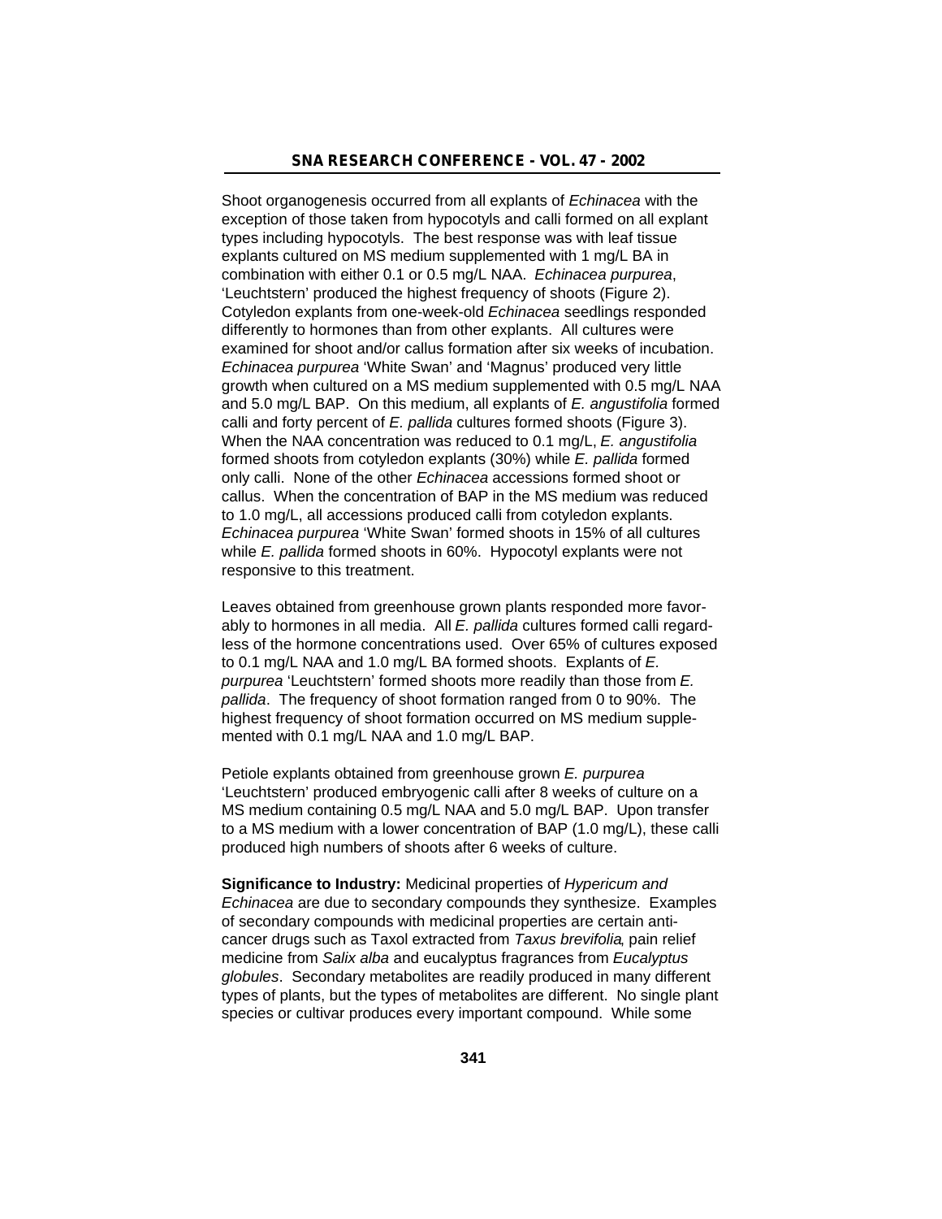Shoot organogenesis occurred from all explants of *Echinacea* with the exception of those taken from hypocotyls and calli formed on all explant types including hypocotyls. The best response was with leaf tissue explants cultured on MS medium supplemented with 1 mg/L BA in combination with either 0.1 or 0.5 mg/L NAA. *Echinacea purpurea*, 'Leuchtstern' produced the highest frequency of shoots (Figure 2). Cotyledon explants from one-week-old *Echinacea* seedlings responded differently to hormones than from other explants. All cultures were examined for shoot and/or callus formation after six weeks of incubation. *Echinacea purpurea* 'White Swan' and 'Magnus' produced very little growth when cultured on a MS medium supplemented with 0.5 mg/L NAA and 5.0 mg/L BAP. On this medium, all explants of *E. angustifolia* formed calli and forty percent of *E. pallida* cultures formed shoots (Figure 3). When the NAA concentration was reduced to 0.1 mg/L, *E. angustifolia* formed shoots from cotyledon explants (30%) while *E. pallida* formed only calli. None of the other *Echinacea* accessions formed shoot or callus. When the concentration of BAP in the MS medium was reduced to 1.0 mg/L, all accessions produced calli from cotyledon explants. *Echinacea purpurea* 'White Swan' formed shoots in 15% of all cultures while *E. pallida* formed shoots in 60%. Hypocotyl explants were not responsive to this treatment.

Leaves obtained from greenhouse grown plants responded more favorably to hormones in all media. All *E. pallida* cultures formed calli regardless of the hormone concentrations used. Over 65% of cultures exposed to 0.1 mg/L NAA and 1.0 mg/L BA formed shoots. Explants of *E. purpurea* 'Leuchtstern' formed shoots more readily than those from *E. pallida*. The frequency of shoot formation ranged from 0 to 90%. The highest frequency of shoot formation occurred on MS medium supplemented with 0.1 mg/L NAA and 1.0 mg/L BAP.

Petiole explants obtained from greenhouse grown *E. purpurea* 'Leuchtstern' produced embryogenic calli after 8 weeks of culture on a MS medium containing 0.5 mg/L NAA and 5.0 mg/L BAP. Upon transfer to a MS medium with a lower concentration of BAP (1.0 mg/L), these calli produced high numbers of shoots after 6 weeks of culture.

**Significance to Industry:** Medicinal properties of *Hypericum and Echinacea* are due to secondary compounds they synthesize. Examples of secondary compounds with medicinal properties are certain anti-cancer drugs such as Taxol extracted from *Taxus brevifolia*, pain relief medicine from *Salix alba* and eucalyptus fragrances from *Eucalyptus globules*. Secondary metabolites are readily produced in many different types of plants, but the types of metabolites are different. No single plant species or cultivar produces every important compound. While some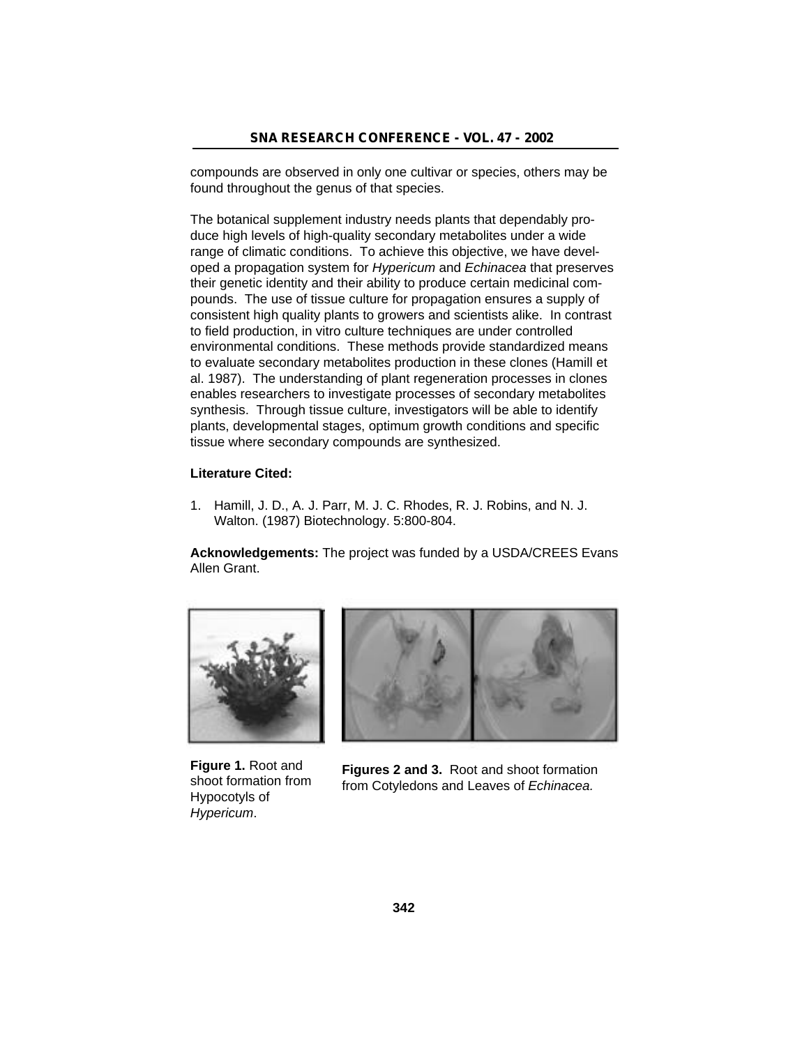compounds are observed in only one cultivar or species, others may be found throughout the genus of that species.

The botanical supplement industry needs plants that dependably produce high levels of high-quality secondary metabolites under a wide range of climatic conditions. To achieve this objective, we have developed a propagation system for *Hypericum* and *Echinacea* that preserves their genetic identity and their ability to produce certain medicinal compounds. The use of tissue culture for propagation ensures a supply of consistent high quality plants to growers and scientists alike. In contrast to field production, in vitro culture techniques are under controlled environmental conditions. These methods provide standardized means to evaluate secondary metabolites production in these clones (Hamill et al. 1987). The understanding of plant regeneration processes in clones enables researchers to investigate processes of secondary metabolites synthesis. Through tissue culture, investigators will be able to identify plants, developmental stages, optimum growth conditions and specific tissue where secondary compounds are synthesized.

**Literature Cited:**

1. Hamill, J. D., A. J. Parr, M. J. C. Rhodes, R. J. Robins, and N. J. Walton. (1987) Biotechnology. 5:800-804.

**Acknowledgements:** The project was funded by a USDA/CREES Evans Allen Grant.

**Figure 1.** Root and shoot formation from Hypocotyls of *Hypericum*.

**Figures 2 and 3.** Root and shoot formation from Cotyledons and Leaves of *Echinacea.*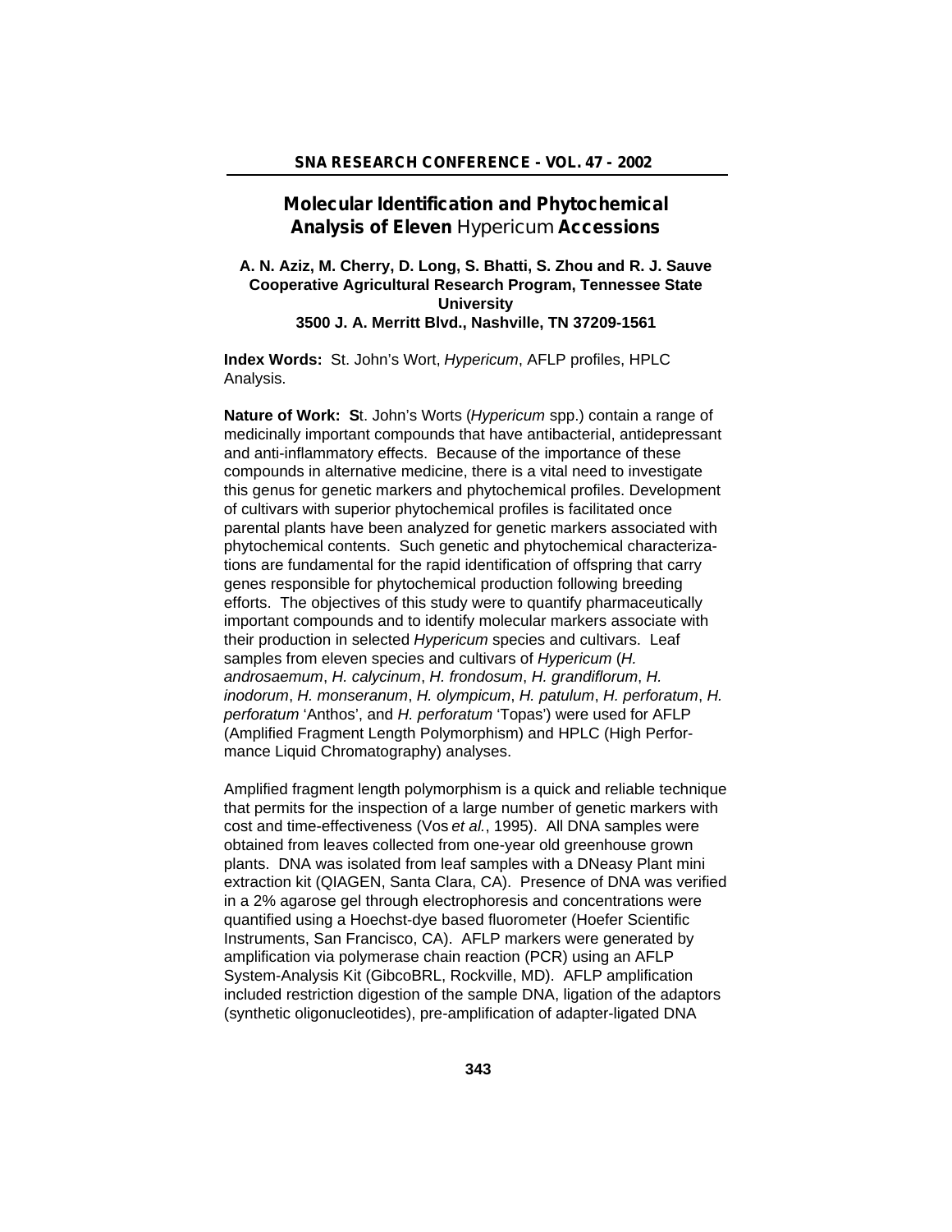# Molecular Identification and Phytochemical Analysis of Eleven *Hypericum* Accessions

**A. N. Aziz, M. Cherry, D. Long, S. Bhatti, S. Zhou and R. J. Sauve**
**Cooperative Agricultural Research Program, Tennessee State University**
**3500 J. A. Merritt Blvd., Nashville, TN 37209-1561**

**Index Words:** St. John's Wort, *Hypericum*, AFLP profiles, HPLC Analysis.

**Nature of Work: S**t. John's Worts (*Hypericum* spp.) contain a range of medicinally important compounds that have antibacterial, antidepressant and anti-inflammatory effects. Because of the importance of these compounds in alternative medicine, there is a vital need to investigate this genus for genetic markers and phytochemical profiles. Development of cultivars with superior phytochemical profiles is facilitated once parental plants have been analyzed for genetic markers associated with phytochemical contents. Such genetic and phytochemical characterizations are fundamental for the rapid identification of offspring that carry genes responsible for phytochemical production following breeding efforts. The objectives of this study were to quantify pharmaceutically important compounds and to identify molecular markers associate with their production in selected *Hypericum* species and cultivars. Leaf samples from eleven species and cultivars of *Hypericum* (*H. androsaemum*, *H. calycinum*, *H. frondosum*, *H. grandiflorum*, *H. inodorum*, *H. monseranum*, *H. olympicum*, *H. patulum*, *H. perforatum*, *H. perforatum* 'Anthos', and *H. perforatum* 'Topas') were used for AFLP (Amplified Fragment Length Polymorphism) and HPLC (High Performance Liquid Chromatography) analyses.

Amplified fragment length polymorphism is a quick and reliable technique that permits for the inspection of a large number of genetic markers with cost and time-effectiveness (Vos *et al.*, 1995). All DNA samples were obtained from leaves collected from one-year old greenhouse grown plants. DNA was isolated from leaf samples with a DNeasy Plant mini extraction kit (QIAGEN, Santa Clara, CA). Presence of DNA was verified in a 2% agarose gel through electrophoresis and concentrations were quantified using a Hoechst-dye based fluorometer (Hoefer Scientific Instruments, San Francisco, CA). AFLP markers were generated by amplification via polymerase chain reaction (PCR) using an AFLP System-Analysis Kit (GibcoBRL, Rockville, MD). AFLP amplification included restriction digestion of the sample DNA, ligation of the adaptors (synthetic oligonucleotides), pre-amplification of adapter-ligated DNA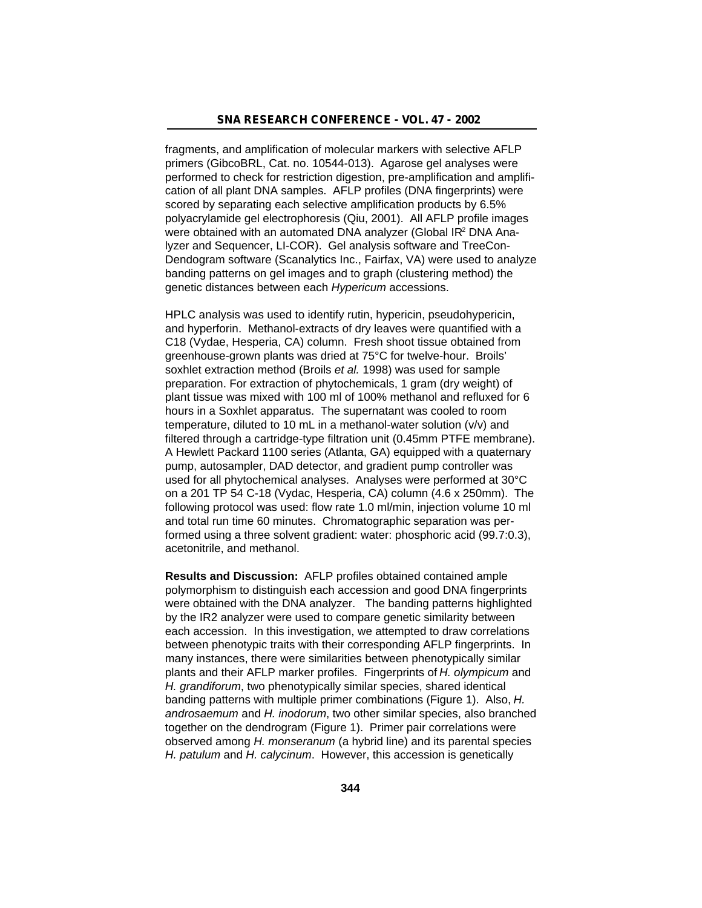fragments, and amplification of molecular markers with selective AFLP primers (GibcoBRL, Cat. no. 10544-013). Agarose gel analyses were performed to check for restriction digestion, pre-amplification and amplification of all plant DNA samples. AFLP profiles (DNA fingerprints) were scored by separating each selective amplification products by 6.5% polyacrylamide gel electrophoresis (Qiu, 2001). All AFLP profile images were obtained with an automated DNA analyzer (Global IR$^2$ DNA Analyzer and Sequencer, LI-COR). Gel analysis software and TreeCon-Dendogram software (Scanalytics Inc., Fairfax, VA) were used to analyze banding patterns on gel images and to graph (clustering method) the genetic distances between each *Hypericum* accessions.

HPLC analysis was used to identify rutin, hypericin, pseudohypericin, and hyperforin. Methanol-extracts of dry leaves were quantified with a C18 (Vydae, Hesperia, CA) column. Fresh shoot tissue obtained from greenhouse-grown plants was dried at 75°C for twelve-hour. Broils' soxhlet extraction method (Broils *et al.* 1998) was used for sample preparation. For extraction of phytochemicals, 1 gram (dry weight) of plant tissue was mixed with 100 ml of 100% methanol and refluxed for 6 hours in a Soxhlet apparatus. The supernatant was cooled to room temperature, diluted to 10 mL in a methanol-water solution (v/v) and filtered through a cartridge-type filtration unit (0.45mm PTFE membrane). A Hewlett Packard 1100 series (Atlanta, GA) equipped with a quaternary pump, autosampler, DAD detector, and gradient pump controller was used for all phytochemical analyses. Analyses were performed at 30°C on a 201 TP 54 C-18 (Vydac, Hesperia, CA) column (4.6 x 250mm). The following protocol was used: flow rate 1.0 ml/min, injection volume 10 ml and total run time 60 minutes. Chromatographic separation was performed using a three solvent gradient: water: phosphoric acid (99.7:0.3), acetonitrile, and methanol.

**Results and Discussion:** AFLP profiles obtained contained ample polymorphism to distinguish each accession and good DNA fingerprints were obtained with the DNA analyzer. The banding patterns highlighted by the IR2 analyzer were used to compare genetic similarity between each accession. In this investigation, we attempted to draw correlations between phenotypic traits with their corresponding AFLP fingerprints. In many instances, there were similarities between phenotypically similar plants and their AFLP marker profiles. Fingerprints of *H. olympicum* and *H. grandiforum*, two phenotypically similar species, shared identical banding patterns with multiple primer combinations (Figure 1). Also, *H. androsaemum* and *H. inodorum*, two other similar species, also branched together on the dendrogram (Figure 1). Primer pair correlations were observed among *H. monseranum* (a hybrid line) and its parental species *H. patulum* and *H. calycinum*. However, this accession is genetically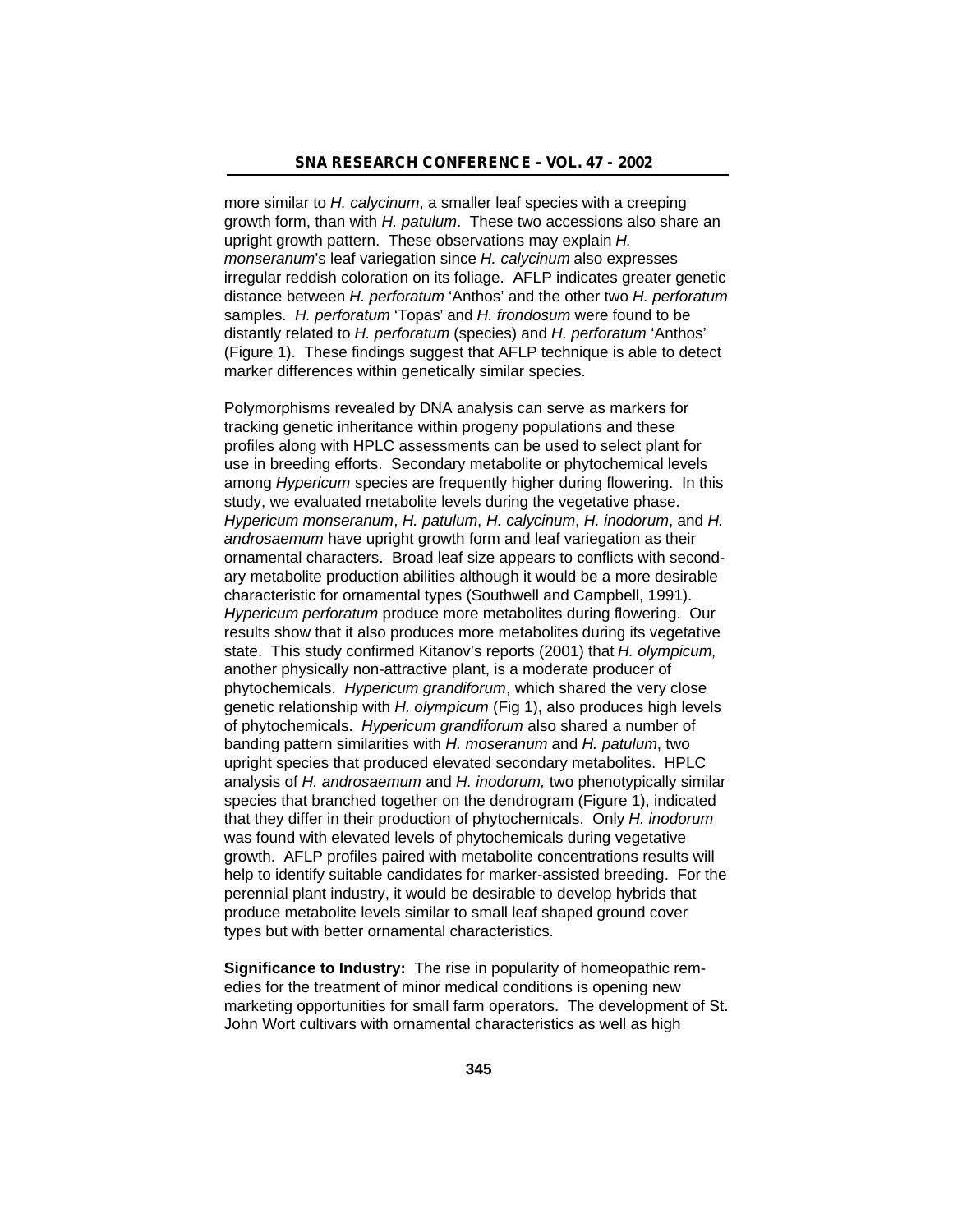more similar to *H. calycinum*, a smaller leaf species with a creeping growth form, than with *H. patulum*. These two accessions also share an upright growth pattern. These observations may explain *H. monseranum*'s leaf variegation since *H. calycinum* also expresses irregular reddish coloration on its foliage. AFLP indicates greater genetic distance between *H. perforatum* 'Anthos' and the other two *H. perforatum* samples. *H. perforatum* 'Topas' and *H. frondosum* were found to be distantly related to *H. perforatum* (species) and *H. perforatum* 'Anthos' (Figure 1). These findings suggest that AFLP technique is able to detect marker differences within genetically similar species.

Polymorphisms revealed by DNA analysis can serve as markers for tracking genetic inheritance within progeny populations and these profiles along with HPLC assessments can be used to select plant for use in breeding efforts. Secondary metabolite or phytochemical levels among *Hypericum* species are frequently higher during flowering. In this study, we evaluated metabolite levels during the vegetative phase. *Hypericum monseranum*, *H. patulum*, *H. calycinum*, *H. inodorum*, and *H. androsaemum* have upright growth form and leaf variegation as their ornamental characters. Broad leaf size appears to conflicts with secondary metabolite production abilities although it would be a more desirable characteristic for ornamental types (Southwell and Campbell, 1991). *Hypericum perforatum* produce more metabolites during flowering. Our results show that it also produces more metabolites during its vegetative state. This study confirmed Kitanov's reports (2001) that *H. olympicum,* another physically non-attractive plant, is a moderate producer of phytochemicals. *Hypericum grandiforum*, which shared the very close genetic relationship with *H. olympicum* (Fig 1), also produces high levels of phytochemicals. *Hypericum grandiforum* also shared a number of banding pattern similarities with *H. moseranum* and *H. patulum*, two upright species that produced elevated secondary metabolites. HPLC analysis of *H. androsaemum* and *H. inodorum,* two phenotypically similar species that branched together on the dendrogram (Figure 1), indicated that they differ in their production of phytochemicals. Only *H. inodorum* was found with elevated levels of phytochemicals during vegetative growth. AFLP profiles paired with metabolite concentrations results will help to identify suitable candidates for marker-assisted breeding. For the perennial plant industry, it would be desirable to develop hybrids that produce metabolite levels similar to small leaf shaped ground cover types but with better ornamental characteristics.

**Significance to Industry:** The rise in popularity of homeopathic remedies for the treatment of minor medical conditions is opening new marketing opportunities for small farm operators. The development of St. John Wort cultivars with ornamental characteristics as well as high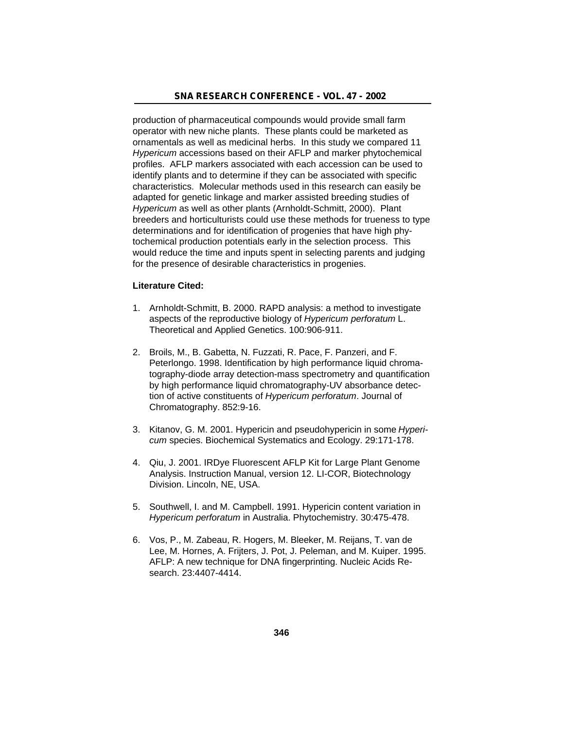production of pharmaceutical compounds would provide small farm operator with new niche plants. These plants could be marketed as ornamentals as well as medicinal herbs. In this study we compared 11 *Hypericum* accessions based on their AFLP and marker phytochemical profiles. AFLP markers associated with each accession can be used to identify plants and to determine if they can be associated with specific characteristics. Molecular methods used in this research can easily be adapted for genetic linkage and marker assisted breeding studies of *Hypericum* as well as other plants (Arnholdt-Schmitt, 2000). Plant breeders and horticulturists could use these methods for trueness to type determinations and for identification of progenies that have high phytochemical production potentials early in the selection process. This would reduce the time and inputs spent in selecting parents and judging for the presence of desirable characteristics in progenies.

**Literature Cited:**

1. Arnholdt-Schmitt, B. 2000. RAPD analysis: a method to investigate aspects of the reproductive biology of *Hypericum perforatum* L. Theoretical and Applied Genetics. 100:906-911.

2. Broils, M., B. Gabetta, N. Fuzzati, R. Pace, F. Panzeri, and F. Peterlongo. 1998. Identification by high performance liquid chromatography-diode array detection-mass spectrometry and quantification by high performance liquid chromatography-UV absorbance detection of active constituents of *Hypericum perforatum*. Journal of Chromatography. 852:9-16.

3. Kitanov, G. M. 2001. Hypericin and pseudohypericin in some *Hypericum* species. Biochemical Systematics and Ecology. 29:171-178.

4. Qiu, J. 2001. IRDye Fluorescent AFLP Kit for Large Plant Genome Analysis. Instruction Manual, version 12. LI-COR, Biotechnology Division. Lincoln, NE, USA.

5. Southwell, I. and M. Campbell. 1991. Hypericin content variation in *Hypericum perforatum* in Australia. Phytochemistry. 30:475-478.

6. Vos, P., M. Zabeau, R. Hogers, M. Bleeker, M. Reijans, T. van de Lee, M. Hornes, A. Frijters, J. Pot, J. Peleman, and M. Kuiper. 1995. AFLP: A new technique for DNA fingerprinting. Nucleic Acids Research. 23:4407-4414.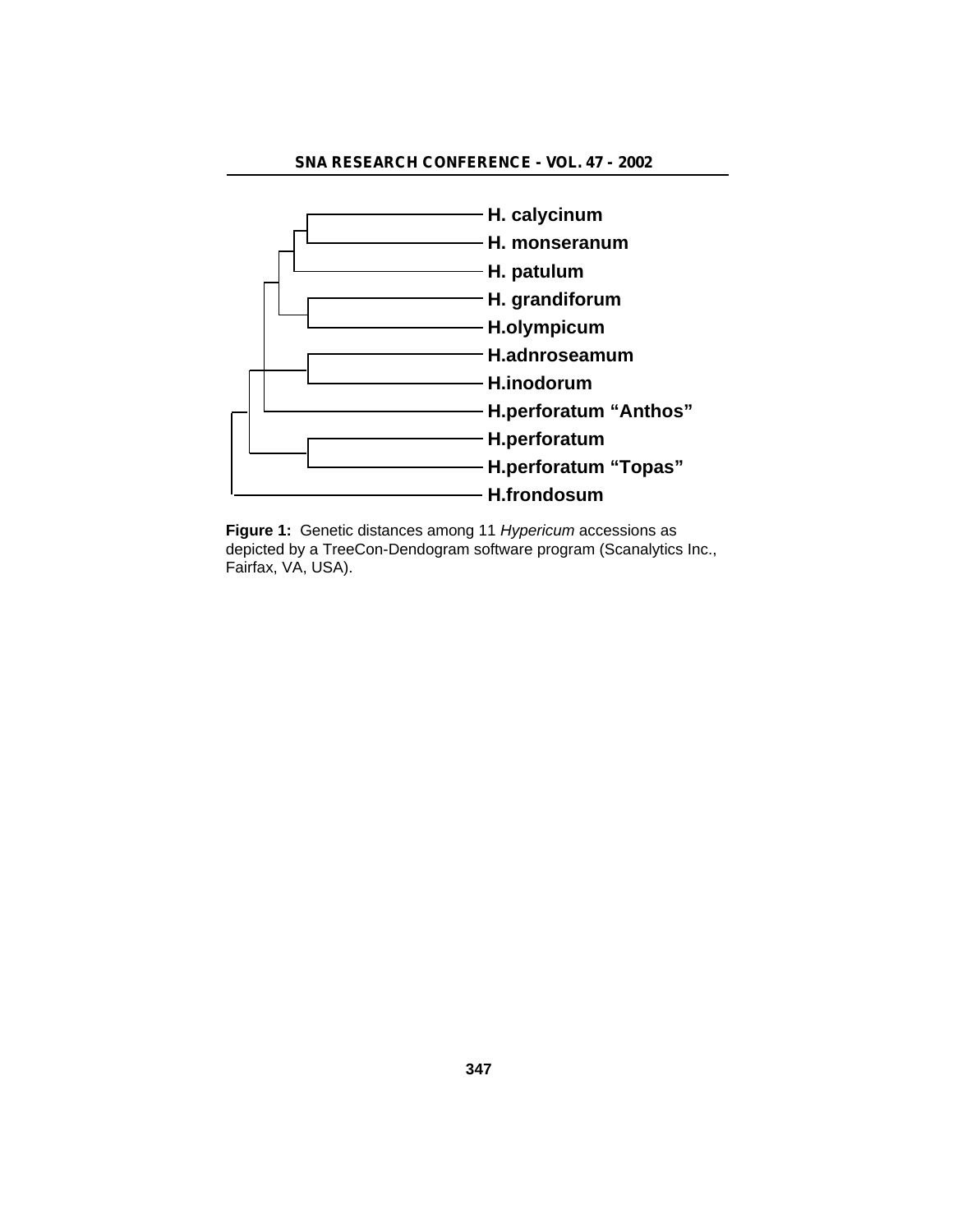H. calycinum
H. monseranum
H. patulum
H. grandiforum
H.olympicum
H.adnroseamum
H.inodorum
H.perforatum “Anthos”
H.perforatum
H.perforatum “Topas”
H.frondosum

**Figure 1:** Genetic distances among 11 *Hypericum* accessions as depicted by a TreeCon-Dendogram software program (Scanalytics Inc., Fairfax, VA, USA).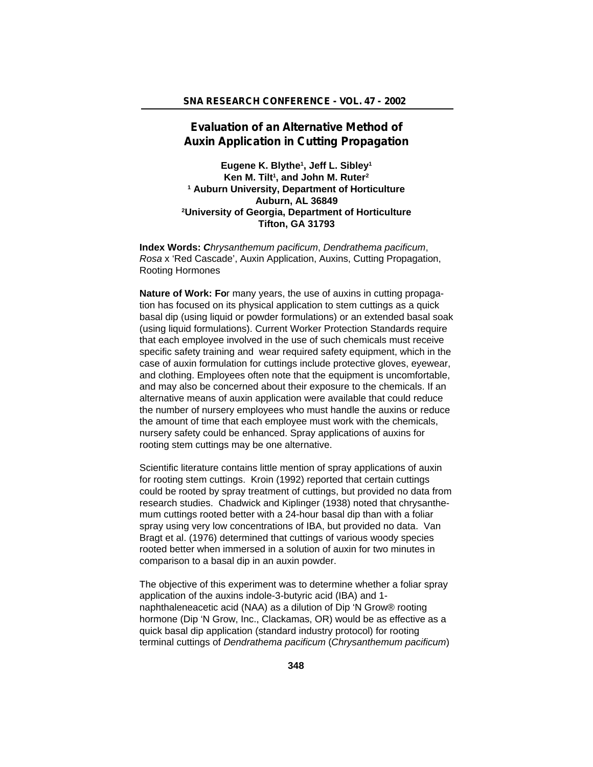# Evaluation of an Alternative Method of Auxin Application in Cutting Propagation

**Eugene K. Blythe[1], Jeff L. Sibley[1]**
**Ken M. Tilt[1], and John M. Ruter[2]**
**[1] Auburn University, Department of Horticulture**
**Auburn, AL 36849**
**[2]University of Georgia, Department of Horticulture**
**Tifton, GA 31793**

**Index Words:** *Chrysanthemum pacificum*, *Dendrathema pacificum*, *Rosa* x 'Red Cascade', Auxin Application, Auxins, Cutting Propagation, Rooting Hormones

**Nature of Work:** For many years, the use of auxins in cutting propagation has focused on its physical application to stem cuttings as a quick basal dip (using liquid or powder formulations) or an extended basal soak (using liquid formulations). Current Worker Protection Standards require that each employee involved in the use of such chemicals must receive specific safety training and wear required safety equipment, which in the case of auxin formulation for cuttings include protective gloves, eyewear, and clothing. Employees often note that the equipment is uncomfortable, and may also be concerned about their exposure to the chemicals. If an alternative means of auxin application were available that could reduce the number of nursery employees who must handle the auxins or reduce the amount of time that each employee must work with the chemicals, nursery safety could be enhanced. Spray applications of auxins for rooting stem cuttings may be one alternative.

Scientific literature contains little mention of spray applications of auxin for rooting stem cuttings. Kroin (1992) reported that certain cuttings could be rooted by spray treatment of cuttings, but provided no data from research studies. Chadwick and Kiplinger (1938) noted that chrysanthemum cuttings rooted better with a 24-hour basal dip than with a foliar spray using very low concentrations of IBA, but provided no data. Van Bragt et al. (1976) determined that cuttings of various woody species rooted better when immersed in a solution of auxin for two minutes in comparison to a basal dip in an auxin powder.

The objective of this experiment was to determine whether a foliar spray application of the auxins indole-3-butyric acid (IBA) and 1-naphthaleneacetic acid (NAA) as a dilution of Dip 'N Grow® rooting hormone (Dip 'N Grow, Inc., Clackamas, OR) would be as effective as a quick basal dip application (standard industry protocol) for rooting terminal cuttings of *Dendrathema pacificum* (*Chrysanthemum pacificum*)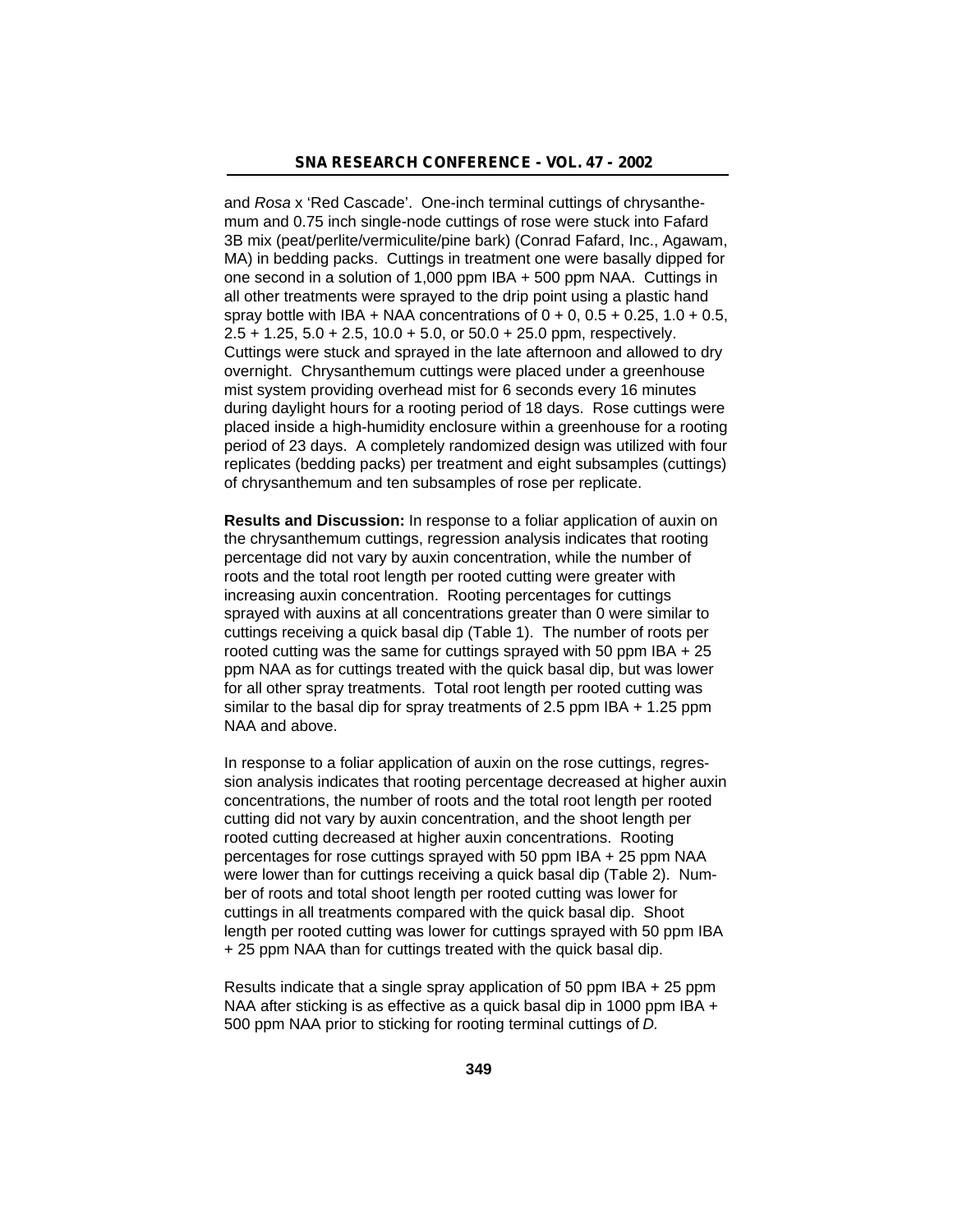and *Rosa* x 'Red Cascade'. One-inch terminal cuttings of chrysanthemum and 0.75 inch single-node cuttings of rose were stuck into Fafard 3B mix (peat/perlite/vermiculite/pine bark) (Conrad Fafard, Inc., Agawam, MA) in bedding packs. Cuttings in treatment one were basally dipped for one second in a solution of 1,000 ppm IBA + 500 ppm NAA. Cuttings in all other treatments were sprayed to the drip point using a plastic hand spray bottle with IBA + NAA concentrations of 0 + 0, 0.5 + 0.25, 1.0 + 0.5, 2.5 + 1.25, 5.0 + 2.5, 10.0 + 5.0, or 50.0 + 25.0 ppm, respectively. Cuttings were stuck and sprayed in the late afternoon and allowed to dry overnight. Chrysanthemum cuttings were placed under a greenhouse mist system providing overhead mist for 6 seconds every 16 minutes during daylight hours for a rooting period of 18 days. Rose cuttings were placed inside a high-humidity enclosure within a greenhouse for a rooting period of 23 days. A completely randomized design was utilized with four replicates (bedding packs) per treatment and eight subsamples (cuttings) of chrysanthemum and ten subsamples of rose per replicate.

**Results and Discussion:** In response to a foliar application of auxin on the chrysanthemum cuttings, regression analysis indicates that rooting percentage did not vary by auxin concentration, while the number of roots and the total root length per rooted cutting were greater with increasing auxin concentration. Rooting percentages for cuttings sprayed with auxins at all concentrations greater than 0 were similar to cuttings receiving a quick basal dip (Table 1). The number of roots per rooted cutting was the same for cuttings sprayed with 50 ppm IBA + 25 ppm NAA as for cuttings treated with the quick basal dip, but was lower for all other spray treatments. Total root length per rooted cutting was similar to the basal dip for spray treatments of 2.5 ppm IBA + 1.25 ppm NAA and above.

In response to a foliar application of auxin on the rose cuttings, regression analysis indicates that rooting percentage decreased at higher auxin concentrations, the number of roots and the total root length per rooted cutting did not vary by auxin concentration, and the shoot length per rooted cutting decreased at higher auxin concentrations. Rooting percentages for rose cuttings sprayed with 50 ppm IBA + 25 ppm NAA were lower than for cuttings receiving a quick basal dip (Table 2). Number of roots and total shoot length per rooted cutting was lower for cuttings in all treatments compared with the quick basal dip. Shoot length per rooted cutting was lower for cuttings sprayed with 50 ppm IBA + 25 ppm NAA than for cuttings treated with the quick basal dip.

Results indicate that a single spray application of 50 ppm IBA + 25 ppm NAA after sticking is as effective as a quick basal dip in 1000 ppm IBA + 500 ppm NAA prior to sticking for rooting terminal cuttings of *D.*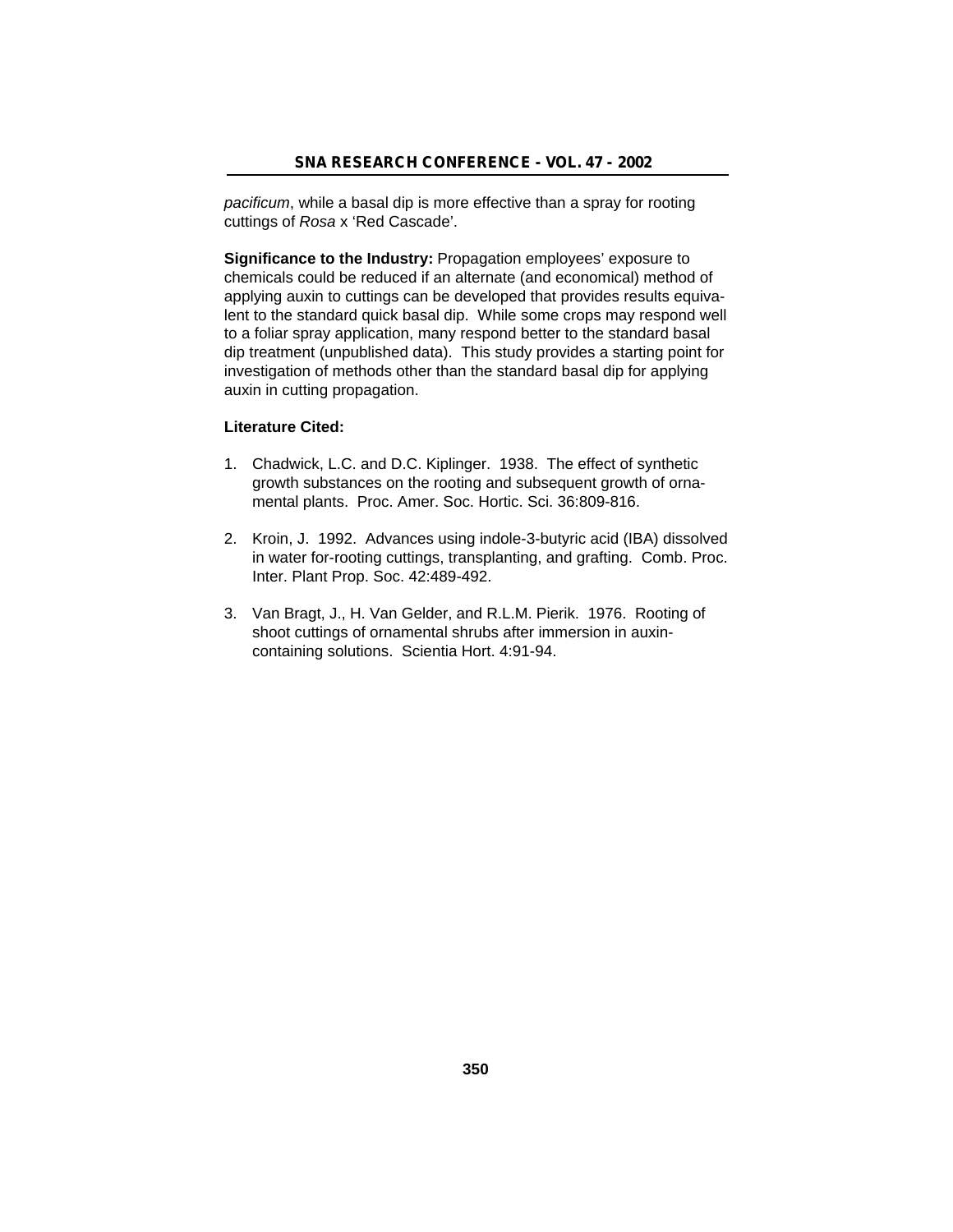*pacificum*, while a basal dip is more effective than a spray for rooting cuttings of *Rosa* x 'Red Cascade'.

**Significance to the Industry:** Propagation employees' exposure to chemicals could be reduced if an alternate (and economical) method of applying auxin to cuttings can be developed that provides results equivalent to the standard quick basal dip. While some crops may respond well to a foliar spray application, many respond better to the standard basal dip treatment (unpublished data). This study provides a starting point for investigation of methods other than the standard basal dip for applying auxin in cutting propagation.

**Literature Cited:**

1. Chadwick, L.C. and D.C. Kiplinger. 1938. The effect of synthetic growth substances on the rooting and subsequent growth of ornamental plants. Proc. Amer. Soc. Hortic. Sci. 36:809-816.

2. Kroin, J. 1992. Advances using indole-3-butyric acid (IBA) dissolved in water for-rooting cuttings, transplanting, and grafting. Comb. Proc. Inter. Plant Prop. Soc. 42:489-492.

3. Van Bragt, J., H. Van Gelder, and R.L.M. Pierik. 1976. Rooting of shoot cuttings of ornamental shrubs after immersion in auxin-containing solutions. Scientia Hort. 4:91-94.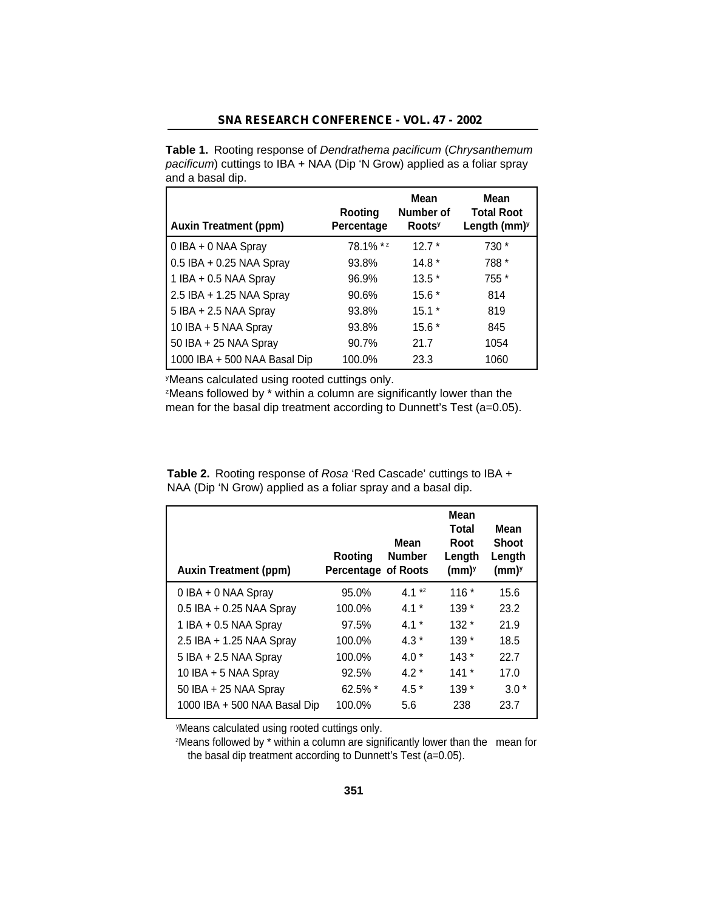**Table 1.** Rooting response of *Dendrathema pacificum* (*Chrysanthemum pacificum*) cuttings to IBA + NAA (Dip 'N Grow) applied as a foliar spray and a basal dip.

| Auxin Treatment (ppm) | Rooting Percentage | Mean Number of Roots[y] | Mean Total Root Length (mm)[y] |
|---|---|---|---|
| 0 IBA + 0 NAA Spray | 78.1% *[z] | 12.7 * | 730 * |
| 0.5 IBA + 0.25 NAA Spray | 93.8% | 14.8 * | 788 * |
| 1 IBA + 0.5 NAA Spray | 96.9% | 13.5 * | 755 * |
| 2.5 IBA + 1.25 NAA Spray | 90.6% | 15.6 * | 814 |
| 5 IBA + 2.5 NAA Spray | 93.8% | 15.1 * | 819 |
| 10 IBA + 5 NAA Spray | 93.8% | 15.6 * | 845 |
| 50 IBA + 25 NAA Spray | 90.7% | 21.7 | 1054 |
| 1000 IBA + 500 NAA Basal Dip | 100.0% | 23.3 | 1060 |

[y]Means calculated using rooted cuttings only.
[z]Means followed by * within a column are significantly lower than the mean for the basal dip treatment according to Dunnett's Test (a=0.05).

**Table 2.** Rooting response of *Rosa* 'Red Cascade' cuttings to IBA + NAA (Dip 'N Grow) applied as a foliar spray and a basal dip.

| Auxin Treatment (ppm) | Rooting Percentage | Mean Number of Roots | Mean Total Root Length (mm)[y] | Mean Shoot Length (mm)[y] |
|---|---|---|---|---|
| 0 IBA + 0 NAA Spray | 95.0% | 4.1 *[z] | 116 * | 15.6 |
| 0.5 IBA + 0.25 NAA Spray | 100.0% | 4.1 * | 139 * | 23.2 |
| 1 IBA + 0.5 NAA Spray | 97.5% | 4.1 * | 132 * | 21.9 |
| 2.5 IBA + 1.25 NAA Spray | 100.0% | 4.3 * | 139 * | 18.5 |
| 5 IBA + 2.5 NAA Spray | 100.0% | 4.0 * | 143 * | 22.7 |
| 10 IBA + 5 NAA Spray | 92.5% | 4.2 * | 141 * | 17.0 |
| 50 IBA + 25 NAA Spray | 62.5% * | 4.5 * | 139 * | 3.0 * |
| 1000 IBA + 500 NAA Basal Dip | 100.0% | 5.6 | 238 | 23.7 |

[y]Means calculated using rooted cuttings only.
[z]Means followed by * within a column are significantly lower than the mean for the basal dip treatment according to Dunnett's Test (a=0.05).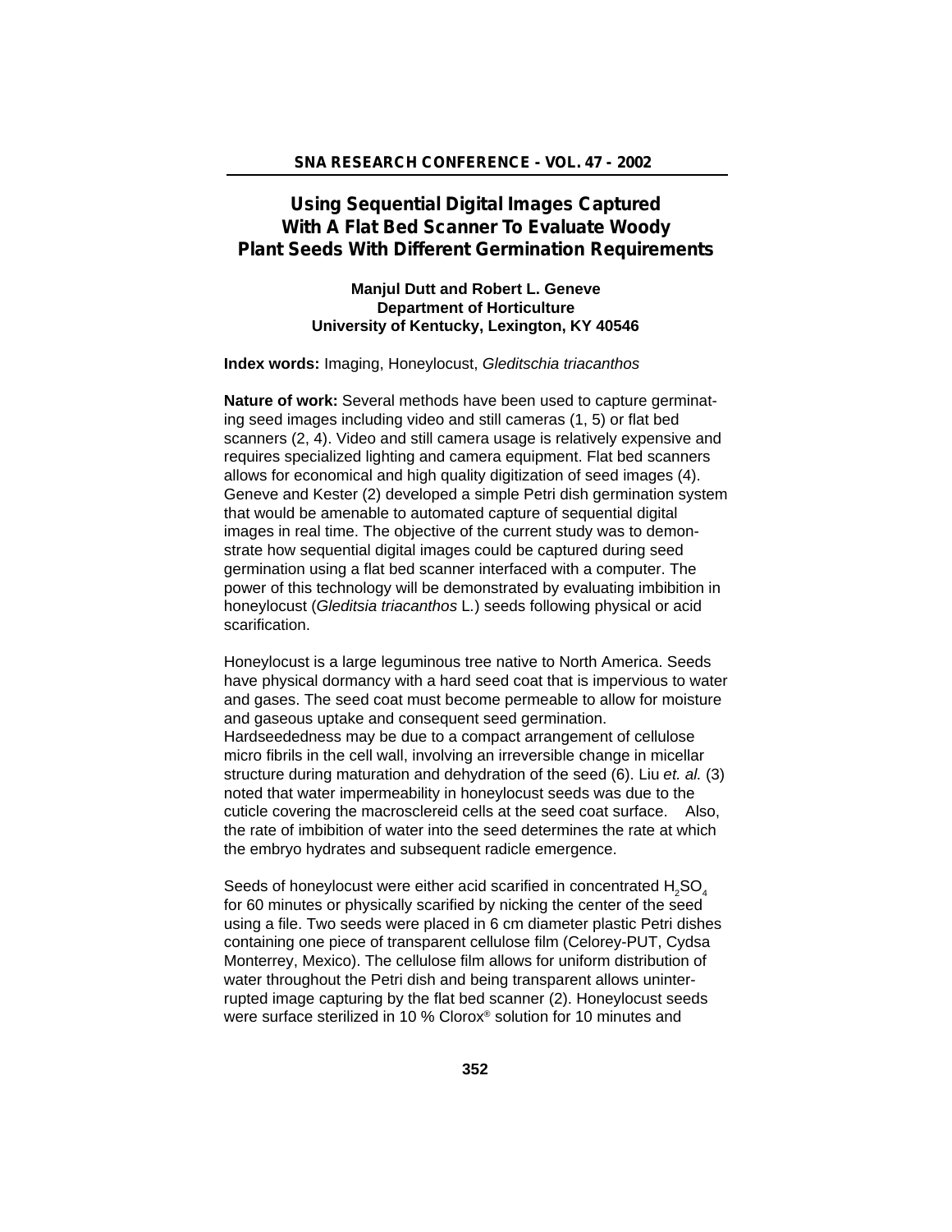# Using Sequential Digital Images Captured With A Flat Bed Scanner To Evaluate Woody Plant Seeds With Different Germination Requirements

**Manjul Dutt and Robert L. Geneve**
**Department of Horticulture**
**University of Kentucky, Lexington, KY 40546**

**Index words:** Imaging, Honeylocust, *Gleditschia triacanthos*

**Nature of work:** Several methods have been used to capture germinating seed images including video and still cameras (1, 5) or flat bed scanners (2, 4). Video and still camera usage is relatively expensive and requires specialized lighting and camera equipment. Flat bed scanners allows for economical and high quality digitization of seed images (4). Geneve and Kester (2) developed a simple Petri dish germination system that would be amenable to automated capture of sequential digital images in real time. The objective of the current study was to demonstrate how sequential digital images could be captured during seed germination using a flat bed scanner interfaced with a computer. The power of this technology will be demonstrated by evaluating imbibition in honeylocust (*Gleditsia triacanthos* L.) seeds following physical or acid scarification.

Honeylocust is a large leguminous tree native to North America. Seeds have physical dormancy with a hard seed coat that is impervious to water and gases. The seed coat must become permeable to allow for moisture and gaseous uptake and consequent seed germination. Hardseededness may be due to a compact arrangement of cellulose micro fibrils in the cell wall, involving an irreversible change in micellar structure during maturation and dehydration of the seed (6). Liu *et. al.* (3) noted that water impermeability in honeylocust seeds was due to the cuticle covering the macrosclereid cells at the seed coat surface. Also, the rate of imbibition of water into the seed determines the rate at which the embryo hydrates and subsequent radicle emergence.

Seeds of honeylocust were either acid scarified in concentrated $H_2SO_4$ for 60 minutes or physically scarified by nicking the center of the seed using a file. Two seeds were placed in 6 cm diameter plastic Petri dishes containing one piece of transparent cellulose film (Celorey-PUT, Cydsa Monterrey, Mexico). The cellulose film allows for uniform distribution of water throughout the Petri dish and being transparent allows uninterrupted image capturing by the flat bed scanner (2). Honeylocust seeds were surface sterilized in 10 % Clorox® solution for 10 minutes and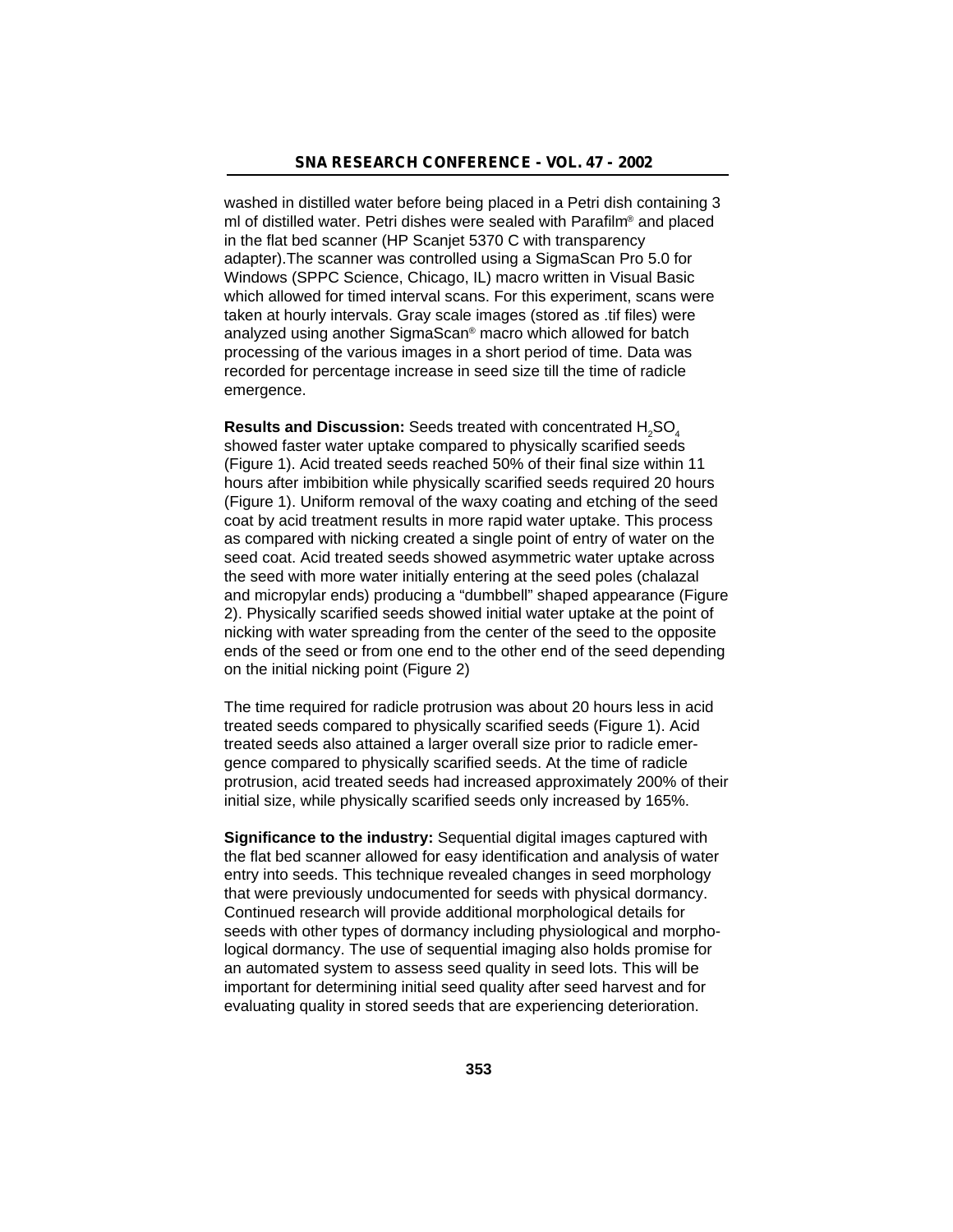washed in distilled water before being placed in a Petri dish containing 3 ml of distilled water. Petri dishes were sealed with Parafilm® and placed in the flat bed scanner (HP Scanjet 5370 C with transparency adapter).The scanner was controlled using a SigmaScan Pro 5.0 for Windows (SPPC Science, Chicago, IL) macro written in Visual Basic which allowed for timed interval scans. For this experiment, scans were taken at hourly intervals. Gray scale images (stored as .tif files) were analyzed using another SigmaScan® macro which allowed for batch processing of the various images in a short period of time. Data was recorded for percentage increase in seed size till the time of radicle emergence.

**Results and Discussion:** Seeds treated with concentrated $H_2SO_4$ showed faster water uptake compared to physically scarified seeds (Figure 1). Acid treated seeds reached 50% of their final size within 11 hours after imbibition while physically scarified seeds required 20 hours (Figure 1). Uniform removal of the waxy coating and etching of the seed coat by acid treatment results in more rapid water uptake. This process as compared with nicking created a single point of entry of water on the seed coat. Acid treated seeds showed asymmetric water uptake across the seed with more water initially entering at the seed poles (chalazal and micropylar ends) producing a "dumbbell" shaped appearance (Figure 2). Physically scarified seeds showed initial water uptake at the point of nicking with water spreading from the center of the seed to the opposite ends of the seed or from one end to the other end of the seed depending on the initial nicking point (Figure 2)

The time required for radicle protrusion was about 20 hours less in acid treated seeds compared to physically scarified seeds (Figure 1). Acid treated seeds also attained a larger overall size prior to radicle emergence compared to physically scarified seeds. At the time of radicle protrusion, acid treated seeds had increased approximately 200% of their initial size, while physically scarified seeds only increased by 165%.

**Significance to the industry:** Sequential digital images captured with the flat bed scanner allowed for easy identification and analysis of water entry into seeds. This technique revealed changes in seed morphology that were previously undocumented for seeds with physical dormancy. Continued research will provide additional morphological details for seeds with other types of dormancy including physiological and morphological dormancy. The use of sequential imaging also holds promise for an automated system to assess seed quality in seed lots. This will be important for determining initial seed quality after seed harvest and for evaluating quality in stored seeds that are experiencing deterioration.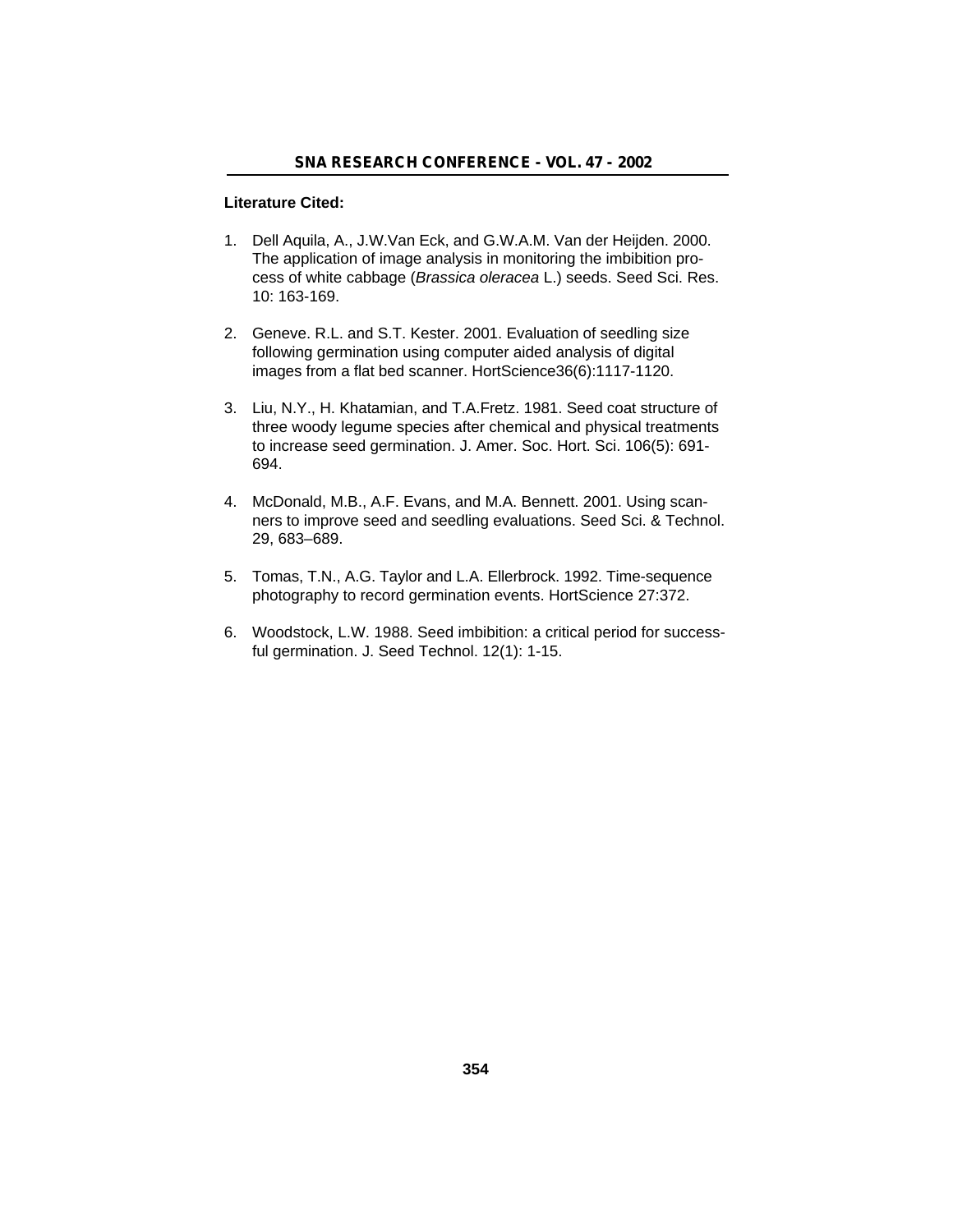**Literature Cited:**

1. Dell Aquila, A., J.W.Van Eck, and G.W.A.M. Van der Heijden. 2000. The application of image analysis in monitoring the imbibition process of white cabbage (*Brassica oleracea* L.) seeds. Seed Sci. Res. 10: 163-169.

2. Geneve. R.L. and S.T. Kester. 2001. Evaluation of seedling size following germination using computer aided analysis of digital images from a flat bed scanner. HortScience36(6):1117-1120.

3. Liu, N.Y., H. Khatamian, and T.A.Fretz. 1981. Seed coat structure of three woody legume species after chemical and physical treatments to increase seed germination. J. Amer. Soc. Hort. Sci. 106(5): 691-694.

4. McDonald, M.B., A.F. Evans, and M.A. Bennett. 2001. Using scanners to improve seed and seedling evaluations. Seed Sci. & Technol. 29, 683–689.

5. Tomas, T.N., A.G. Taylor and L.A. Ellerbrock. 1992. Time-sequence photography to record germination events. HortScience 27:372.

6. Woodstock, L.W. 1988. Seed imbibition: a critical period for successful germination. J. Seed Technol. 12(1): 1-15.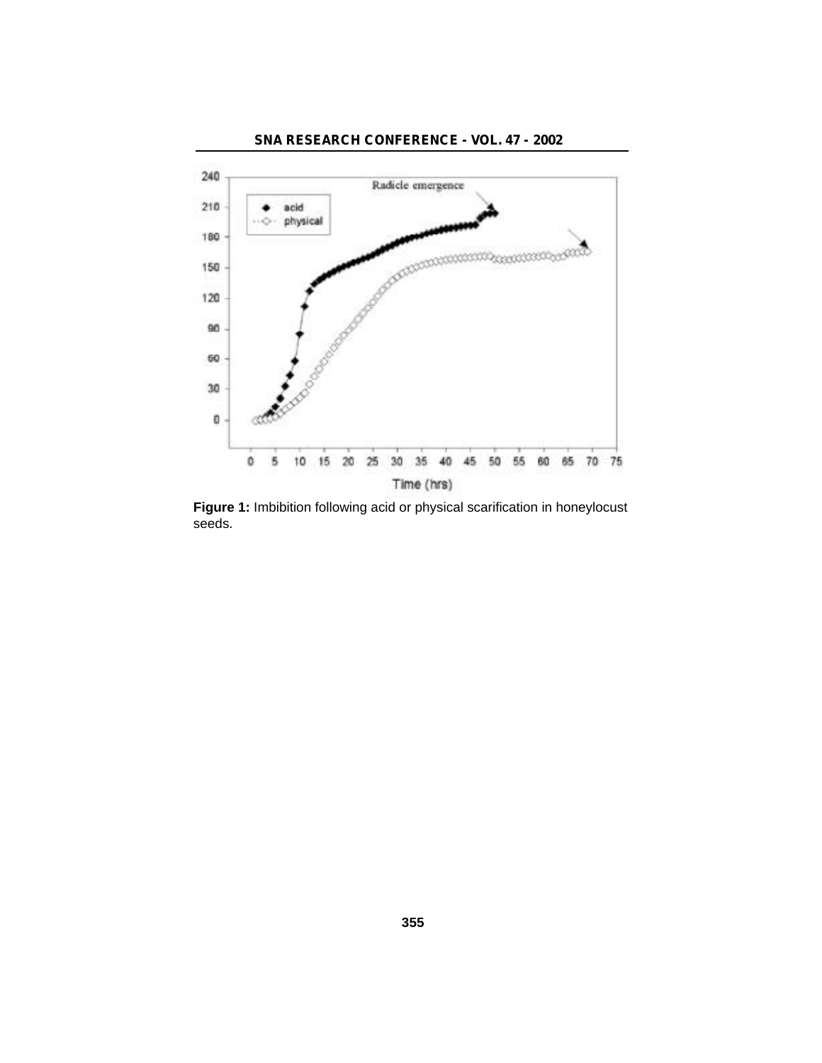**Figure 1:** Imbibition following acid or physical scarification in honeylocust seeds.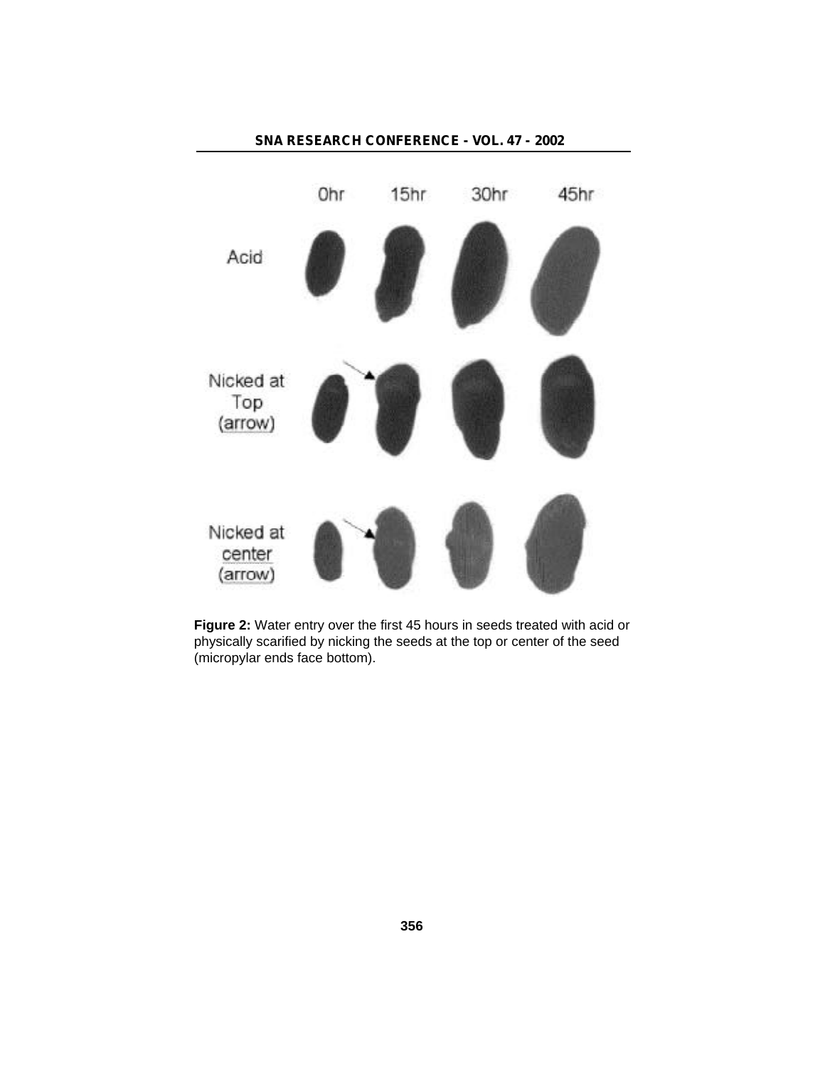**Figure 2:** Water entry over the first 45 hours in seeds treated with acid or physically scarified by nicking the seeds at the top or center of the seed (micropylar ends face bottom).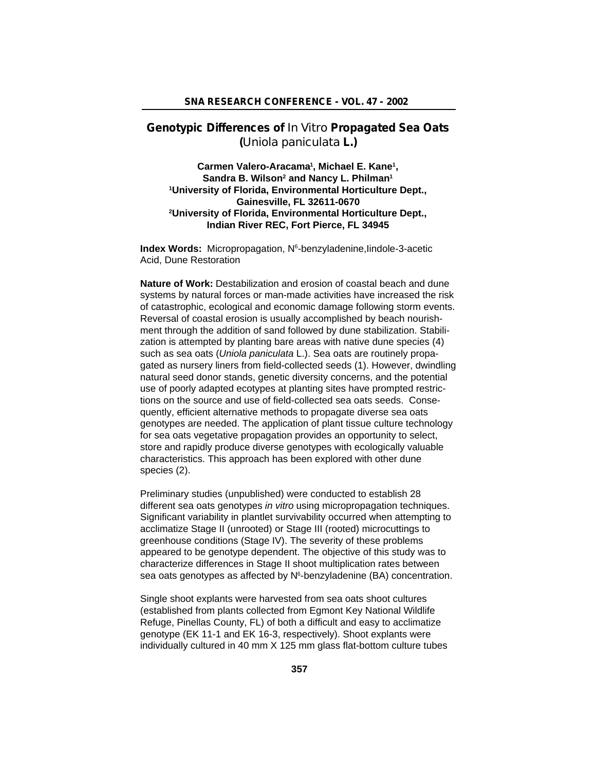# Genotypic Differences of *In Vitro* Propagated Sea Oats (*Uniola paniculata* L.)

**Carmen Valero-Aracama[1], Michael E. Kane[1], Sandra B. Wilson[2] and Nancy L. Philman[1]**
**[1]University of Florida, Environmental Horticulture Dept., Gainesville, FL 32611-0670**
**[2]University of Florida, Environmental Horticulture Dept., Indian River REC, Fort Pierce, FL 34945**

**Index Words:** Micropropagation, $N^6$-benzyladenine, Iindole-3-acetic Acid, Dune Restoration

**Nature of Work:** Destabilization and erosion of coastal beach and dune systems by natural forces or man-made activities have increased the risk of catastrophic, ecological and economic damage following storm events. Reversal of coastal erosion is usually accomplished by beach nourishment through the addition of sand followed by dune stabilization. Stabilization is attempted by planting bare areas with native dune species (4) such as sea oats (*Uniola paniculata* L.). Sea oats are routinely propagated as nursery liners from field-collected seeds (1). However, dwindling natural seed donor stands, genetic diversity concerns, and the potential use of poorly adapted ecotypes at planting sites have prompted restrictions on the source and use of field-collected sea oats seeds. Consequently, efficient alternative methods to propagate diverse sea oats genotypes are needed. The application of plant tissue culture technology for sea oats vegetative propagation provides an opportunity to select, store and rapidly produce diverse genotypes with ecologically valuable characteristics. This approach has been explored with other dune species (2).

Preliminary studies (unpublished) were conducted to establish 28 different sea oats genotypes *in vitro* using micropropagation techniques. Significant variability in plantlet survivability occurred when attempting to acclimatize Stage II (unrooted) or Stage III (rooted) microcuttings to greenhouse conditions (Stage IV). The severity of these problems appeared to be genotype dependent. The objective of this study was to characterize differences in Stage II shoot multiplication rates between sea oats genotypes as affected by $N^6$-benzyladenine (BA) concentration.

Single shoot explants were harvested from sea oats shoot cultures (established from plants collected from Egmont Key National Wildlife Refuge, Pinellas County, FL) of both a difficult and easy to acclimatize genotype (EK 11-1 and EK 16-3, respectively). Shoot explants were individually cultured in 40 mm X 125 mm glass flat-bottom culture tubes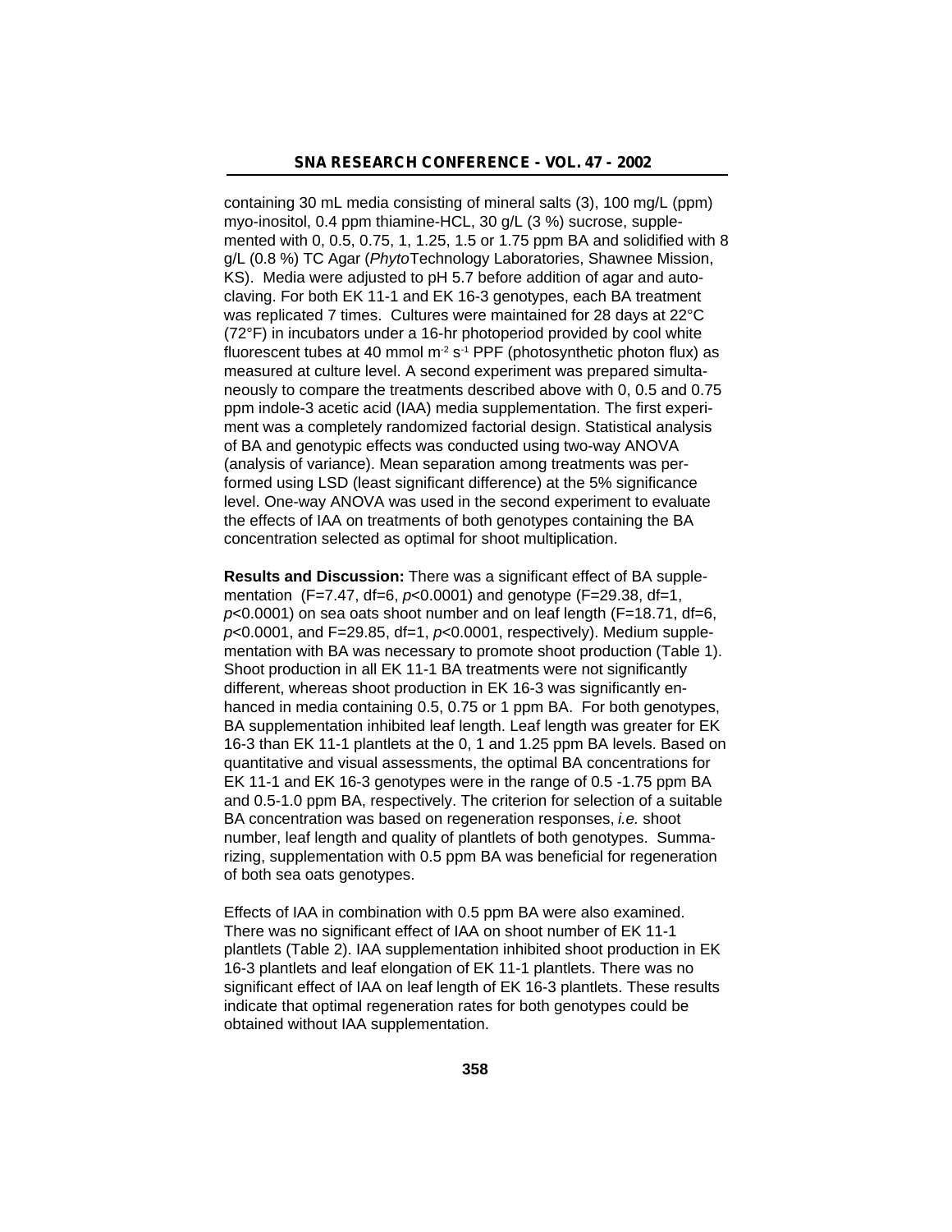containing 30 mL media consisting of mineral salts (3), 100 mg/L (ppm) myo-inositol, 0.4 ppm thiamine-HCL, 30 g/L (3 %) sucrose, supplemented with 0, 0.5, 0.75, 1, 1.25, 1.5 or 1.75 ppm BA and solidified with 8 g/L (0.8 %) TC Agar (*Phyto*Technology Laboratories, Shawnee Mission, KS). Media were adjusted to pH 5.7 before addition of agar and autoclaving. For both EK 11-1 and EK 16-3 genotypes, each BA treatment was replicated 7 times. Cultures were maintained for 28 days at 22°C (72°F) in incubators under a 16-hr photoperiod provided by cool white fluorescent tubes at 40 mmol $m^{-2}$ $s^{-1}$ PPF (photosynthetic photon flux) as measured at culture level. A second experiment was prepared simultaneously to compare the treatments described above with 0, 0.5 and 0.75 ppm indole-3 acetic acid (IAA) media supplementation. The first experiment was a completely randomized factorial design. Statistical analysis of BA and genotypic effects was conducted using two-way ANOVA (analysis of variance). Mean separation among treatments was performed using LSD (least significant difference) at the 5% significance level. One-way ANOVA was used in the second experiment to evaluate the effects of IAA on treatments of both genotypes containing the BA concentration selected as optimal for shoot multiplication.

**Results and Discussion:** There was a significant effect of BA supplementation ($F=7.47$, $df=6$, $p<0.0001$) and genotype ($F=29.38$, $df=1$, $p<0.0001$) on sea oats shoot number and on leaf length ($F=18.71$, $df=6$, $p<0.0001$, and $F=29.85$, $df=1$, $p<0.0001$, respectively). Medium supplementation with BA was necessary to promote shoot production (Table 1). Shoot production in all EK 11-1 BA treatments were not significantly different, whereas shoot production in EK 16-3 was significantly enhanced in media containing 0.5, 0.75 or 1 ppm BA. For both genotypes, BA supplementation inhibited leaf length. Leaf length was greater for EK 16-3 than EK 11-1 plantlets at the 0, 1 and 1.25 ppm BA levels. Based on quantitative and visual assessments, the optimal BA concentrations for EK 11-1 and EK 16-3 genotypes were in the range of 0.5 -1.75 ppm BA and 0.5-1.0 ppm BA, respectively. The criterion for selection of a suitable BA concentration was based on regeneration responses, *i.e.* shoot number, leaf length and quality of plantlets of both genotypes. Summarizing, supplementation with 0.5 ppm BA was beneficial for regeneration of both sea oats genotypes.

Effects of IAA in combination with 0.5 ppm BA were also examined. There was no significant effect of IAA on shoot number of EK 11-1 plantlets (Table 2). IAA supplementation inhibited shoot production in EK 16-3 plantlets and leaf elongation of EK 11-1 plantlets. There was no significant effect of IAA on leaf length of EK 16-3 plantlets. These results indicate that optimal regeneration rates for both genotypes could be obtained without IAA supplementation.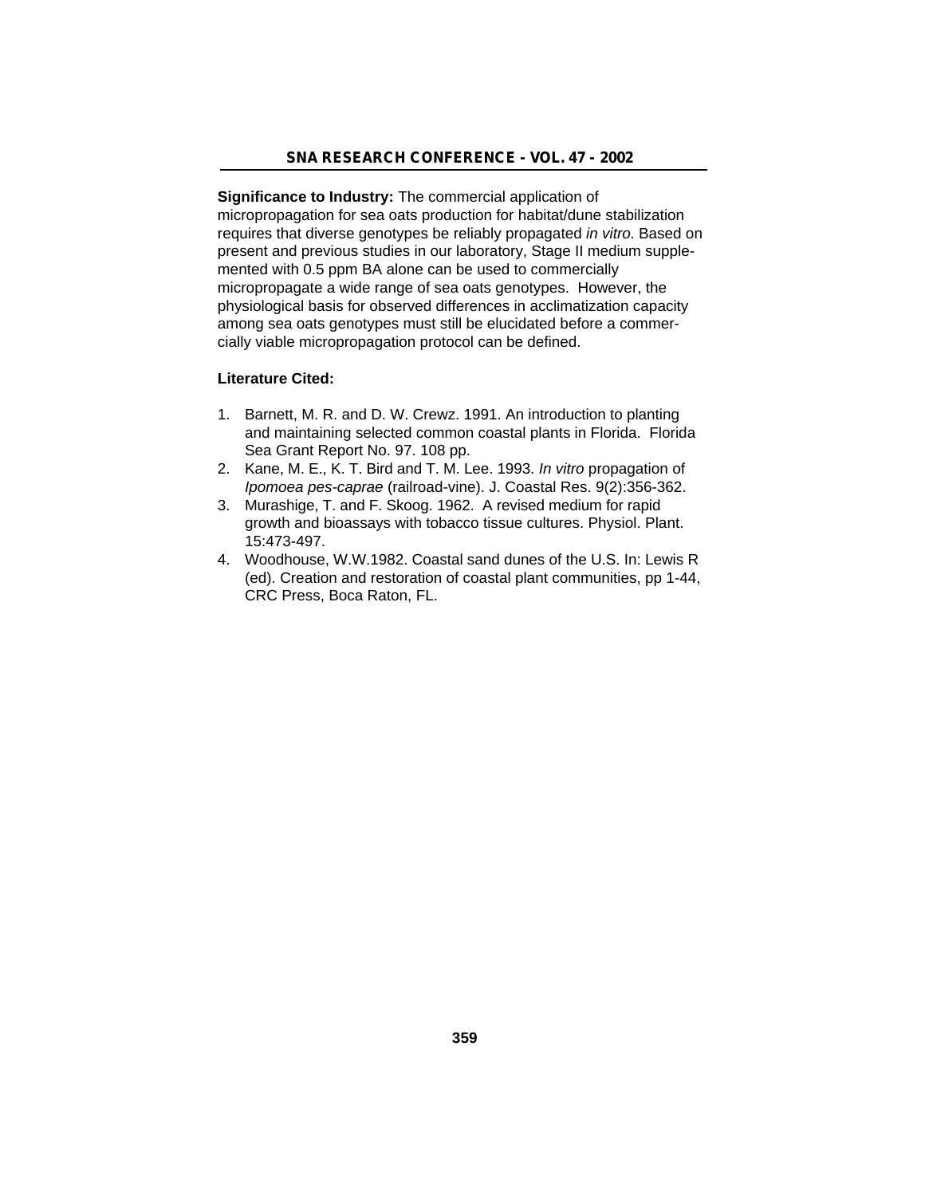**Significance to Industry:** The commercial application of micropropagation for sea oats production for habitat/dune stabilization requires that diverse genotypes be reliably propagated *in vitro*. Based on present and previous studies in our laboratory, Stage II medium supplemented with 0.5 ppm BA alone can be used to commercially micropropagate a wide range of sea oats genotypes. However, the physiological basis for observed differences in acclimatization capacity among sea oats genotypes must still be elucidated before a commercially viable micropropagation protocol can be defined.

**Literature Cited:**

1. Barnett, M. R. and D. W. Crewz. 1991. An introduction to planting and maintaining selected common coastal plants in Florida. Florida Sea Grant Report No. 97. 108 pp.
2. Kane, M. E., K. T. Bird and T. M. Lee. 1993. *In vitro* propagation of *Ipomoea pes-caprae* (railroad-vine). J. Coastal Res. 9(2):356-362.
3. Murashige, T. and F. Skoog. 1962. A revised medium for rapid growth and bioassays with tobacco tissue cultures. Physiol. Plant. 15:473-497.
4. Woodhouse, W.W.1982. Coastal sand dunes of the U.S. In: Lewis R (ed). Creation and restoration of coastal plant communities, pp 1-44, CRC Press, Boca Raton, FL.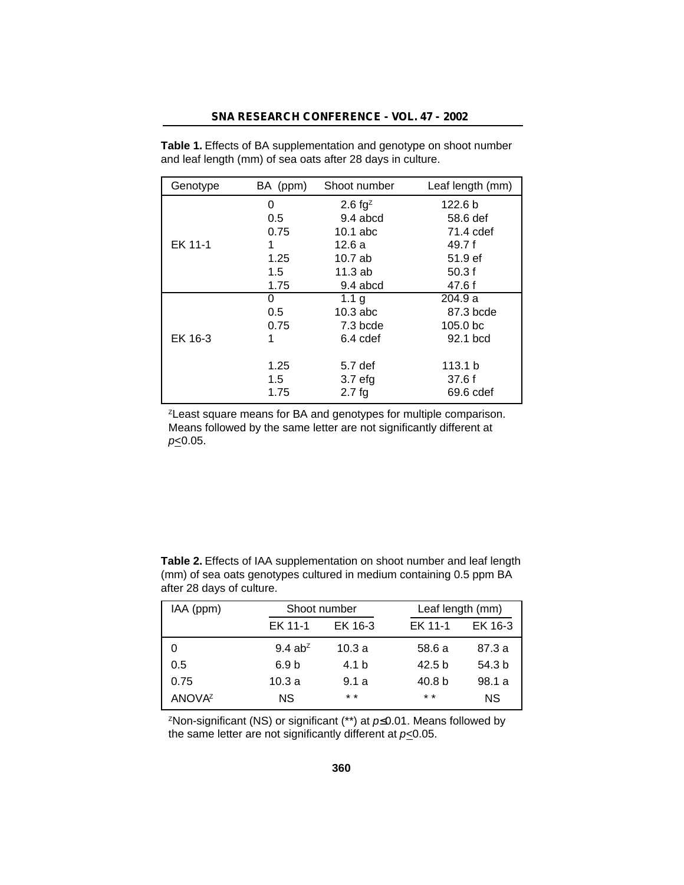**Table 1.** Effects of BA supplementation and genotype on shoot number and leaf length (mm) of sea oats after 28 days in culture.

| Genotype | BA (ppm) | Shoot number | Leaf length (mm) |
|---|---|---|---|
| EK 11-1 | 0 | 2.6 fg[z] | 122.6 b |
| | 0.5 | 9.4 abcd | 58.6 def |
| | 0.75 | 10.1 abc | 71.4 cdef |
| | 1 | 12.6 a | 49.7 f |
| | 1.25 | 10.7 ab | 51.9 ef |
| | 1.5 | 11.3 ab | 50.3 f |
| | 1.75 | 9.4 abcd | 47.6 f |
| EK 16-3 | 0 | 1.1 g | 204.9 a |
| | 0.5 | 10.3 abc | 87.3 bcde |
| | 0.75 | 7.3 bcde | 105.0 bc |
| | 1 | 6.4 cdef | 92.1 bcd |
| | 1.25 | 5.7 def | 113.1 b |
| | 1.5 | 3.7 efg | 37.6 f |
| | 1.75 | 2.7 fg | 69.6 cdef |

[z]Least square means for BA and genotypes for multiple comparison. Means followed by the same letter are not significantly different at $p \leq 0.05$.

**Table 2.** Effects of IAA supplementation on shoot number and leaf length (mm) of sea oats genotypes cultured in medium containing 0.5 ppm BA after 28 days of culture.

| IAA (ppm) | Shoot number | | Leaf length (mm) | |
|---|---|---|---|---|
| | EK 11-1 | EK 16-3 | EK 11-1 | EK 16-3 |
| 0 | 9.4 ab[z] | 10.3 a | 58.6 a | 87.3 a |
| 0.5 | 6.9 b | 4.1 b | 42.5 b | 54.3 b |
| 0.75 | 10.3 a | 9.1 a | 40.8 b | 98.1 a |
| ANOVA[z] | NS | ** | ** | NS |

[z]Non-significant (NS) or significant (**) at $p \leq 0.01$. Means followed by the same letter are not significantly different at $p \leq 0.05$.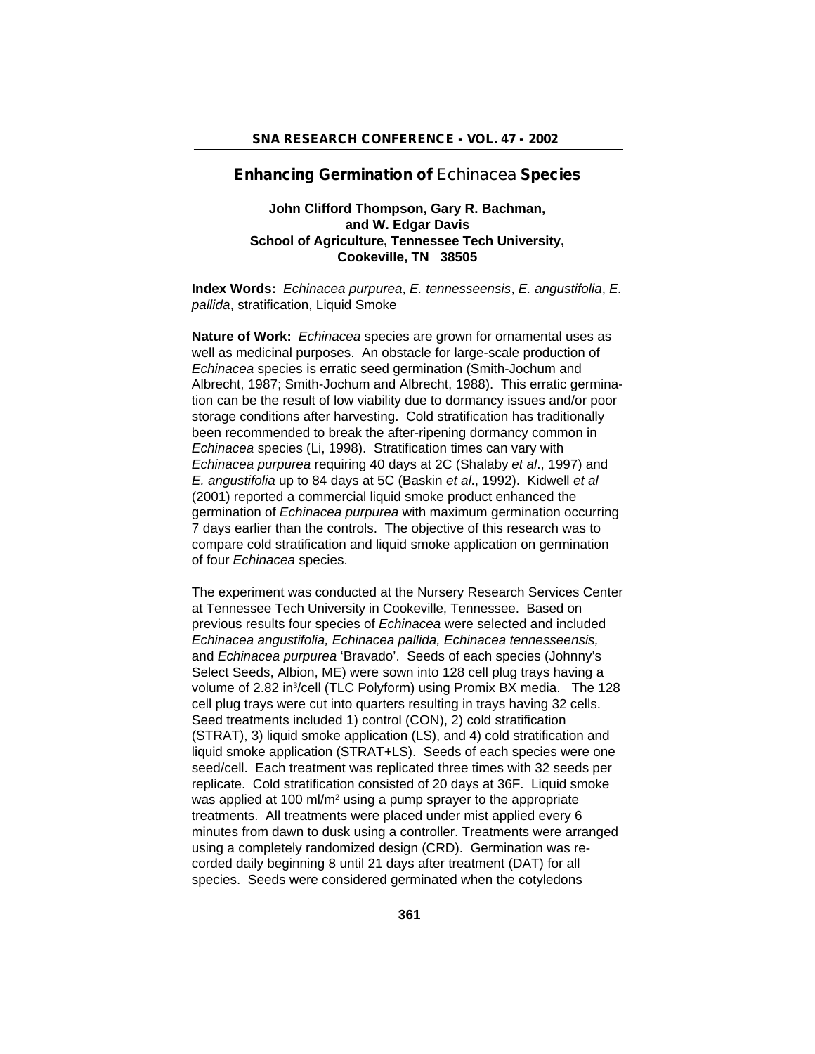# Enhancing Germination of *Echinacea* Species

**John Clifford Thompson, Gary R. Bachman, and W. Edgar Davis**
**School of Agriculture, Tennessee Tech University, Cookeville, TN 38505**

**Index Words:** *Echinacea purpurea*, *E. tennesseensis*, *E. angustifolia*, *E. pallida*, stratification, Liquid Smoke

**Nature of Work:** *Echinacea* species are grown for ornamental uses as well as medicinal purposes. An obstacle for large-scale production of *Echinacea* species is erratic seed germination (Smith-Jochum and Albrecht, 1987; Smith-Jochum and Albrecht, 1988). This erratic germination can be the result of low viability due to dormancy issues and/or poor storage conditions after harvesting. Cold stratification has traditionally been recommended to break the after-ripening dormancy common in *Echinacea* species (Li, 1998). Stratification times can vary with *Echinacea purpurea* requiring 40 days at 2C (Shalaby *et al*., 1997) and *E. angustifolia* up to 84 days at 5C (Baskin *et al*., 1992). Kidwell *et al* (2001) reported a commercial liquid smoke product enhanced the germination of *Echinacea purpurea* with maximum germination occurring 7 days earlier than the controls. The objective of this research was to compare cold stratification and liquid smoke application on germination of four *Echinacea* species.

The experiment was conducted at the Nursery Research Services Center at Tennessee Tech University in Cookeville, Tennessee. Based on previous results four species of *Echinacea* were selected and included *Echinacea angustifolia, Echinacea pallida, Echinacea tennesseensis,* and *Echinacea purpurea* 'Bravado'. Seeds of each species (Johnny's Select Seeds, Albion, ME) were sown into 128 cell plug trays having a volume of 2.82 $in^3$/cell (TLC Polyform) using Promix BX media. The 128 cell plug trays were cut into quarters resulting in trays having 32 cells. Seed treatments included 1) control (CON), 2) cold stratification (STRAT), 3) liquid smoke application (LS), and 4) cold stratification and liquid smoke application (STRAT+LS). Seeds of each species were one seed/cell. Each treatment was replicated three times with 32 seeds per replicate. Cold stratification consisted of 20 days at 36F. Liquid smoke was applied at 100 ml/$m^2$ using a pump sprayer to the appropriate treatments. All treatments were placed under mist applied every 6 minutes from dawn to dusk using a controller. Treatments were arranged using a completely randomized design (CRD). Germination was recorded daily beginning 8 until 21 days after treatment (DAT) for all species. Seeds were considered germinated when the cotyledons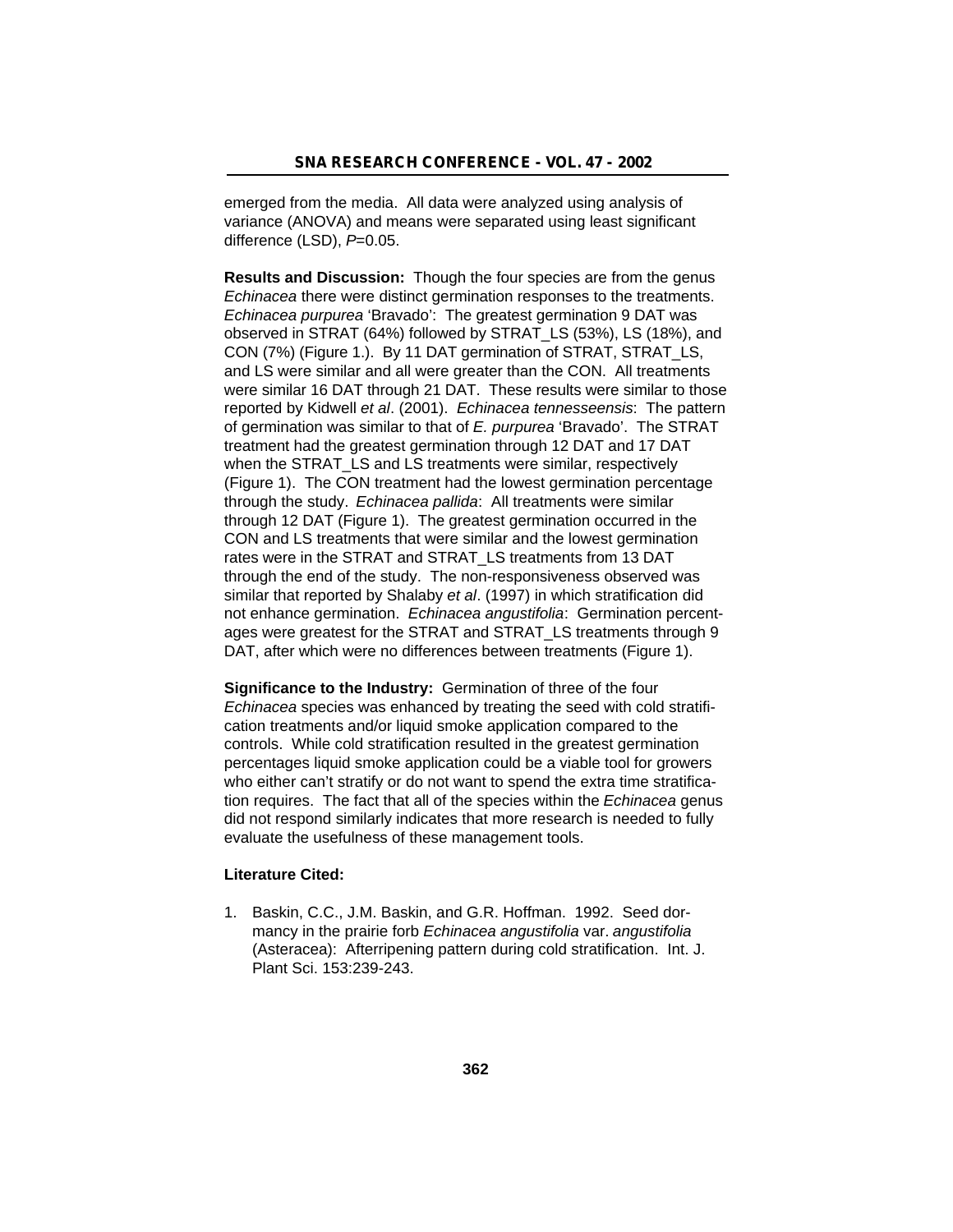emerged from the media. All data were analyzed using analysis of variance (ANOVA) and means were separated using least significant difference (LSD), *P*=0.05.

**Results and Discussion:** Though the four species are from the genus *Echinacea* there were distinct germination responses to the treatments. *Echinacea purpurea* 'Bravado': The greatest germination 9 DAT was observed in STRAT (64%) followed by STRAT_LS (53%), LS (18%), and CON (7%) (Figure 1.). By 11 DAT germination of STRAT, STRAT_LS, and LS were similar and all were greater than the CON. All treatments were similar 16 DAT through 21 DAT. These results were similar to those reported by Kidwell *et al*. (2001). *Echinacea tennesseensis*: The pattern of germination was similar to that of *E. purpurea* 'Bravado'. The STRAT treatment had the greatest germination through 12 DAT and 17 DAT when the STRAT_LS and LS treatments were similar, respectively (Figure 1). The CON treatment had the lowest germination percentage through the study. *Echinacea pallida*: All treatments were similar through 12 DAT (Figure 1). The greatest germination occurred in the CON and LS treatments that were similar and the lowest germination rates were in the STRAT and STRAT_LS treatments from 13 DAT through the end of the study. The non-responsiveness observed was similar that reported by Shalaby *et al*. (1997) in which stratification did not enhance germination. *Echinacea angustifolia*: Germination percentages were greatest for the STRAT and STRAT_LS treatments through 9 DAT, after which were no differences between treatments (Figure 1).

**Significance to the Industry:** Germination of three of the four *Echinacea* species was enhanced by treating the seed with cold stratification treatments and/or liquid smoke application compared to the controls. While cold stratification resulted in the greatest germination percentages liquid smoke application could be a viable tool for growers who either can't stratify or do not want to spend the extra time stratification requires. The fact that all of the species within the *Echinacea* genus did not respond similarly indicates that more research is needed to fully evaluate the usefulness of these management tools.

**Literature Cited:**

1. Baskin, C.C., J.M. Baskin, and G.R. Hoffman. 1992. Seed dormancy in the prairie forb *Echinacea angustifolia* var. *angustifolia* (Asteracea): Afterripening pattern during cold stratification. Int. J. Plant Sci. 153:239-243.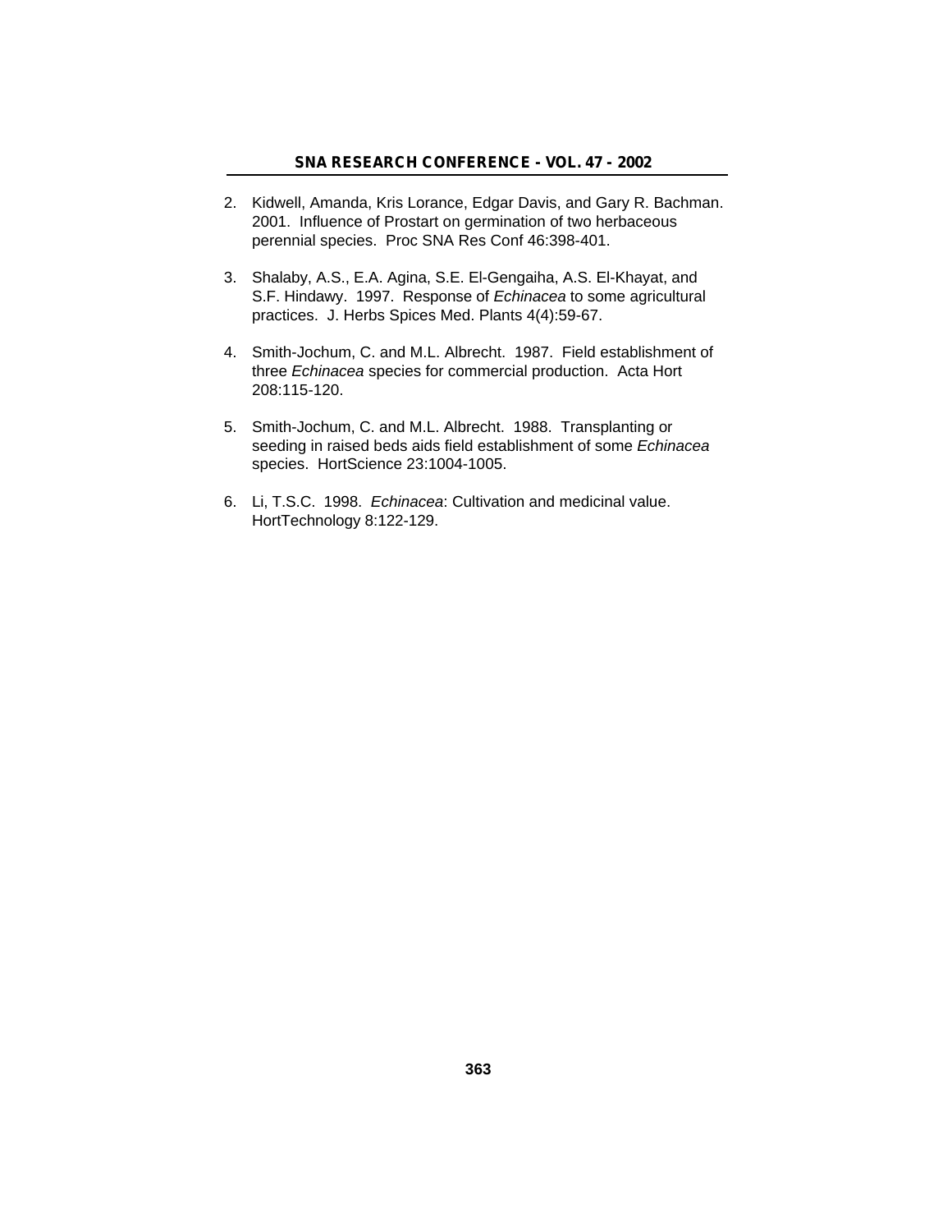2. Kidwell, Amanda, Kris Lorance, Edgar Davis, and Gary R. Bachman. 2001. Influence of Prostart on germination of two herbaceous perennial species. Proc SNA Res Conf 46:398-401.

3. Shalaby, A.S., E.A. Agina, S.E. El-Gengaiha, A.S. El-Khayat, and S.F. Hindawy. 1997. Response of *Echinacea* to some agricultural practices. J. Herbs Spices Med. Plants 4(4):59-67.

4. Smith-Jochum, C. and M.L. Albrecht. 1987. Field establishment of three *Echinacea* species for commercial production. Acta Hort 208:115-120.

5. Smith-Jochum, C. and M.L. Albrecht. 1988. Transplanting or seeding in raised beds aids field establishment of some *Echinacea* species. HortScience 23:1004-1005.

6. Li, T.S.C. 1998. *Echinacea*: Cultivation and medicinal value. HortTechnology 8:122-129.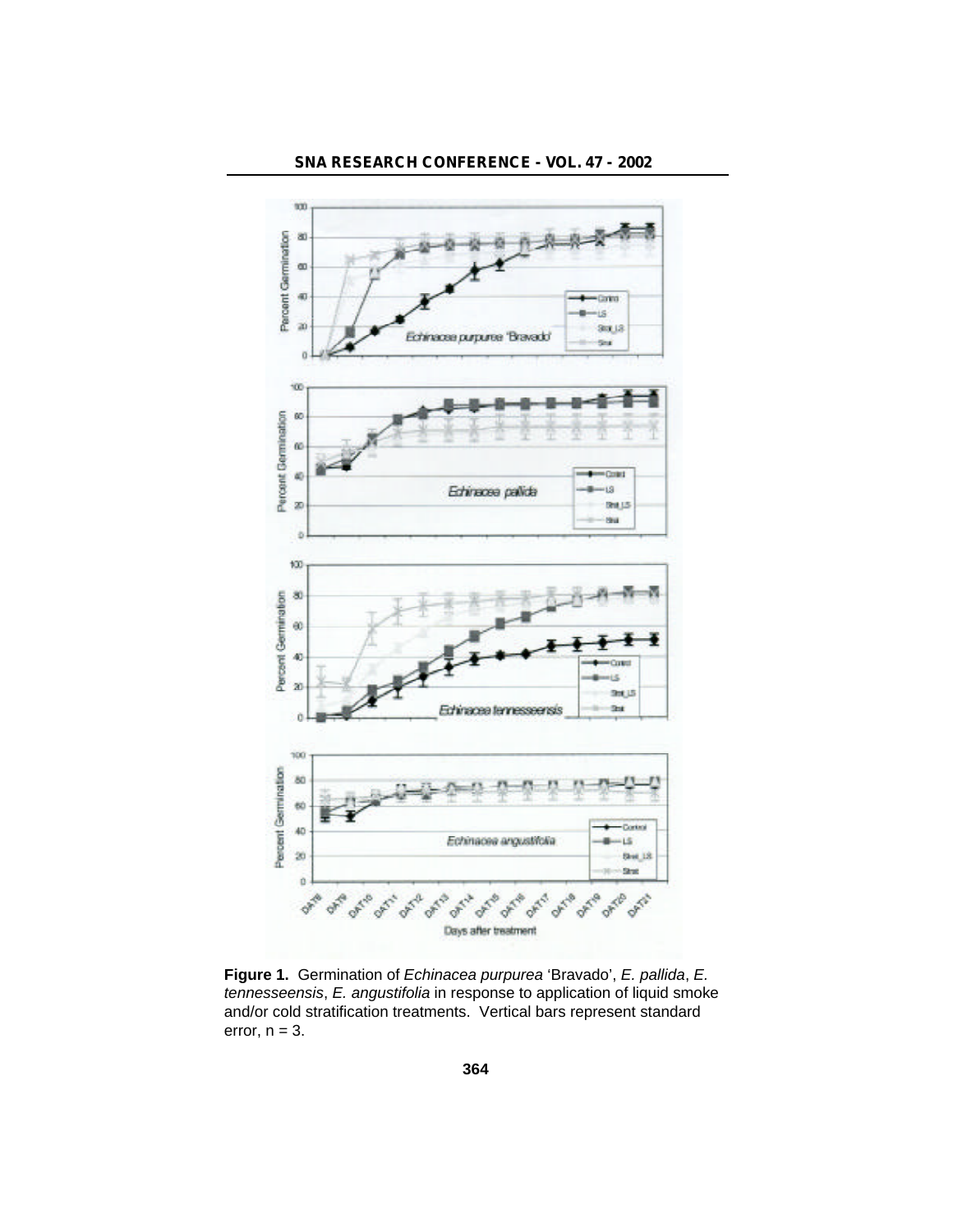**Figure 1.** Germination of *Echinacea purpurea* 'Bravado', *E. pallida*, *E. tennesseensis*, *E. angustifolia* in response to application of liquid smoke and/or cold stratification treatments. Vertical bars represent standard error, n = 3.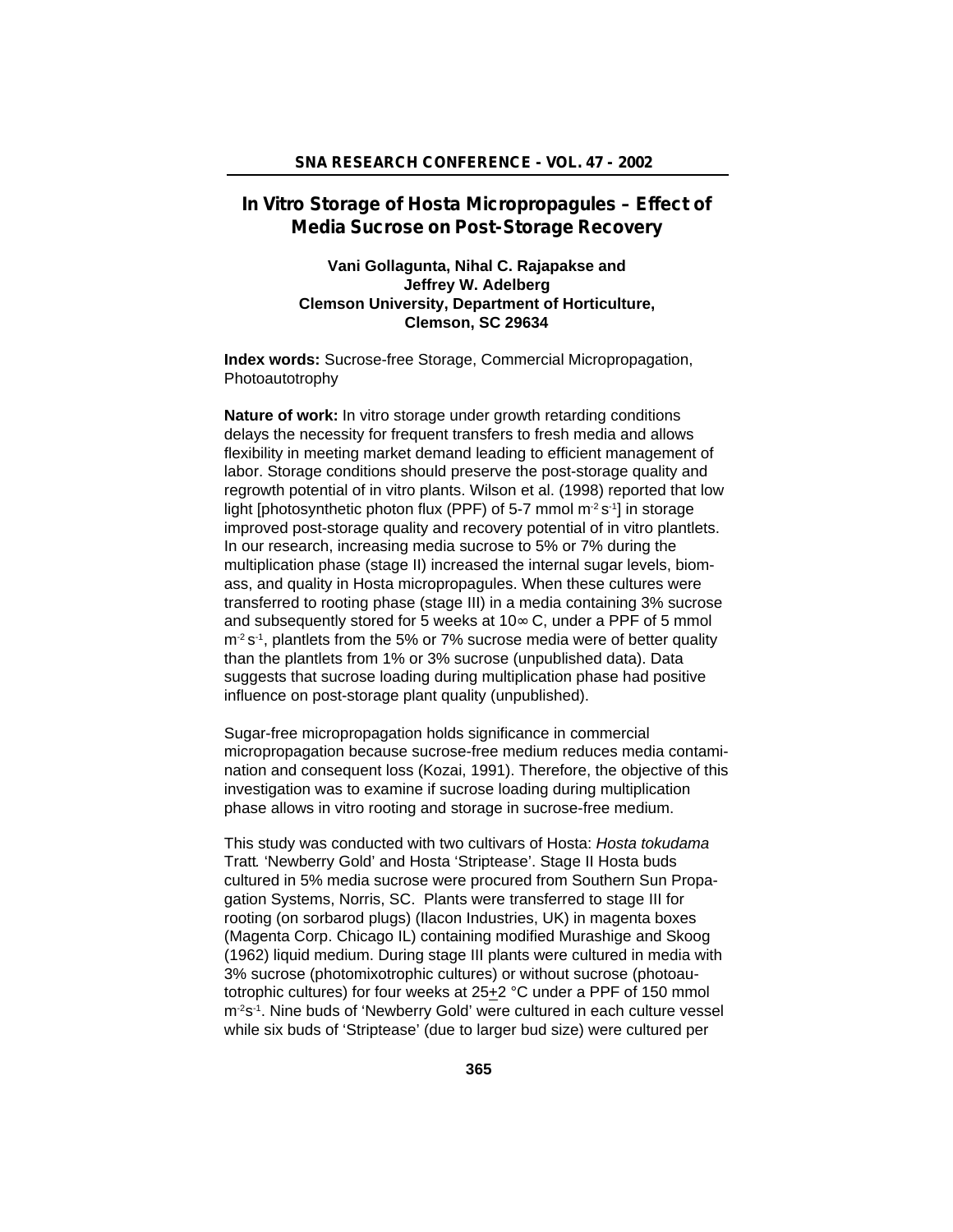# In Vitro Storage of Hosta Micropropagules – Effect of Media Sucrose on Post-Storage Recovery

**Vani Gollagunta, Nihal C. Rajapakse and Jeffrey W. Adelberg**
**Clemson University, Department of Horticulture, Clemson, SC 29634**

**Index words:** Sucrose-free Storage, Commercial Micropropagation, Photoautotrophy

**Nature of work:** In vitro storage under growth retarding conditions delays the necessity for frequent transfers to fresh media and allows flexibility in meeting market demand leading to efficient management of labor. Storage conditions should preserve the post-storage quality and regrowth potential of in vitro plants. Wilson et al. (1998) reported that low light [photosynthetic photon flux (PPF) of 5-7 mmol $m^{-2}$ $s^{-1}$] in storage improved post-storage quality and recovery potential of in vitro plantlets. In our research, increasing media sucrose to 5% or 7% during the multiplication phase (stage II) increased the internal sugar levels, biomass, and quality in Hosta micropropagules. When these cultures were transferred to rooting phase (stage III) in a media containing 3% sucrose and subsequently stored for 5 weeks at 10∞ C, under a PPF of 5 mmol $m^{-2}$ $s^{-1}$, plantlets from the 5% or 7% sucrose media were of better quality than the plantlets from 1% or 3% sucrose (unpublished data). Data suggests that sucrose loading during multiplication phase had positive influence on post-storage plant quality (unpublished).

Sugar-free micropropagation holds significance in commercial micropropagation because sucrose-free medium reduces media contamination and consequent loss (Kozai, 1991). Therefore, the objective of this investigation was to examine if sucrose loading during multiplication phase allows in vitro rooting and storage in sucrose-free medium.

This study was conducted with two cultivars of Hosta: *Hosta tokudama* Tratt*.* 'Newberry Gold' and Hosta 'Striptease'. Stage II Hosta buds cultured in 5% media sucrose were procured from Southern Sun Propagation Systems, Norris, SC. Plants were transferred to stage III for rooting (on sorbarod plugs) (Ilacon Industries, UK) in magenta boxes (Magenta Corp. Chicago IL) containing modified Murashige and Skoog (1962) liquid medium. During stage III plants were cultured in media with 3% sucrose (photomixotrophic cultures) or without sucrose (photoautotrophic cultures) for four weeks at 25±2 °C under a PPF of 150 mmol $m^{-2}s^{-1}$. Nine buds of 'Newberry Gold' were cultured in each culture vessel while six buds of 'Striptease' (due to larger bud size) were cultured per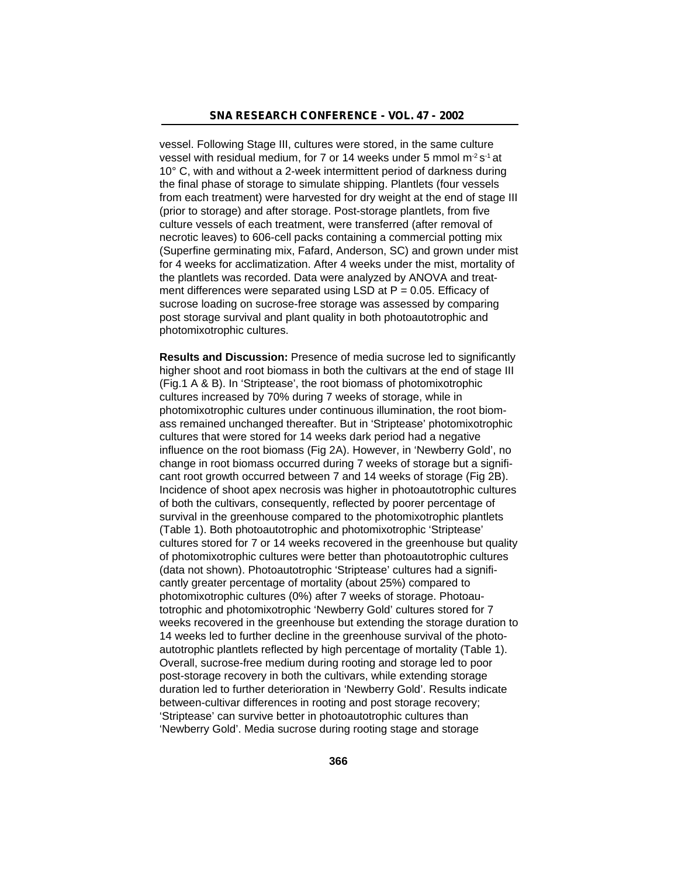vessel. Following Stage III, cultures were stored, in the same culture vessel with residual medium, for 7 or 14 weeks under 5 mmol $m^{-2} s^{-1}$ at 10° C, with and without a 2-week intermittent period of darkness during the final phase of storage to simulate shipping. Plantlets (four vessels from each treatment) were harvested for dry weight at the end of stage III (prior to storage) and after storage. Post-storage plantlets, from five culture vessels of each treatment, were transferred (after removal of necrotic leaves) to 606-cell packs containing a commercial potting mix (Superfine germinating mix, Fafard, Anderson, SC) and grown under mist for 4 weeks for acclimatization. After 4 weeks under the mist, mortality of the plantlets was recorded. Data were analyzed by ANOVA and treatment differences were separated using LSD at $P = 0.05$. Efficacy of sucrose loading on sucrose-free storage was assessed by comparing post storage survival and plant quality in both photoautotrophic and photomixotrophic cultures.

**Results and Discussion:** Presence of media sucrose led to significantly higher shoot and root biomass in both the cultivars at the end of stage III (Fig.1 A & B). In 'Striptease', the root biomass of photomixotrophic cultures increased by 70% during 7 weeks of storage, while in photomixotrophic cultures under continuous illumination, the root biomass remained unchanged thereafter. But in 'Striptease' photomixotrophic cultures that were stored for 14 weeks dark period had a negative influence on the root biomass (Fig 2A). However, in 'Newberry Gold', no change in root biomass occurred during 7 weeks of storage but a significant root growth occurred between 7 and 14 weeks of storage (Fig 2B). Incidence of shoot apex necrosis was higher in photoautotrophic cultures of both the cultivars, consequently, reflected by poorer percentage of survival in the greenhouse compared to the photomixotrophic plantlets (Table 1). Both photoautotrophic and photomixotrophic 'Striptease' cultures stored for 7 or 14 weeks recovered in the greenhouse but quality of photomixotrophic cultures were better than photoautotrophic cultures (data not shown). Photoautotrophic 'Striptease' cultures had a significantly greater percentage of mortality (about 25%) compared to photomixotrophic cultures (0%) after 7 weeks of storage. Photoautotrophic and photomixotrophic 'Newberry Gold' cultures stored for 7 weeks recovered in the greenhouse but extending the storage duration to 14 weeks led to further decline in the greenhouse survival of the photoautotrophic plantlets reflected by high percentage of mortality (Table 1). Overall, sucrose-free medium during rooting and storage led to poor post-storage recovery in both the cultivars, while extending storage duration led to further deterioration in 'Newberry Gold'. Results indicate between-cultivar differences in rooting and post storage recovery; 'Striptease' can survive better in photoautotrophic cultures than 'Newberry Gold'. Media sucrose during rooting stage and storage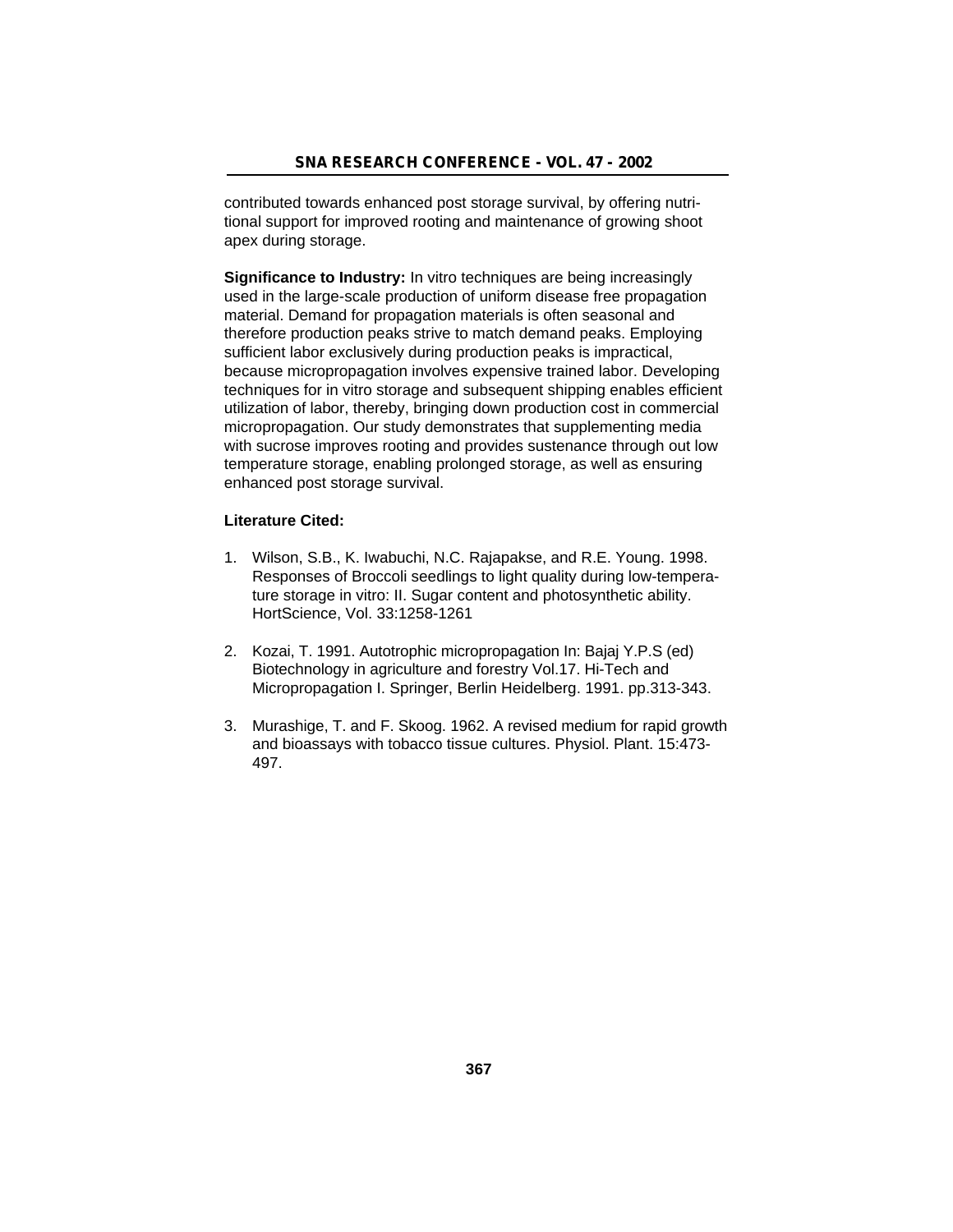contributed towards enhanced post storage survival, by offering nutritional support for improved rooting and maintenance of growing shoot apex during storage.

**Significance to Industry:** In vitro techniques are being increasingly used in the large-scale production of uniform disease free propagation material. Demand for propagation materials is often seasonal and therefore production peaks strive to match demand peaks. Employing sufficient labor exclusively during production peaks is impractical, because micropropagation involves expensive trained labor. Developing techniques for in vitro storage and subsequent shipping enables efficient utilization of labor, thereby, bringing down production cost in commercial micropropagation. Our study demonstrates that supplementing media with sucrose improves rooting and provides sustenance through out low temperature storage, enabling prolonged storage, as well as ensuring enhanced post storage survival.

**Literature Cited:**

1. Wilson, S.B., K. Iwabuchi, N.C. Rajapakse, and R.E. Young. 1998. Responses of Broccoli seedlings to light quality during low-temperature storage in vitro: II. Sugar content and photosynthetic ability. HortScience, Vol. 33:1258-1261

2. Kozai, T. 1991. Autotrophic micropropagation In: Bajaj Y.P.S (ed) Biotechnology in agriculture and forestry Vol.17. Hi-Tech and Micropropagation I. Springer, Berlin Heidelberg. 1991. pp.313-343.

3. Murashige, T. and F. Skoog. 1962. A revised medium for rapid growth and bioassays with tobacco tissue cultures. Physiol. Plant. 15:473-497.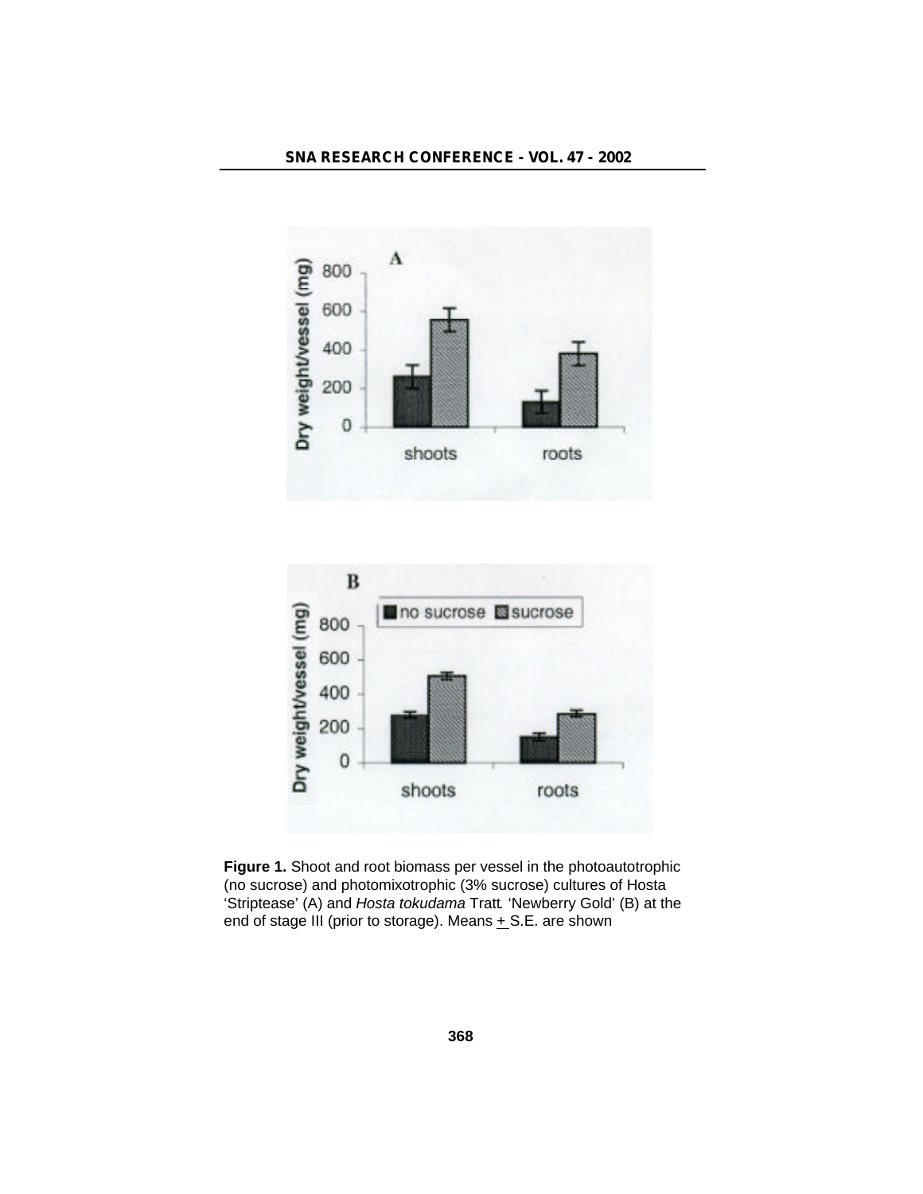**Figure 1.** Shoot and root biomass per vessel in the photoautotrophic (no sucrose) and photomixotrophic (3% sucrose) cultures of Hosta 'Striptease' (A) and *Hosta tokudama* Tratt. 'Newberry Gold' (B) at the end of stage III (prior to storage). Means + S.E. are shown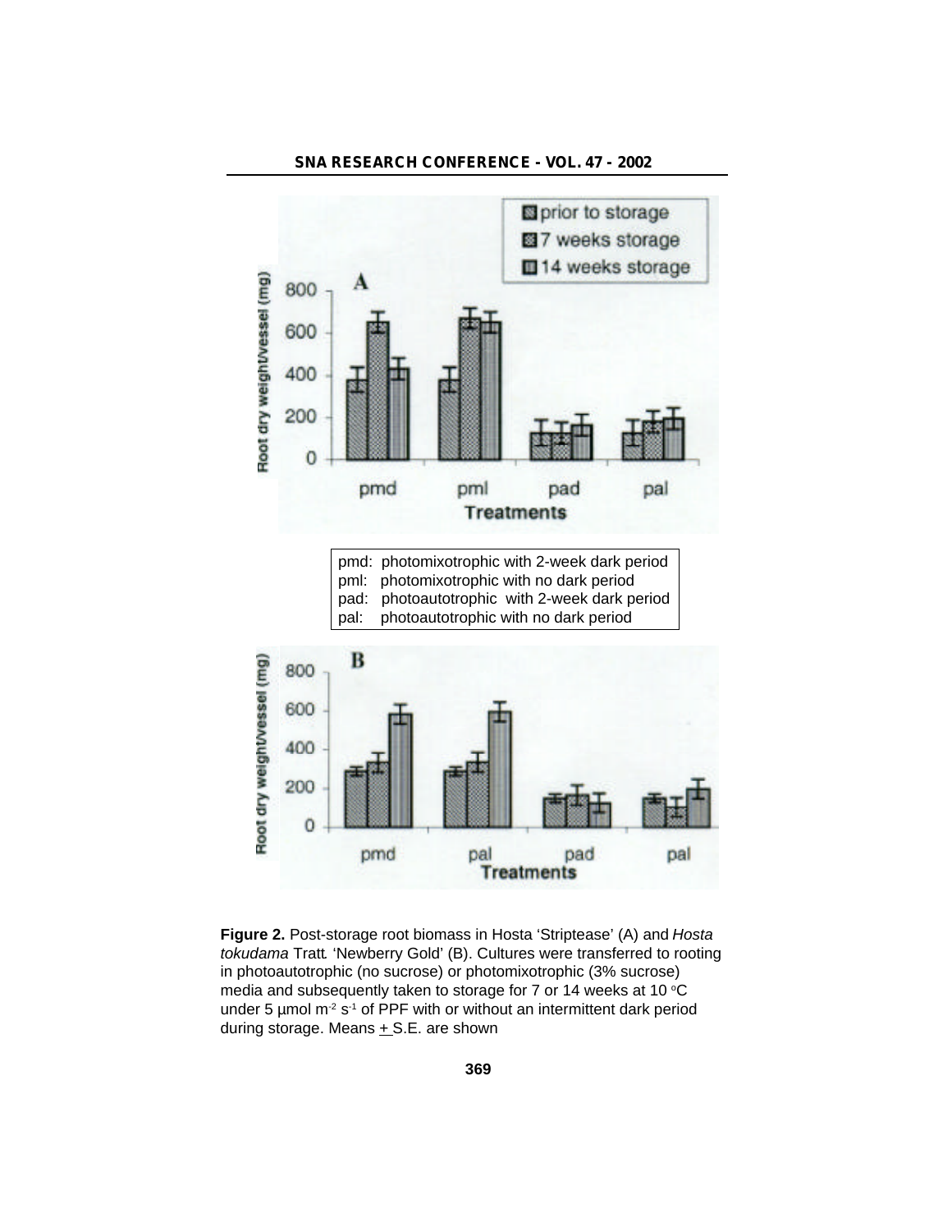pmd: photomixotrophic with 2-week dark period
pml: photomixotrophic with no dark period
pad: photoautotrophic with 2-week dark period
pal: photoautotrophic with no dark period

**Figure 2.** Post-storage root biomass in Hosta 'Striptease' (A) and *Hosta tokudama* Tratt. 'Newberry Gold' (B). Cultures were transferred to rooting in photoautotrophic (no sucrose) or photomixotrophic (3% sucrose) media and subsequently taken to storage for 7 or 14 weeks at 10 °C under 5 µmol $m^{-2}$ $s^{-1}$ of PPF with or without an intermittent dark period during storage. Means ± S.E. are shown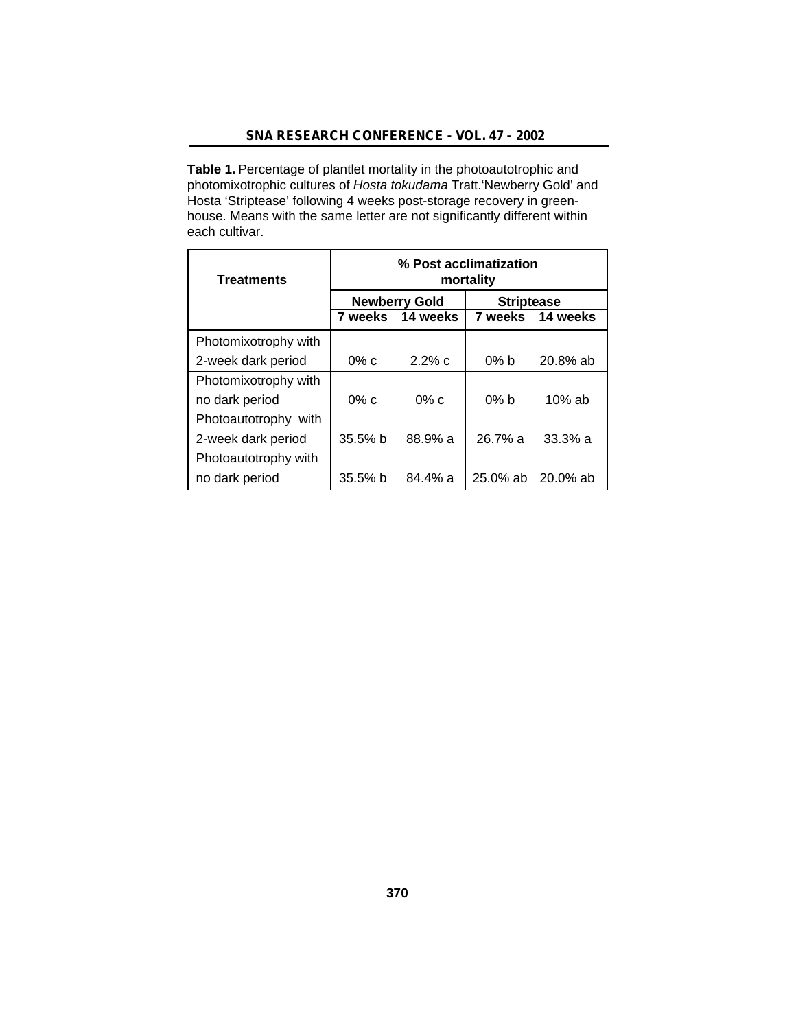**Table 1.** Percentage of plantlet mortality in the photoautotrophic and photomixotrophic cultures of *Hosta tokudama* Tratt.'Newberry Gold' and Hosta 'Striptease' following 4 weeks post-storage recovery in greenhouse. Means with the same letter are not significantly different within each cultivar.

| Treatments | % Post acclimatization mortality | | | |
|---|---|---|---|---|
| | Newberry Gold | | Striptease | |
| | 7 weeks | 14 weeks | 7 weeks | 14 weeks |
| Photomixotrophy with 2-week dark period | 0% c | 2.2% c | 0% b | 20.8% ab |
| Photomixotrophy with no dark period | 0% c | 0% c | 0% b | 10% ab |
| Photoautotrophy with 2-week dark period | 35.5% b | 88.9% a | 26.7% a | 33.3% a |
| Photoautotrophy with no dark period | 35.5% b | 84.4% a | 25.0% ab | 20.0% ab |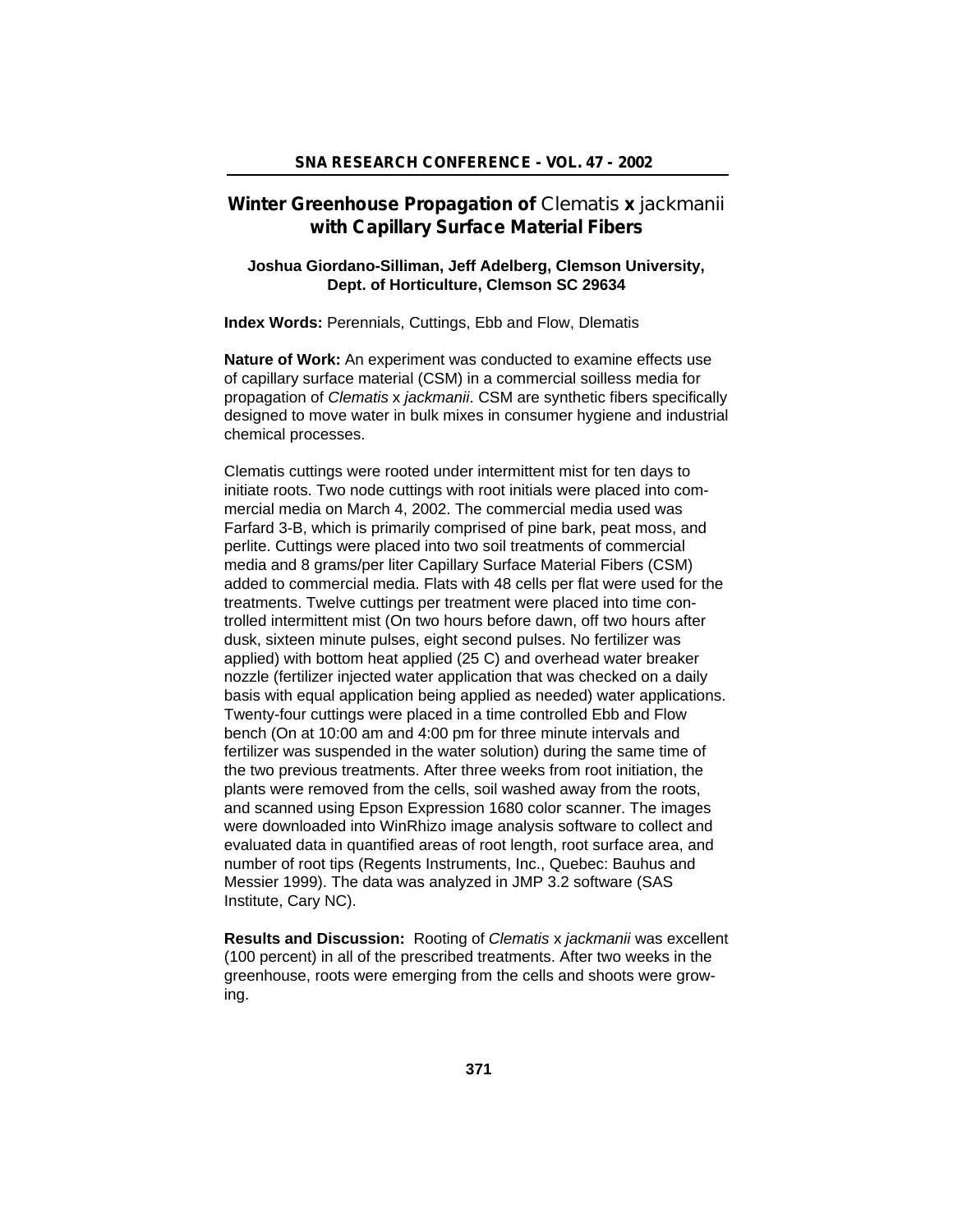# Winter Greenhouse Propagation of *Clematis* x *jackmanii* with Capillary Surface Material Fibers

**Joshua Giordano-Silliman, Jeff Adelberg, Clemson University, Dept. of Horticulture, Clemson SC 29634**

**Index Words:** Perennials, Cuttings, Ebb and Flow, Dlematis

**Nature of Work:** An experiment was conducted to examine effects use of capillary surface material (CSM) in a commercial soilless media for propagation of *Clematis* x *jackmanii*. CSM are synthetic fibers specifically designed to move water in bulk mixes in consumer hygiene and industrial chemical processes.

Clematis cuttings were rooted under intermittent mist for ten days to initiate roots. Two node cuttings with root initials were placed into commercial media on March 4, 2002. The commercial media used was Farfard 3-B, which is primarily comprised of pine bark, peat moss, and perlite. Cuttings were placed into two soil treatments of commercial media and 8 grams/per liter Capillary Surface Material Fibers (CSM) added to commercial media. Flats with 48 cells per flat were used for the treatments. Twelve cuttings per treatment were placed into time controlled intermittent mist (On two hours before dawn, off two hours after dusk, sixteen minute pulses, eight second pulses. No fertilizer was applied) with bottom heat applied (25 C) and overhead water breaker nozzle (fertilizer injected water application that was checked on a daily basis with equal application being applied as needed) water applications. Twenty-four cuttings were placed in a time controlled Ebb and Flow bench (On at 10:00 am and 4:00 pm for three minute intervals and fertilizer was suspended in the water solution) during the same time of the two previous treatments. After three weeks from root initiation, the plants were removed from the cells, soil washed away from the roots, and scanned using Epson Expression 1680 color scanner. The images were downloaded into WinRhizo image analysis software to collect and evaluated data in quantified areas of root length, root surface area, and number of root tips (Regents Instruments, Inc., Quebec: Bauhus and Messier 1999). The data was analyzed in JMP 3.2 software (SAS Institute, Cary NC).

**Results and Discussion:** Rooting of *Clematis* x *jackmanii* was excellent (100 percent) in all of the prescribed treatments. After two weeks in the greenhouse, roots were emerging from the cells and shoots were growing.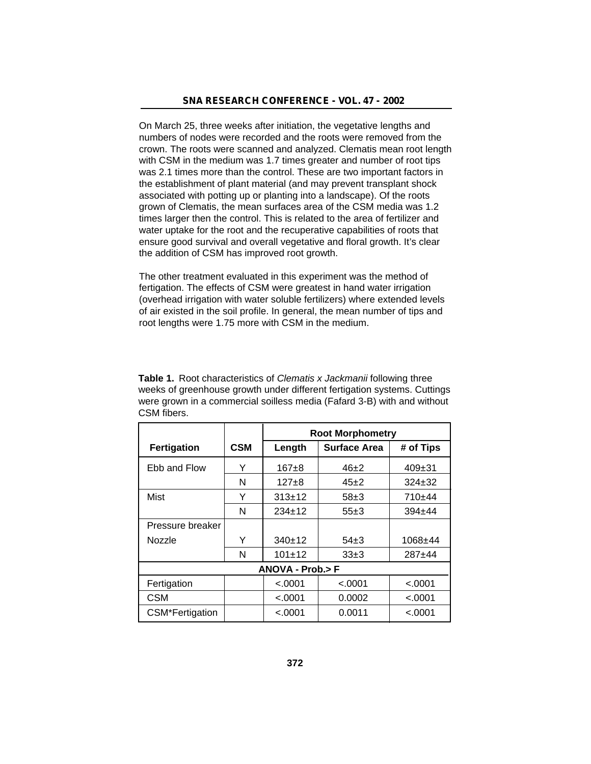On March 25, three weeks after initiation, the vegetative lengths and numbers of nodes were recorded and the roots were removed from the crown. The roots were scanned and analyzed. Clematis mean root length with CSM in the medium was 1.7 times greater and number of root tips was 2.1 times more than the control. These are two important factors in the establishment of plant material (and may prevent transplant shock associated with potting up or planting into a landscape). Of the roots grown of Clematis, the mean surfaces area of the CSM media was 1.2 times larger then the control. This is related to the area of fertilizer and water uptake for the root and the recuperative capabilities of roots that ensure good survival and overall vegetative and floral growth. It's clear the addition of CSM has improved root growth.

The other treatment evaluated in this experiment was the method of fertigation. The effects of CSM were greatest in hand water irrigation (overhead irrigation with water soluble fertilizers) where extended levels of air existed in the soil profile. In general, the mean number of tips and root lengths were 1.75 more with CSM in the medium.

**Table 1.** Root characteristics of *Clematis x Jackmanii* following three weeks of greenhouse growth under different fertigation systems. Cuttings were grown in a commercial soilless media (Fafard 3-B) with and without CSM fibers.

| | | Root Morphometry | | |
|---|---|---|---|---|
| **Fertigation** | **CSM** | **Length** | **Surface Area** | **# of Tips** |
| Ebb and Flow | Y | 167±8 | 46±2 | 409±31 |
| | N | 127±8 | 45±2 | 324±32 |
| Mist | Y | 313±12 | 58±3 | 710±44 |
| | N | 234±12 | 55±3 | 394±44 |
| Pressure breaker Nozzle | Y | 340±12 | 54±3 | 1068±44 |
| | N | 101±12 | 33±3 | 287±44 |
| **ANOVA - Prob.> F** | | | | |
| Fertigation | | <.0001 | <.0001 | <.0001 |
| CSM | | <.0001 | 0.0002 | <.0001 |
| CSM*Fertigation | | <.0001 | 0.0011 | <.0001 |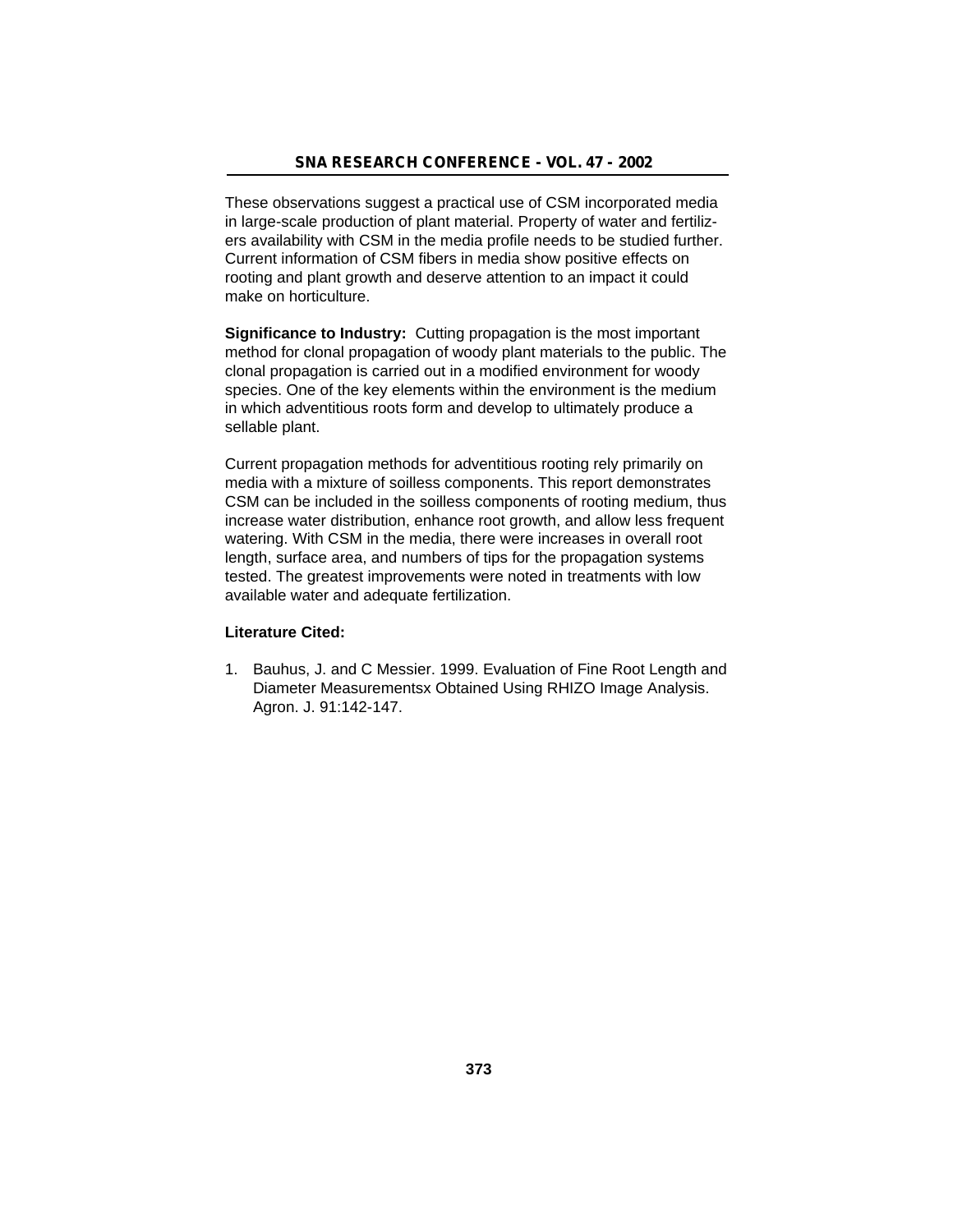These observations suggest a practical use of CSM incorporated media in large-scale production of plant material. Property of water and fertilizers availability with CSM in the media profile needs to be studied further. Current information of CSM fibers in media show positive effects on rooting and plant growth and deserve attention to an impact it could make on horticulture.

**Significance to Industry:** Cutting propagation is the most important method for clonal propagation of woody plant materials to the public. The clonal propagation is carried out in a modified environment for woody species. One of the key elements within the environment is the medium in which adventitious roots form and develop to ultimately produce a sellable plant.

Current propagation methods for adventitious rooting rely primarily on media with a mixture of soilless components. This report demonstrates CSM can be included in the soilless components of rooting medium, thus increase water distribution, enhance root growth, and allow less frequent watering. With CSM in the media, there were increases in overall root length, surface area, and numbers of tips for the propagation systems tested. The greatest improvements were noted in treatments with low available water and adequate fertilization.

**Literature Cited:**

1. Bauhus, J. and C Messier. 1999. Evaluation of Fine Root Length and Diameter Measurementsx Obtained Using RHIZO Image Analysis. Agron. J. 91:142-147.